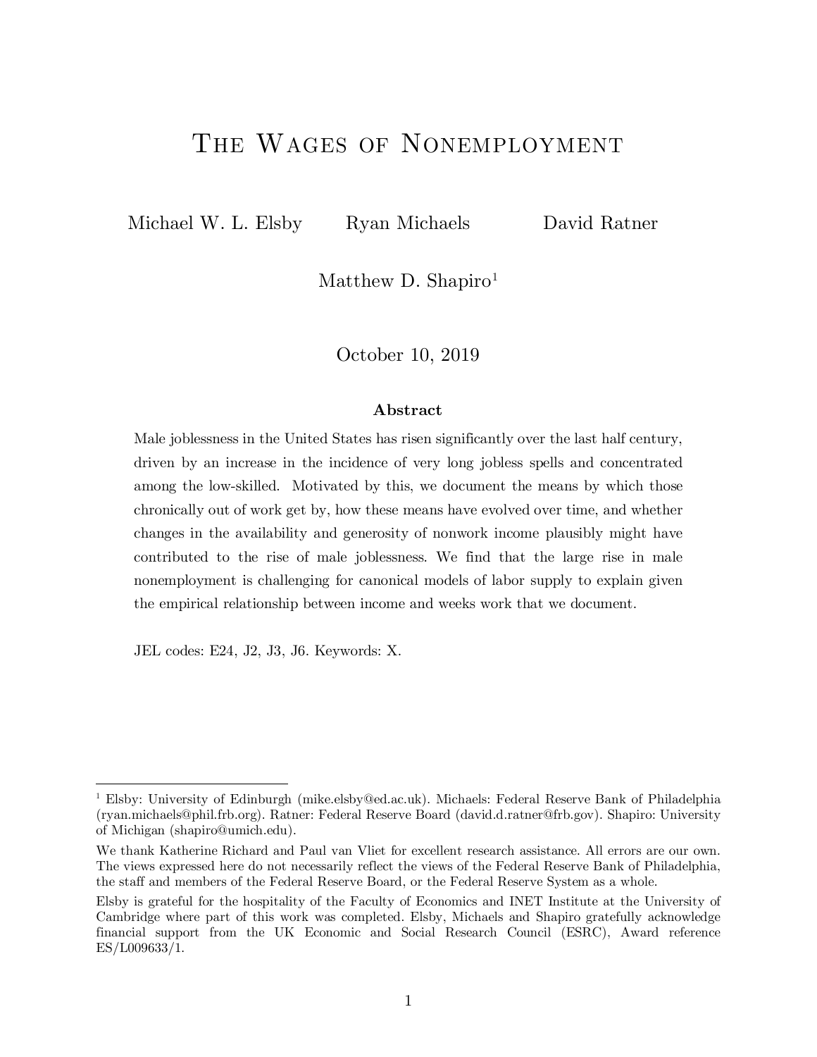# The Wages of Nonemployment

Michael W. L. Elsby  Ryan Michaels  David Ratner

Matthew D. Shapiro[1]

October 10, 2019

### Abstract

Male joblessness in the United States has risen significantly over the last half century, driven by an increase in the incidence of very long jobless spells and concentrated among the low-skilled. Motivated by this, we document the means by which those chronically out of work get by, how these means have evolved over time, and whether changes in the availability and generosity of nonwork income plausibly might have contributed to the rise of male joblessness. We find that the large rise in male nonemployment is challenging for canonical models of labor supply to explain given the empirical relationship between income and weeks work that we document.

JEL codes: E24, J2, J3, J6. Keywords: X.

---

[1] Elsby: University of Edinburgh (mike.elsby@ed.ac.uk). Michaels: Federal Reserve Bank of Philadelphia (ryan.michaels@phil.frb.org). Ratner: Federal Reserve Board (david.d.ratner@frb.gov). Shapiro: University of Michigan (shapiro@umich.edu).

We thank Katherine Richard and Paul van Vliet for excellent research assistance. All errors are our own. The views expressed here do not necessarily reflect the views of the Federal Reserve Bank of Philadelphia, the staff and members of the Federal Reserve Board, or the Federal Reserve System as a whole.

Elsby is grateful for the hospitality of the Faculty of Economics and INET Institute at the University of Cambridge where part of this work was completed. Elsby, Michaels and Shapiro gratefully acknowledge financial support from the UK Economic and Social Research Council (ESRC), Award reference ES/L009633/1.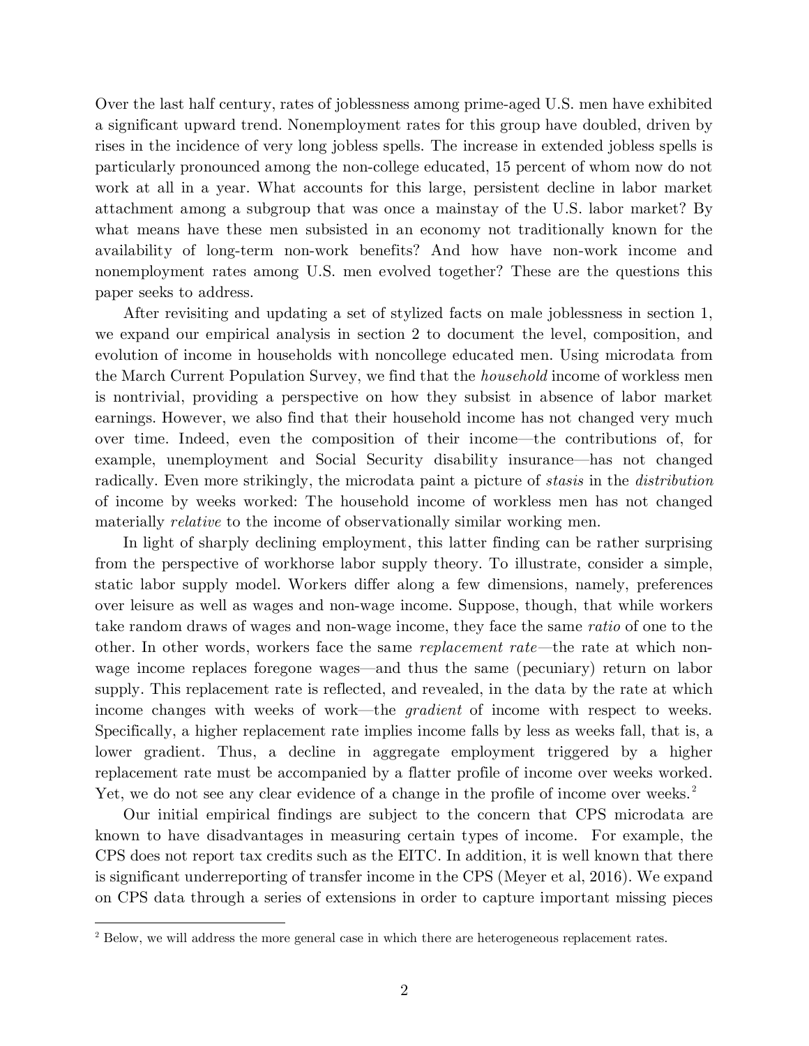Over the last half century, rates of joblessness among prime-aged U.S. men have exhibited a significant upward trend. Nonemployment rates for this group have doubled, driven by rises in the incidence of very long jobless spells. The increase in extended jobless spells is particularly pronounced among the non-college educated, 15 percent of whom now do not work at all in a year. What accounts for this large, persistent decline in labor market attachment among a subgroup that was once a mainstay of the U.S. labor market? By what means have these men subsisted in an economy not traditionally known for the availability of long-term non-work benefits? And how have non-work income and nonemployment rates among U.S. men evolved together? These are the questions this paper seeks to address.

After revisiting and updating a set of stylized facts on male joblessness in section 1, we expand our empirical analysis in section 2 to document the level, composition, and evolution of income in households with noncollege educated men. Using microdata from the March Current Population Survey, we find that the *household* income of workless men is nontrivial, providing a perspective on how they subsist in absence of labor market earnings. However, we also find that their household income has not changed very much over time. Indeed, even the composition of their income—the contributions of, for example, unemployment and Social Security disability insurance—has not changed radically. Even more strikingly, the microdata paint a picture of *stasis* in the *distribution* of income by weeks worked: The household income of workless men has not changed materially *relative* to the income of observationally similar working men.

In light of sharply declining employment, this latter finding can be rather surprising from the perspective of workhorse labor supply theory. To illustrate, consider a simple, static labor supply model. Workers differ along a few dimensions, namely, preferences over leisure as well as wages and non-wage income. Suppose, though, that while workers take random draws of wages and non-wage income, they face the same *ratio* of one to the other. In other words, workers face the same *replacement rate*—the rate at which non-wage income replaces foregone wages—and thus the same (pecuniary) return on labor supply. This replacement rate is reflected, and revealed, in the data by the rate at which income changes with weeks of work—the *gradient* of income with respect to weeks. Specifically, a higher replacement rate implies income falls by less as weeks fall, that is, a lower gradient. Thus, a decline in aggregate employment triggered by a higher replacement rate must be accompanied by a flatter profile of income over weeks worked. Yet, we do not see any clear evidence of a change in the profile of income over weeks.[2]

Our initial empirical findings are subject to the concern that CPS microdata are known to have disadvantages in measuring certain types of income. For example, the CPS does not report tax credits such as the EITC. In addition, it is well known that there is significant underreporting of transfer income in the CPS (Meyer et al, 2016). We expand on CPS data through a series of extensions in order to capture important missing pieces

[2] Below, we will address the more general case in which there are heterogeneous replacement rates.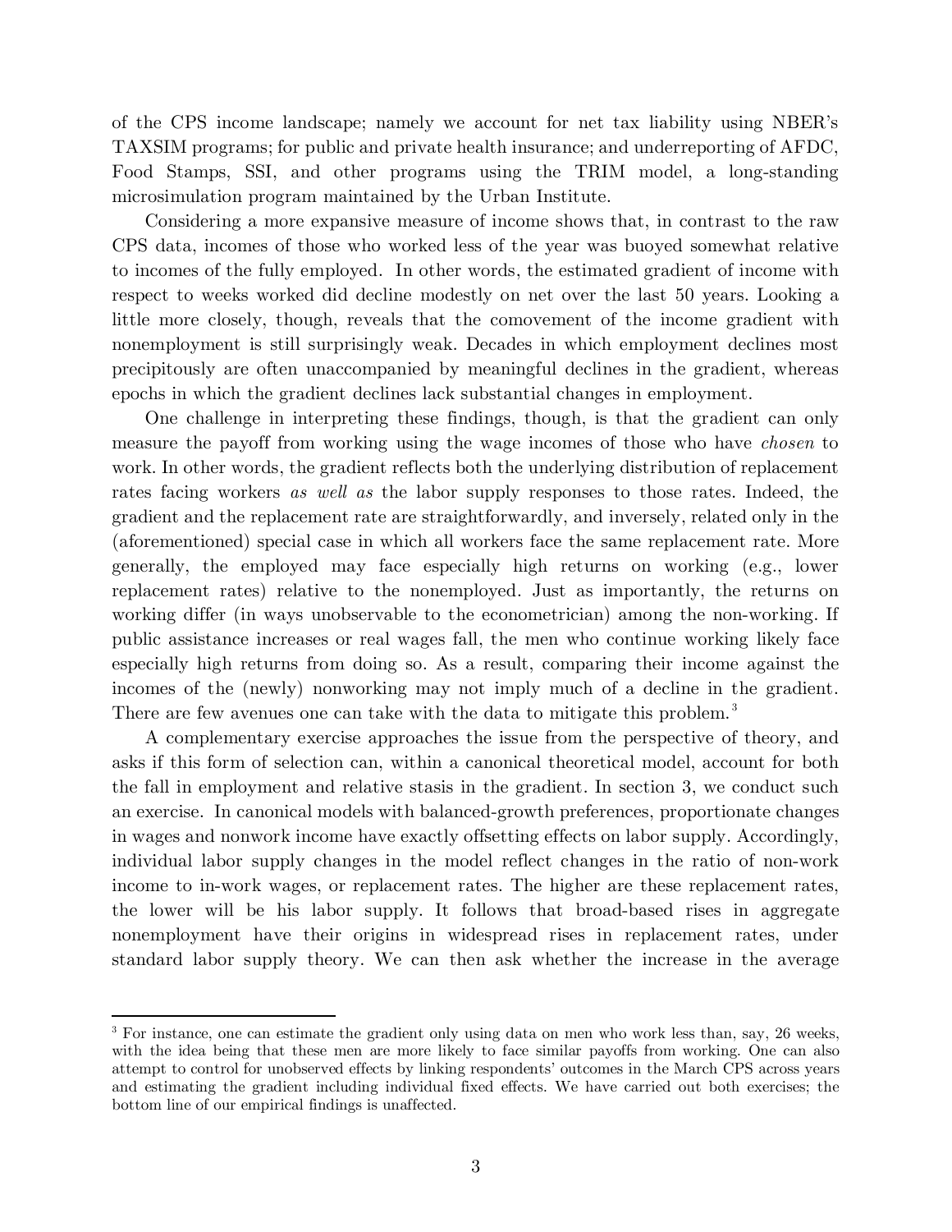of the CPS income landscape; namely we account for net tax liability using NBER's TAXSIM programs; for public and private health insurance; and underreporting of AFDC, Food Stamps, SSI, and other programs using the TRIM model, a long-standing microsimulation program maintained by the Urban Institute.

Considering a more expansive measure of income shows that, in contrast to the raw CPS data, incomes of those who worked less of the year was buoyed somewhat relative to incomes of the fully employed. In other words, the estimated gradient of income with respect to weeks worked did decline modestly on net over the last 50 years. Looking a little more closely, though, reveals that the comovement of the income gradient with nonemployment is still surprisingly weak. Decades in which employment declines most precipitously are often unaccompanied by meaningful declines in the gradient, whereas epochs in which the gradient declines lack substantial changes in employment.

One challenge in interpreting these findings, though, is that the gradient can only measure the payoff from working using the wage incomes of those who have *chosen* to work. In other words, the gradient reflects both the underlying distribution of replacement rates facing workers *as well as* the labor supply responses to those rates. Indeed, the gradient and the replacement rate are straightforwardly, and inversely, related only in the (aforementioned) special case in which all workers face the same replacement rate. More generally, the employed may face especially high returns on working (e.g., lower replacement rates) relative to the nonemployed. Just as importantly, the returns on working differ (in ways unobservable to the econometrician) among the non-working. If public assistance increases or real wages fall, the men who continue working likely face especially high returns from doing so. As a result, comparing their income against the incomes of the (newly) nonworking may not imply much of a decline in the gradient. There are few avenues one can take with the data to mitigate this problem.[3]

A complementary exercise approaches the issue from the perspective of theory, and asks if this form of selection can, within a canonical theoretical model, account for both the fall in employment and relative stasis in the gradient. In section 3, we conduct such an exercise. In canonical models with balanced-growth preferences, proportionate changes in wages and nonwork income have exactly offsetting effects on labor supply. Accordingly, individual labor supply changes in the model reflect changes in the ratio of non-work income to in-work wages, or replacement rates. The higher are these replacement rates, the lower will be his labor supply. It follows that broad-based rises in aggregate nonemployment have their origins in widespread rises in replacement rates, under standard labor supply theory. We can then ask whether the increase in the average

---

[3] For instance, one can estimate the gradient only using data on men who work less than, say, 26 weeks, with the idea being that these men are more likely to face similar payoffs from working. One can also attempt to control for unobserved effects by linking respondents' outcomes in the March CPS across years and estimating the gradient including individual fixed effects. We have carried out both exercises; the bottom line of our empirical findings is unaffected.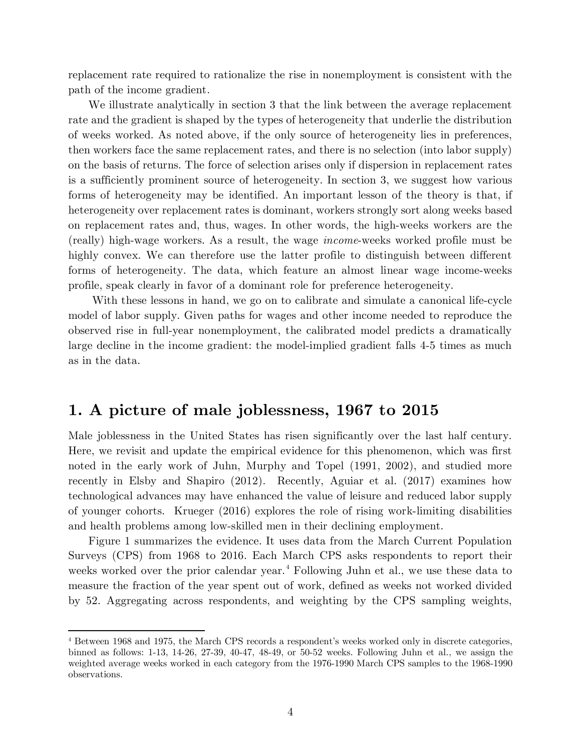replacement rate required to rationalize the rise in nonemployment is consistent with the path of the income gradient.

We illustrate analytically in section 3 that the link between the average replacement rate and the gradient is shaped by the types of heterogeneity that underlie the distribution of weeks worked. As noted above, if the only source of heterogeneity lies in preferences, then workers face the same replacement rates, and there is no selection (into labor supply) on the basis of returns. The force of selection arises only if dispersion in replacement rates is a sufficiently prominent source of heterogeneity. In section 3, we suggest how various forms of heterogeneity may be identified. An important lesson of the theory is that, if heterogeneity over replacement rates is dominant, workers strongly sort along weeks based on replacement rates and, thus, wages. In other words, the high-weeks workers are the (really) high-wage workers. As a result, the wage *income*-weeks worked profile must be highly convex. We can therefore use the latter profile to distinguish between different forms of heterogeneity. The data, which feature an almost linear wage income-weeks profile, speak clearly in favor of a dominant role for preference heterogeneity.

With these lessons in hand, we go on to calibrate and simulate a canonical life-cycle model of labor supply. Given paths for wages and other income needed to reproduce the observed rise in full-year nonemployment, the calibrated model predicts a dramatically large decline in the income gradient: the model-implied gradient falls 4-5 times as much as in the data.

## 1. A picture of male joblessness, 1967 to 2015

Male joblessness in the United States has risen significantly over the last half century. Here, we revisit and update the empirical evidence for this phenomenon, which was first noted in the early work of Juhn, Murphy and Topel (1991, 2002), and studied more recently in Elsby and Shapiro (2012). Recently, Aguiar et al. (2017) examines how technological advances may have enhanced the value of leisure and reduced labor supply of younger cohorts. Krueger (2016) explores the role of rising work-limiting disabilities and health problems among low-skilled men in their declining employment.

Figure 1 summarizes the evidence. It uses data from the March Current Population Surveys (CPS) from 1968 to 2016. Each March CPS asks respondents to report their weeks worked over the prior calendar year.[4] Following Juhn et al., we use these data to measure the fraction of the year spent out of work, defined as weeks not worked divided by 52. Aggregating across respondents, and weighting by the CPS sampling weights,

[4] Between 1968 and 1975, the March CPS records a respondent's weeks worked only in discrete categories, binned as follows: 1-13, 14-26, 27-39, 40-47, 48-49, or 50-52 weeks. Following Juhn et al., we assign the weighted average weeks worked in each category from the 1976-1990 March CPS samples to the 1968-1990 observations.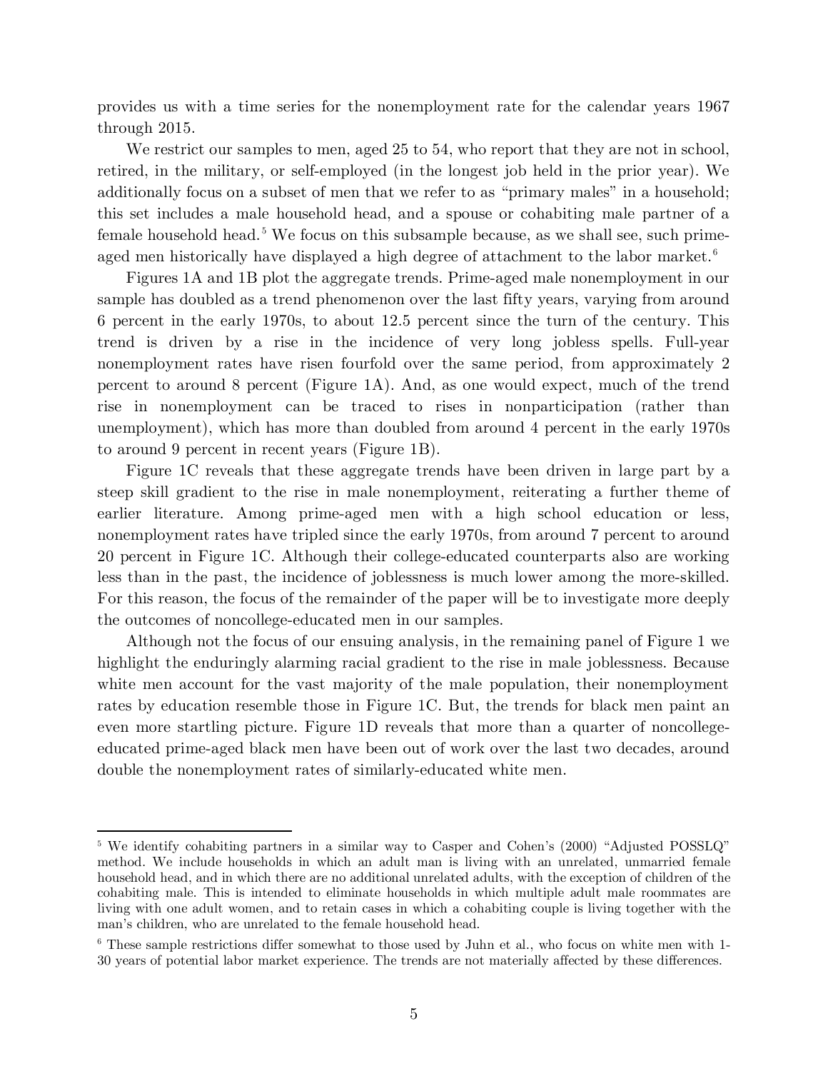provides us with a time series for the nonemployment rate for the calendar years 1967 through 2015.

We restrict our samples to men, aged 25 to 54, who report that they are not in school, retired, in the military, or self-employed (in the longest job held in the prior year). We additionally focus on a subset of men that we refer to as "primary males" in a household; this set includes a male household head, and a spouse or cohabiting male partner of a female household head.[5] We focus on this subsample because, as we shall see, such prime-aged men historically have displayed a high degree of attachment to the labor market.[6]

Figures 1A and 1B plot the aggregate trends. Prime-aged male nonemployment in our sample has doubled as a trend phenomenon over the last fifty years, varying from around 6 percent in the early 1970s, to about 12.5 percent since the turn of the century. This trend is driven by a rise in the incidence of very long jobless spells. Full-year nonemployment rates have risen fourfold over the same period, from approximately 2 percent to around 8 percent (Figure 1A). And, as one would expect, much of the trend rise in nonemployment can be traced to rises in nonparticipation (rather than unemployment), which has more than doubled from around 4 percent in the early 1970s to around 9 percent in recent years (Figure 1B).

Figure 1C reveals that these aggregate trends have been driven in large part by a steep skill gradient to the rise in male nonemployment, reiterating a further theme of earlier literature. Among prime-aged men with a high school education or less, nonemployment rates have tripled since the early 1970s, from around 7 percent to around 20 percent in Figure 1C. Although their college-educated counterparts also are working less than in the past, the incidence of joblessness is much lower among the more-skilled. For this reason, the focus of the remainder of the paper will be to investigate more deeply the outcomes of noncollege-educated men in our samples.

Although not the focus of our ensuing analysis, in the remaining panel of Figure 1 we highlight the enduringly alarming racial gradient to the rise in male joblessness. Because white men account for the vast majority of the male population, their nonemployment rates by education resemble those in Figure 1C. But, the trends for black men paint an even more startling picture. Figure 1D reveals that more than a quarter of noncollege-educated prime-aged black men have been out of work over the last two decades, around double the nonemployment rates of similarly-educated white men.

[5] We identify cohabiting partners in a similar way to Casper and Cohen's (2000) "Adjusted POSSLQ" method. We include households in which an adult man is living with an unrelated, unmarried female household head, and in which there are no additional unrelated adults, with the exception of children of the cohabiting male. This is intended to eliminate households in which multiple adult male roommates are living with one adult women, and to retain cases in which a cohabiting couple is living together with the man's children, who are unrelated to the female household head.

[6] These sample restrictions differ somewhat to those used by Juhn et al., who focus on white men with 1-30 years of potential labor market experience. The trends are not materially affected by these differences.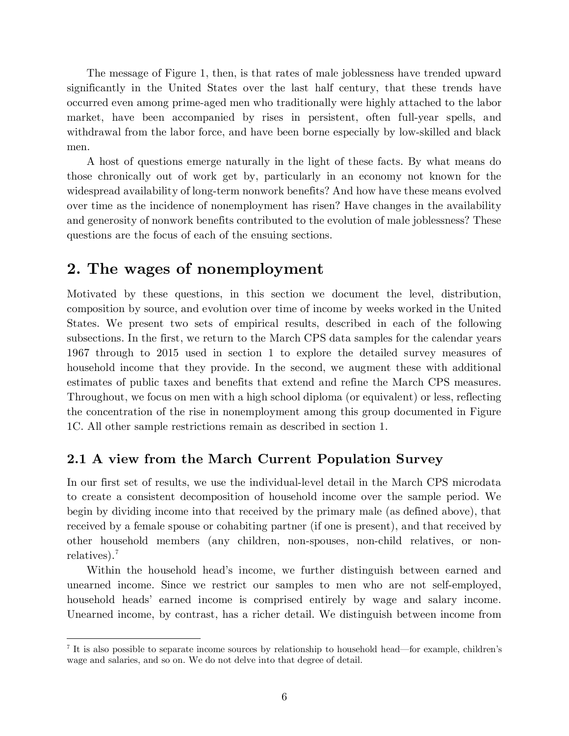The message of Figure 1, then, is that rates of male joblessness have trended upward significantly in the United States over the last half century, that these trends have occurred even among prime-aged men who traditionally were highly attached to the labor market, have been accompanied by rises in persistent, often full-year spells, and withdrawal from the labor force, and have been borne especially by low-skilled and black men.

A host of questions emerge naturally in the light of these facts. By what means do those chronically out of work get by, particularly in an economy not known for the widespread availability of long-term nonwork benefits? And how have these means evolved over time as the incidence of nonemployment has risen? Have changes in the availability and generosity of nonwork benefits contributed to the evolution of male joblessness? These questions are the focus of each of the ensuing sections.

## 2. The wages of nonemployment

Motivated by these questions, in this section we document the level, distribution, composition by source, and evolution over time of income by weeks worked in the United States. We present two sets of empirical results, described in each of the following subsections. In the first, we return to the March CPS data samples for the calendar years 1967 through to 2015 used in section 1 to explore the detailed survey measures of household income that they provide. In the second, we augment these with additional estimates of public taxes and benefits that extend and refine the March CPS measures. Throughout, we focus on men with a high school diploma (or equivalent) or less, reflecting the concentration of the rise in nonemployment among this group documented in Figure 1C. All other sample restrictions remain as described in section 1.

### 2.1 A view from the March Current Population Survey

In our first set of results, we use the individual-level detail in the March CPS microdata to create a consistent decomposition of household income over the sample period. We begin by dividing income into that received by the primary male (as defined above), that received by a female spouse or cohabiting partner (if one is present), and that received by other household members (any children, non-spouses, non-child relatives, or non-relatives).[7]

Within the household head's income, we further distinguish between earned and unearned income. Since we restrict our samples to men who are not self-employed, household heads' earned income is comprised entirely by wage and salary income. Unearned income, by contrast, has a richer detail. We distinguish between income from

[7] It is also possible to separate income sources by relationship to household head—for example, children's wage and salaries, and so on. We do not delve into that degree of detail.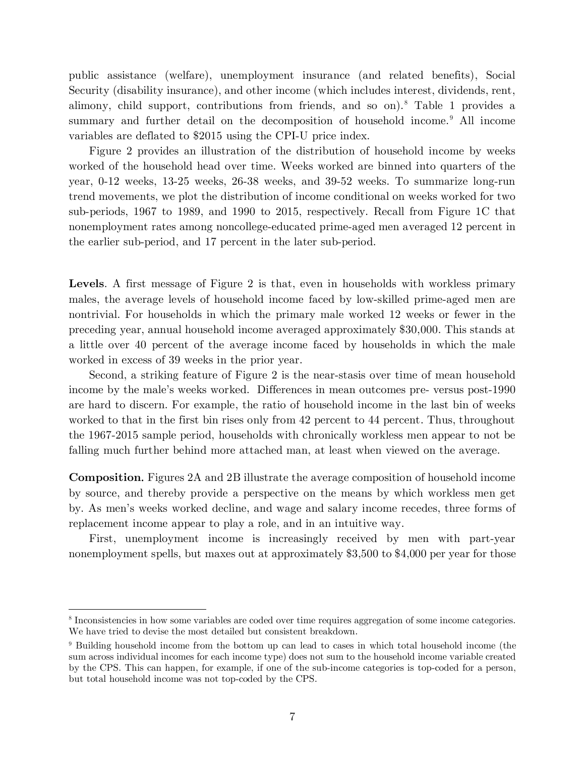public assistance (welfare), unemployment insurance (and related benefits), Social Security (disability insurance), and other income (which includes interest, dividends, rent, alimony, child support, contributions from friends, and so on).[8] Table 1 provides a summary and further detail on the decomposition of household income.[9] All income variables are deflated to $2015 using the CPI-U price index.

Figure 2 provides an illustration of the distribution of household income by weeks worked of the household head over time. Weeks worked are binned into quarters of the year, 0-12 weeks, 13-25 weeks, 26-38 weeks, and 39-52 weeks. To summarize long-run trend movements, we plot the distribution of income conditional on weeks worked for two sub-periods, 1967 to 1989, and 1990 to 2015, respectively. Recall from Figure 1C that nonemployment rates among noncollege-educated prime-aged men averaged 12 percent in the earlier sub-period, and 17 percent in the later sub-period.

**Levels**. A first message of Figure 2 is that, even in households with workless primary males, the average levels of household income faced by low-skilled prime-aged men are nontrivial. For households in which the primary male worked 12 weeks or fewer in the preceding year, annual household income averaged approximately $30,000. This stands at a little over 40 percent of the average income faced by households in which the male worked in excess of 39 weeks in the prior year.

Second, a striking feature of Figure 2 is the near-stasis over time of mean household income by the male's weeks worked. Differences in mean outcomes pre- versus post-1990 are hard to discern. For example, the ratio of household income in the last bin of weeks worked to that in the first bin rises only from 42 percent to 44 percent. Thus, throughout the 1967-2015 sample period, households with chronically workless men appear to not be falling much further behind more attached man, at least when viewed on the average.

**Composition.** Figures 2A and 2B illustrate the average composition of household income by source, and thereby provide a perspective on the means by which workless men get by. As men's weeks worked decline, and wage and salary income recedes, three forms of replacement income appear to play a role, and in an intuitive way.

First, unemployment income is increasingly received by men with part-year nonemployment spells, but maxes out at approximately $3,500 to $4,000 per year for those

---

[8] Inconsistencies in how some variables are coded over time requires aggregation of some income categories. We have tried to devise the most detailed but consistent breakdown.

[9] Building household income from the bottom up can lead to cases in which total household income (the sum across individual incomes for each income type) does not sum to the household income variable created by the CPS. This can happen, for example, if one of the sub-income categories is top-coded for a person, but total household income was not top-coded by the CPS.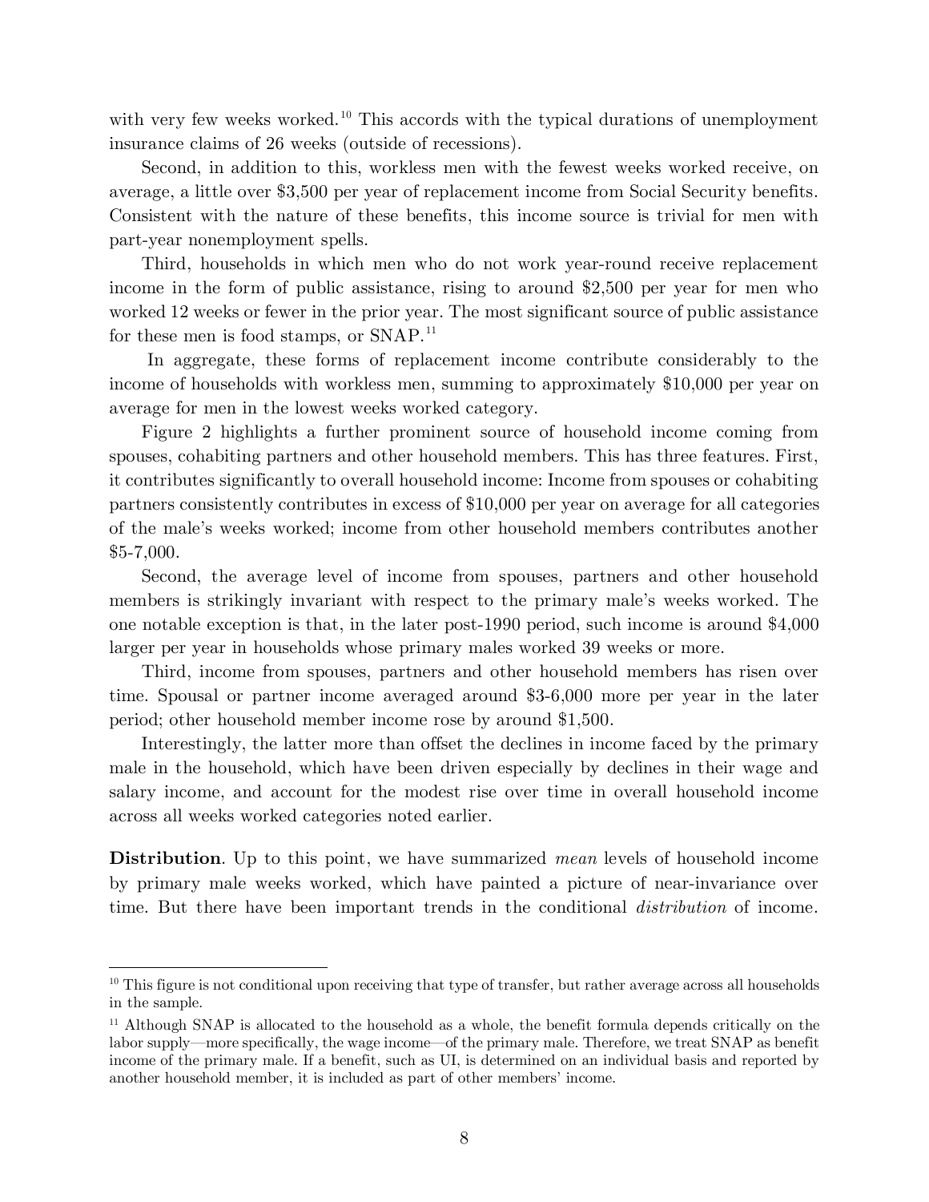with very few weeks worked.[10] This accords with the typical durations of unemployment insurance claims of 26 weeks (outside of recessions).

Second, in addition to this, workless men with the fewest weeks worked receive, on average, a little over $3,500 per year of replacement income from Social Security benefits. Consistent with the nature of these benefits, this income source is trivial for men with part-year nonemployment spells.

Third, households in which men who do not work year-round receive replacement income in the form of public assistance, rising to around $2,500 per year for men who worked 12 weeks or fewer in the prior year. The most significant source of public assistance for these men is food stamps, or SNAP.[11]

In aggregate, these forms of replacement income contribute considerably to the income of households with workless men, summing to approximately $10,000 per year on average for men in the lowest weeks worked category.

Figure 2 highlights a further prominent source of household income coming from spouses, cohabiting partners and other household members. This has three features. First, it contributes significantly to overall household income: Income from spouses or cohabiting partners consistently contributes in excess of $10,000 per year on average for all categories of the male's weeks worked; income from other household members contributes another $5-7,000.

Second, the average level of income from spouses, partners and other household members is strikingly invariant with respect to the primary male's weeks worked. The one notable exception is that, in the later post-1990 period, such income is around $4,000 larger per year in households whose primary males worked 39 weeks or more.

Third, income from spouses, partners and other household members has risen over time. Spousal or partner income averaged around $3-6,000 more per year in the later period; other household member income rose by around $1,500.

Interestingly, the latter more than offset the declines in income faced by the primary male in the household, which have been driven especially by declines in their wage and salary income, and account for the modest rise over time in overall household income across all weeks worked categories noted earlier.

**Distribution**. Up to this point, we have summarized *mean* levels of household income by primary male weeks worked, which have painted a picture of near-invariance over time. But there have been important trends in the conditional *distribution* of income.

[10] This figure is not conditional upon receiving that type of transfer, but rather average across all households in the sample.

[11] Although SNAP is allocated to the household as a whole, the benefit formula depends critically on the labor supply—more specifically, the wage income—of the primary male. Therefore, we treat SNAP as benefit income of the primary male. If a benefit, such as UI, is determined on an individual basis and reported by another household member, it is included as part of other members' income.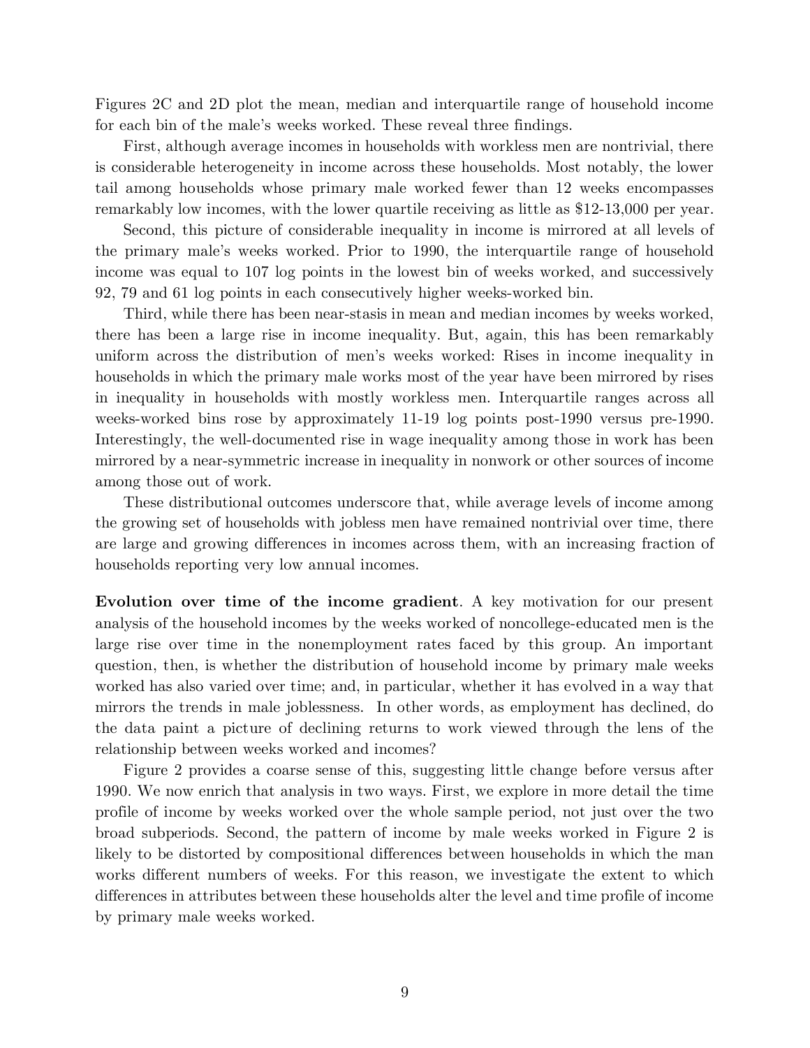Figures 2C and 2D plot the mean, median and interquartile range of household income for each bin of the male's weeks worked. These reveal three findings.

First, although average incomes in households with workless men are nontrivial, there is considerable heterogeneity in income across these households. Most notably, the lower tail among households whose primary male worked fewer than 12 weeks encompasses remarkably low incomes, with the lower quartile receiving as little as $12-13,000 per year.

Second, this picture of considerable inequality in income is mirrored at all levels of the primary male's weeks worked. Prior to 1990, the interquartile range of household income was equal to 107 log points in the lowest bin of weeks worked, and successively 92, 79 and 61 log points in each consecutively higher weeks-worked bin.

Third, while there has been near-stasis in mean and median incomes by weeks worked, there has been a large rise in income inequality. But, again, this has been remarkably uniform across the distribution of men's weeks worked: Rises in income inequality in households in which the primary male works most of the year have been mirrored by rises in inequality in households with mostly workless men. Interquartile ranges across all weeks-worked bins rose by approximately 11-19 log points post-1990 versus pre-1990. Interestingly, the well-documented rise in wage inequality among those in work has been mirrored by a near-symmetric increase in inequality in nonwork or other sources of income among those out of work.

These distributional outcomes underscore that, while average levels of income among the growing set of households with jobless men have remained nontrivial over time, there are large and growing differences in incomes across them, with an increasing fraction of households reporting very low annual incomes.

**Evolution over time of the income gradient**. A key motivation for our present analysis of the household incomes by the weeks worked of noncollege-educated men is the large rise over time in the nonemployment rates faced by this group. An important question, then, is whether the distribution of household income by primary male weeks worked has also varied over time; and, in particular, whether it has evolved in a way that mirrors the trends in male joblessness. In other words, as employment has declined, do the data paint a picture of declining returns to work viewed through the lens of the relationship between weeks worked and incomes?

Figure 2 provides a coarse sense of this, suggesting little change before versus after 1990. We now enrich that analysis in two ways. First, we explore in more detail the time profile of income by weeks worked over the whole sample period, not just over the two broad subperiods. Second, the pattern of income by male weeks worked in Figure 2 is likely to be distorted by compositional differences between households in which the man works different numbers of weeks. For this reason, we investigate the extent to which differences in attributes between these households alter the level and time profile of income by primary male weeks worked.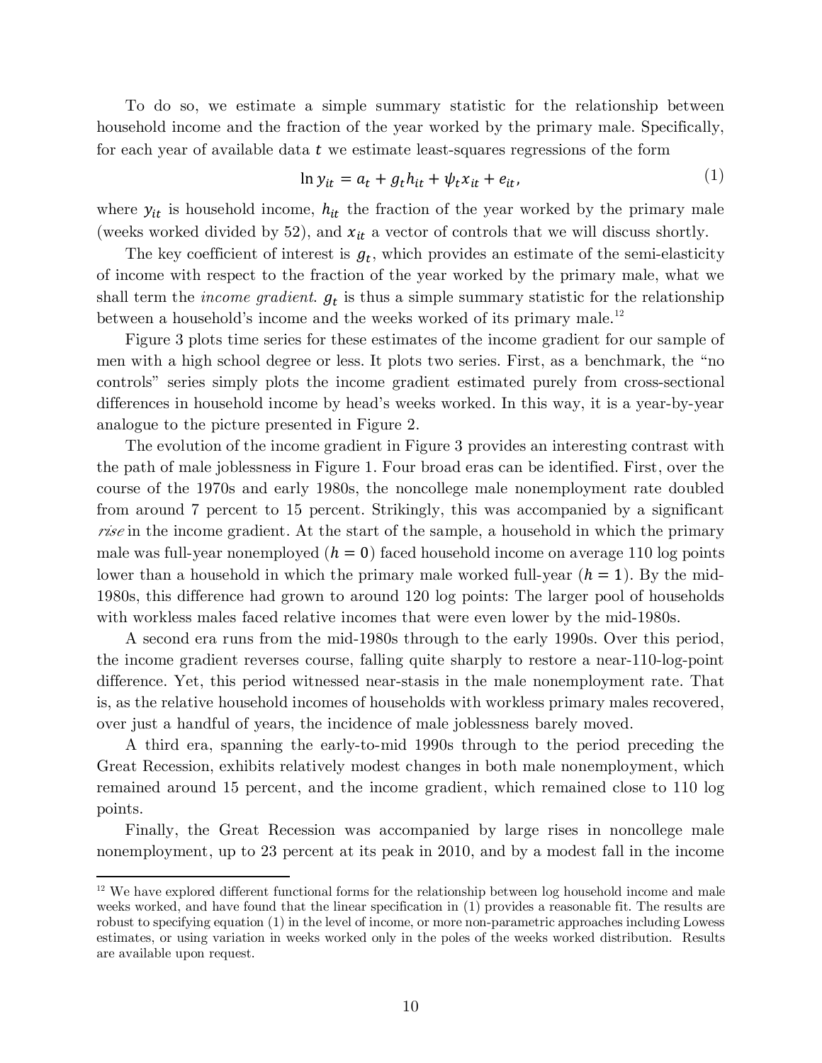To do so, we estimate a simple summary statistic for the relationship between household income and the fraction of the year worked by the primary male. Specifically, for each year of available data $t$ we estimate least-squares regressions of the form

$$\ln y_{it} = a_t + g_t h_{it} + \psi_t x_{it} + e_{it}, \tag{1}$$

where $y_{it}$ is household income, $h_{it}$ the fraction of the year worked by the primary male (weeks worked divided by 52), and $x_{it}$ a vector of controls that we will discuss shortly.

The key coefficient of interest is $g_t$, which provides an estimate of the semi-elasticity of income with respect to the fraction of the year worked by the primary male, what we shall term the *income gradient*. $g_t$ is thus a simple summary statistic for the relationship between a household's income and the weeks worked of its primary male.[12]

Figure 3 plots time series for these estimates of the income gradient for our sample of men with a high school degree or less. It plots two series. First, as a benchmark, the "no controls" series simply plots the income gradient estimated purely from cross-sectional differences in household income by head's weeks worked. In this way, it is a year-by-year analogue to the picture presented in Figure 2.

The evolution of the income gradient in Figure 3 provides an interesting contrast with the path of male joblessness in Figure 1. Four broad eras can be identified. First, over the course of the 1970s and early 1980s, the noncollege male nonemployment rate doubled from around 7 percent to 15 percent. Strikingly, this was accompanied by a significant *rise* in the income gradient. At the start of the sample, a household in which the primary male was full-year nonemployed ($h = 0$) faced household income on average 110 log points lower than a household in which the primary male worked full-year ($h = 1$). By the mid-1980s, this difference had grown to around 120 log points: The larger pool of households with workless males faced relative incomes that were even lower by the mid-1980s.

A second era runs from the mid-1980s through to the early 1990s. Over this period, the income gradient reverses course, falling quite sharply to restore a near-110-log-point difference. Yet, this period witnessed near-stasis in the male nonemployment rate. That is, as the relative household incomes of households with workless primary males recovered, over just a handful of years, the incidence of male joblessness barely moved.

A third era, spanning the early-to-mid 1990s through to the period preceding the Great Recession, exhibits relatively modest changes in both male nonemployment, which remained around 15 percent, and the income gradient, which remained close to 110 log points.

Finally, the Great Recession was accompanied by large rises in noncollege male nonemployment, up to 23 percent at its peak in 2010, and by a modest fall in the income

[12] We have explored different functional forms for the relationship between log household income and male weeks worked, and have found that the linear specification in (1) provides a reasonable fit. The results are robust to specifying equation (1) in the level of income, or more non-parametric approaches including Lowess estimates, or using variation in weeks worked only in the poles of the weeks worked distribution. Results are available upon request.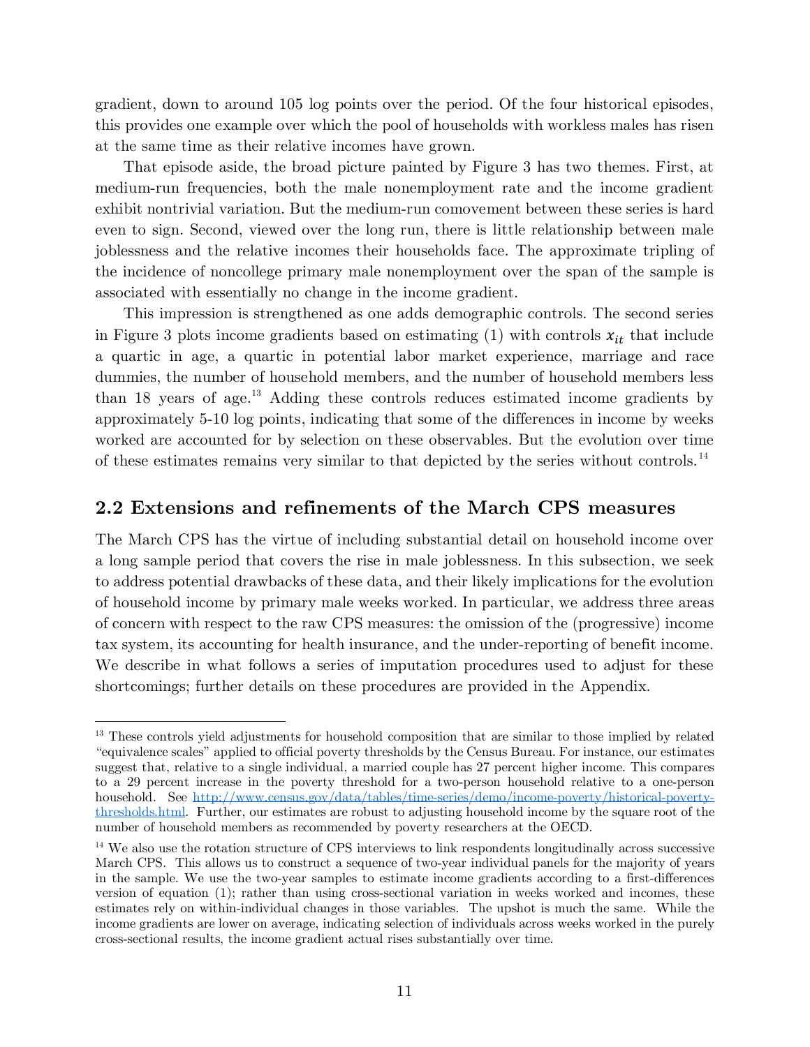gradient, down to around 105 log points over the period. Of the four historical episodes, this provides one example over which the pool of households with workless males has risen at the same time as their relative incomes have grown.

That episode aside, the broad picture painted by Figure 3 has two themes. First, at medium-run frequencies, both the male nonemployment rate and the income gradient exhibit nontrivial variation. But the medium-run comovement between these series is hard even to sign. Second, viewed over the long run, there is little relationship between male joblessness and the relative incomes their households face. The approximate tripling of the incidence of noncollege primary male nonemployment over the span of the sample is associated with essentially no change in the income gradient.

This impression is strengthened as one adds demographic controls. The second series in Figure 3 plots income gradients based on estimating (1) with controls $x_{it}$ that include a quartic in age, a quartic in potential labor market experience, marriage and race dummies, the number of household members, and the number of household members less than 18 years of age.[13] Adding these controls reduces estimated income gradients by approximately 5-10 log points, indicating that some of the differences in income by weeks worked are accounted for by selection on these observables. But the evolution over time of these estimates remains very similar to that depicted by the series without controls.[14]

## 2.2 Extensions and refinements of the March CPS measures

The March CPS has the virtue of including substantial detail on household income over a long sample period that covers the rise in male joblessness. In this subsection, we seek to address potential drawbacks of these data, and their likely implications for the evolution of household income by primary male weeks worked. In particular, we address three areas of concern with respect to the raw CPS measures: the omission of the (progressive) income tax system, its accounting for health insurance, and the under-reporting of benefit income. We describe in what follows a series of imputation procedures used to adjust for these shortcomings; further details on these procedures are provided in the Appendix.

---

[13] These controls yield adjustments for household composition that are similar to those implied by related "equivalence scales" applied to official poverty thresholds by the Census Bureau. For instance, our estimates suggest that, relative to a single individual, a married couple has 27 percent higher income. This compares to a 29 percent increase in the poverty threshold for a two-person household relative to a one-person household. See http://www.census.gov/data/tables/time-series/demo/income-poverty/historical-poverty-thresholds.html. Further, our estimates are robust to adjusting household income by the square root of the number of household members as recommended by poverty researchers at the OECD.

[14] We also use the rotation structure of CPS interviews to link respondents longitudinally across successive March CPS. This allows us to construct a sequence of two-year individual panels for the majority of years in the sample. We use the two-year samples to estimate income gradients according to a first-differences version of equation (1); rather than using cross-sectional variation in weeks worked and incomes, these estimates rely on within-individual changes in those variables. The upshot is much the same. While the income gradients are lower on average, indicating selection of individuals across weeks worked in the purely cross-sectional results, the income gradient actual rises substantially over time.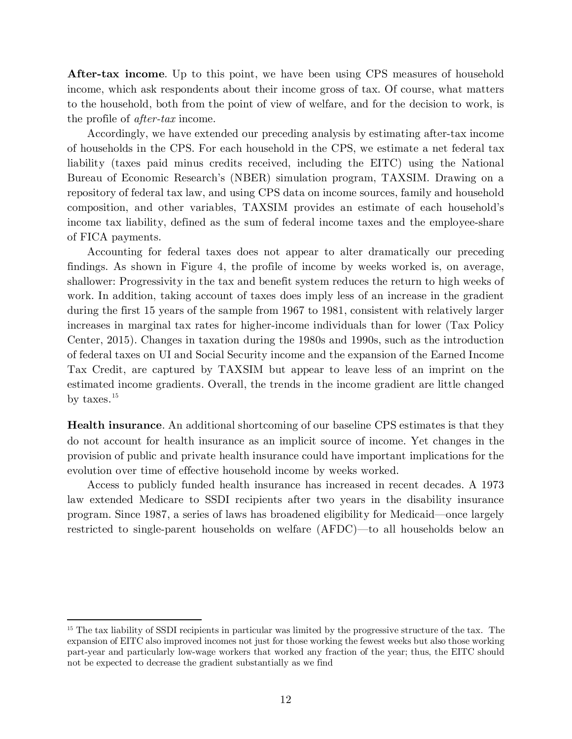**After-tax income**. Up to this point, we have been using CPS measures of household income, which ask respondents about their income gross of tax. Of course, what matters to the household, both from the point of view of welfare, and for the decision to work, is the profile of *after-tax* income.

Accordingly, we have extended our preceding analysis by estimating after-tax income of households in the CPS. For each household in the CPS, we estimate a net federal tax liability (taxes paid minus credits received, including the EITC) using the National Bureau of Economic Research's (NBER) simulation program, TAXSIM. Drawing on a repository of federal tax law, and using CPS data on income sources, family and household composition, and other variables, TAXSIM provides an estimate of each household's income tax liability, defined as the sum of federal income taxes and the employee-share of FICA payments.

Accounting for federal taxes does not appear to alter dramatically our preceding findings. As shown in Figure 4, the profile of income by weeks worked is, on average, shallower: Progressivity in the tax and benefit system reduces the return to high weeks of work. In addition, taking account of taxes does imply less of an increase in the gradient during the first 15 years of the sample from 1967 to 1981, consistent with relatively larger increases in marginal tax rates for higher-income individuals than for lower (Tax Policy Center, 2015). Changes in taxation during the 1980s and 1990s, such as the introduction of federal taxes on UI and Social Security income and the expansion of the Earned Income Tax Credit, are captured by TAXSIM but appear to leave less of an imprint on the estimated income gradients. Overall, the trends in the income gradient are little changed by taxes.[15]

**Health insurance**. An additional shortcoming of our baseline CPS estimates is that they do not account for health insurance as an implicit source of income. Yet changes in the provision of public and private health insurance could have important implications for the evolution over time of effective household income by weeks worked.

Access to publicly funded health insurance has increased in recent decades. A 1973 law extended Medicare to SSDI recipients after two years in the disability insurance program. Since 1987, a series of laws has broadened eligibility for Medicaid—once largely restricted to single-parent households on welfare (AFDC)—to all households below an

[15] The tax liability of SSDI recipients in particular was limited by the progressive structure of the tax. The expansion of EITC also improved incomes not just for those working the fewest weeks but also those working part-year and particularly low-wage workers that worked any fraction of the year; thus, the EITC should not be expected to decrease the gradient substantially as we find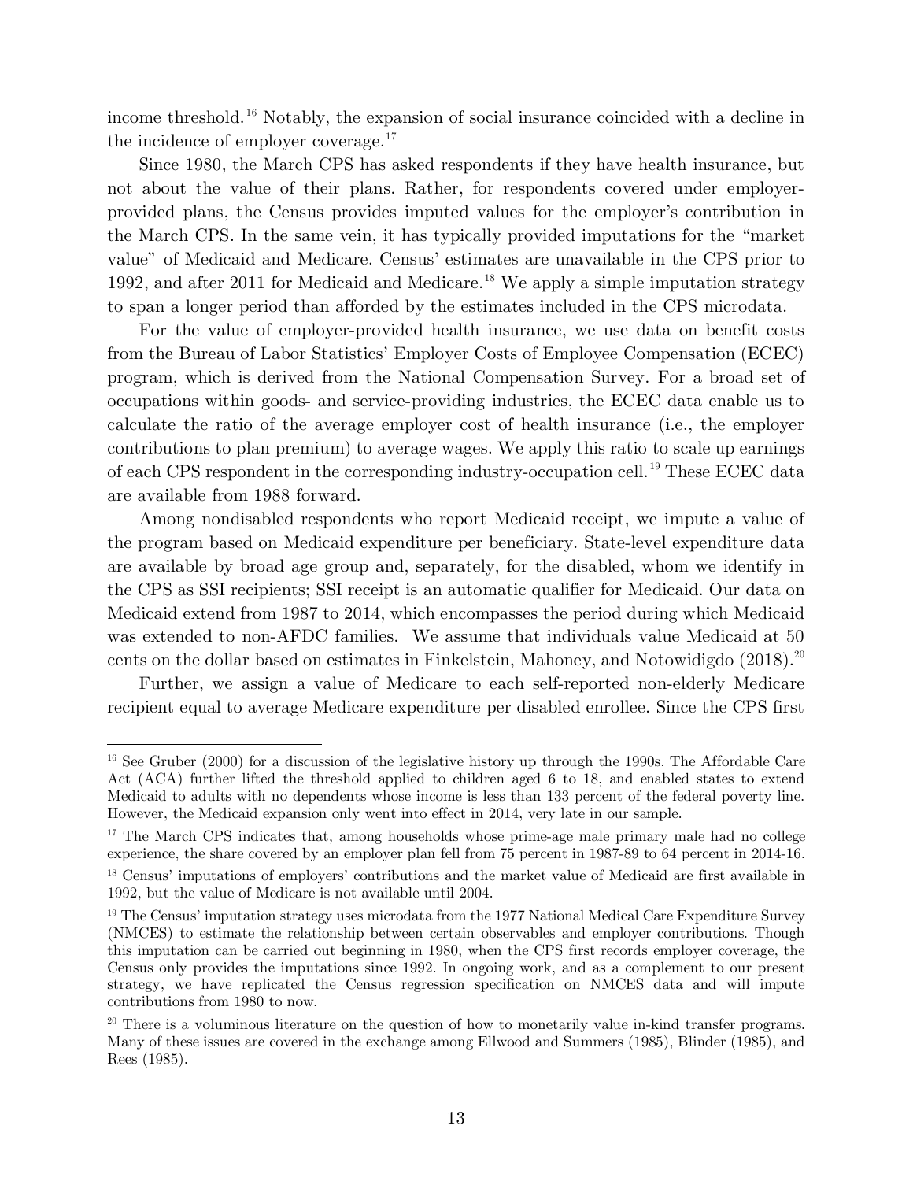income threshold.[16] Notably, the expansion of social insurance coincided with a decline in the incidence of employer coverage.[17]

Since 1980, the March CPS has asked respondents if they have health insurance, but not about the value of their plans. Rather, for respondents covered under employer-provided plans, the Census provides imputed values for the employer's contribution in the March CPS. In the same vein, it has typically provided imputations for the "market value" of Medicaid and Medicare. Census' estimates are unavailable in the CPS prior to 1992, and after 2011 for Medicaid and Medicare.[18] We apply a simple imputation strategy to span a longer period than afforded by the estimates included in the CPS microdata.

For the value of employer-provided health insurance, we use data on benefit costs from the Bureau of Labor Statistics' Employer Costs of Employee Compensation (ECEC) program, which is derived from the National Compensation Survey. For a broad set of occupations within goods- and service-providing industries, the ECEC data enable us to calculate the ratio of the average employer cost of health insurance (i.e., the employer contributions to plan premium) to average wages. We apply this ratio to scale up earnings of each CPS respondent in the corresponding industry-occupation cell.[19] These ECEC data are available from 1988 forward.

Among nondisabled respondents who report Medicaid receipt, we impute a value of the program based on Medicaid expenditure per beneficiary. State-level expenditure data are available by broad age group and, separately, for the disabled, whom we identify in the CPS as SSI recipients; SSI receipt is an automatic qualifier for Medicaid. Our data on Medicaid extend from 1987 to 2014, which encompasses the period during which Medicaid was extended to non-AFDC families. We assume that individuals value Medicaid at 50 cents on the dollar based on estimates in Finkelstein, Mahoney, and Notowidigdo (2018).[20]

Further, we assign a value of Medicare to each self-reported non-elderly Medicare recipient equal to average Medicare expenditure per disabled enrollee. Since the CPS first

---

[16] See Gruber (2000) for a discussion of the legislative history up through the 1990s. The Affordable Care Act (ACA) further lifted the threshold applied to children aged 6 to 18, and enabled states to extend Medicaid to adults with no dependents whose income is less than 133 percent of the federal poverty line. However, the Medicaid expansion only went into effect in 2014, very late in our sample.

[17] The March CPS indicates that, among households whose prime-age male primary male had no college experience, the share covered by an employer plan fell from 75 percent in 1987-89 to 64 percent in 2014-16.

[18] Census' imputations of employers' contributions and the market value of Medicaid are first available in 1992, but the value of Medicare is not available until 2004.

[19] The Census' imputation strategy uses microdata from the 1977 National Medical Care Expenditure Survey (NMCES) to estimate the relationship between certain observables and employer contributions. Though this imputation can be carried out beginning in 1980, when the CPS first records employer coverage, the Census only provides the imputations since 1992. In ongoing work, and as a complement to our present strategy, we have replicated the Census regression specification on NMCES data and will impute contributions from 1980 to now.

[20] There is a voluminous literature on the question of how to monetarily value in-kind transfer programs. Many of these issues are covered in the exchange among Ellwood and Summers (1985), Blinder (1985), and Rees (1985).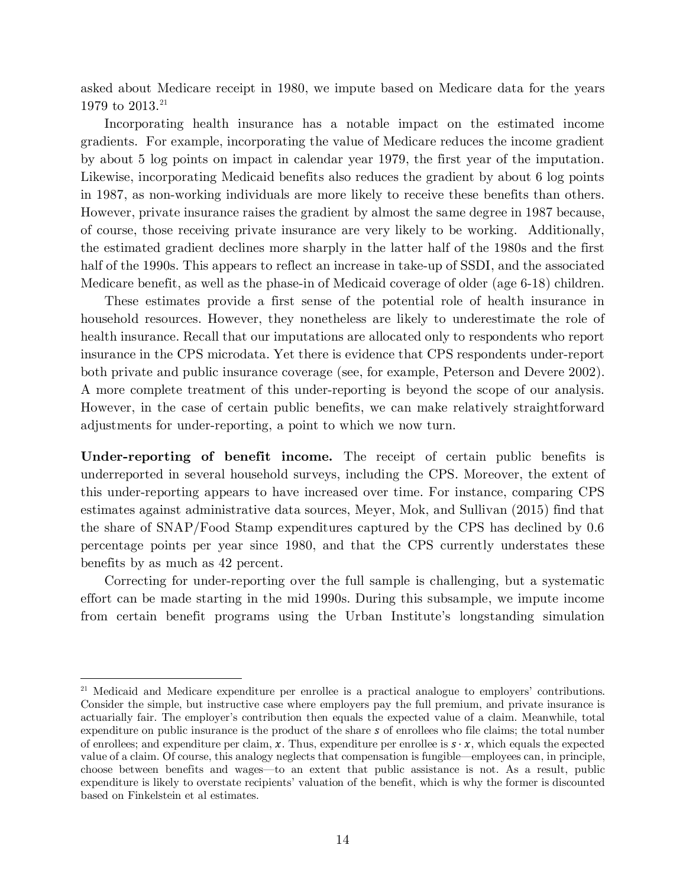asked about Medicare receipt in 1980, we impute based on Medicare data for the years 1979 to 2013.[21]

Incorporating health insurance has a notable impact on the estimated income gradients. For example, incorporating the value of Medicare reduces the income gradient by about 5 log points on impact in calendar year 1979, the first year of the imputation. Likewise, incorporating Medicaid benefits also reduces the gradient by about 6 log points in 1987, as non-working individuals are more likely to receive these benefits than others. However, private insurance raises the gradient by almost the same degree in 1987 because, of course, those receiving private insurance are very likely to be working. Additionally, the estimated gradient declines more sharply in the latter half of the 1980s and the first half of the 1990s. This appears to reflect an increase in take-up of SSDI, and the associated Medicare benefit, as well as the phase-in of Medicaid coverage of older (age 6-18) children.

These estimates provide a first sense of the potential role of health insurance in household resources. However, they nonetheless are likely to underestimate the role of health insurance. Recall that our imputations are allocated only to respondents who report insurance in the CPS microdata. Yet there is evidence that CPS respondents under-report both private and public insurance coverage (see, for example, Peterson and Devere 2002). A more complete treatment of this under-reporting is beyond the scope of our analysis. However, in the case of certain public benefits, we can make relatively straightforward adjustments for under-reporting, a point to which we now turn.

**Under-reporting of benefit income.** The receipt of certain public benefits is underreported in several household surveys, including the CPS. Moreover, the extent of this under-reporting appears to have increased over time. For instance, comparing CPS estimates against administrative data sources, Meyer, Mok, and Sullivan (2015) find that the share of SNAP/Food Stamp expenditures captured by the CPS has declined by 0.6 percentage points per year since 1980, and that the CPS currently understates these benefits by as much as 42 percent.

Correcting for under-reporting over the full sample is challenging, but a systematic effort can be made starting in the mid 1990s. During this subsample, we impute income from certain benefit programs using the Urban Institute's longstanding simulation

---

[21] Medicaid and Medicare expenditure per enrollee is a practical analogue to employers' contributions. Consider the simple, but instructive case where employers pay the full premium, and private insurance is actuarially fair. The employer's contribution then equals the expected value of a claim. Meanwhile, total expenditure on public insurance is the product of the share $s$ of enrollees who file claims; the total number of enrollees; and expenditure per claim, $x$. Thus, expenditure per enrollee is $s \cdot x$, which equals the expected value of a claim. Of course, this analogy neglects that compensation is fungible—employees can, in principle, choose between benefits and wages—to an extent that public assistance is not. As a result, public expenditure is likely to overstate recipients' valuation of the benefit, which is why the former is discounted based on Finkelstein et al estimates.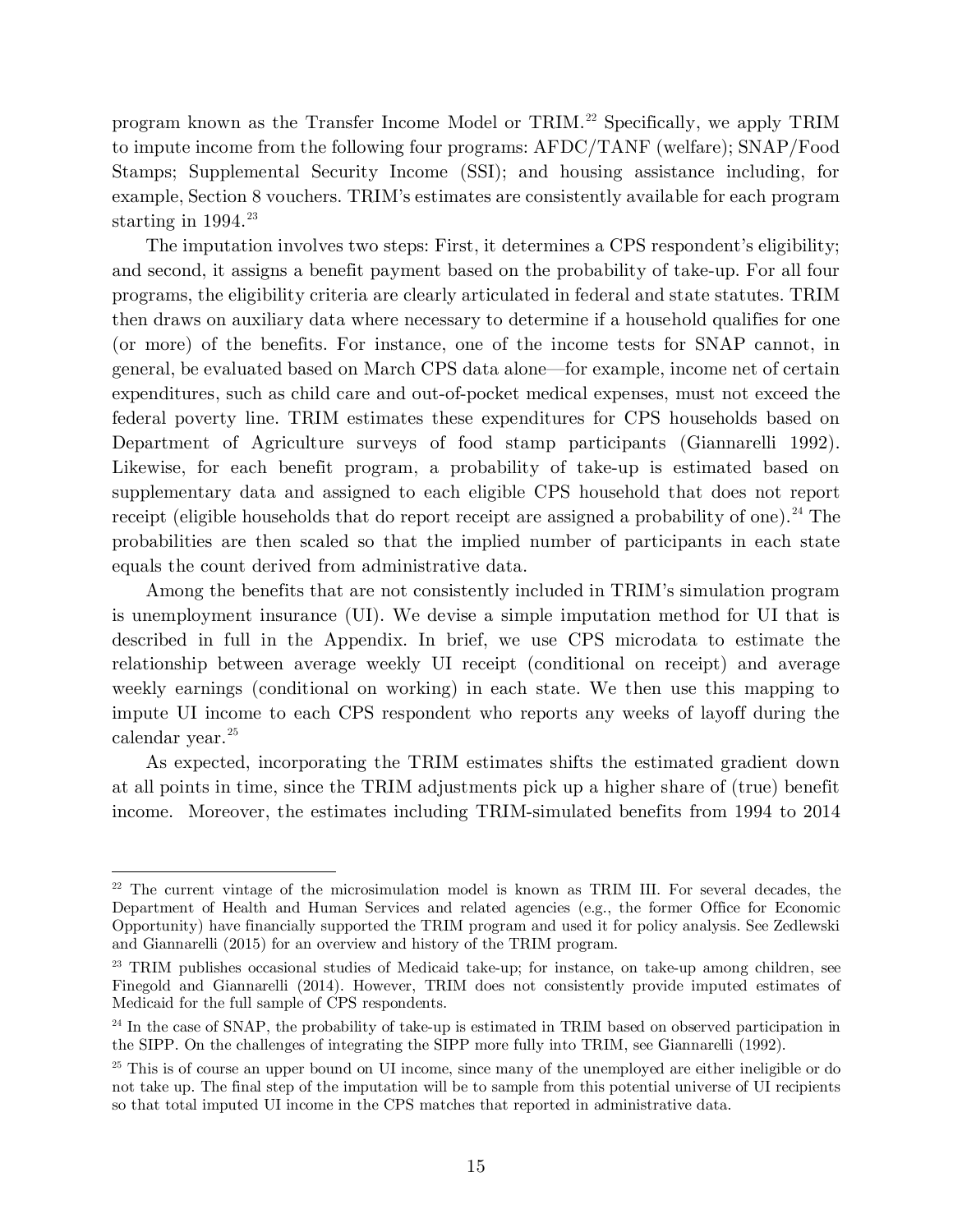program known as the Transfer Income Model or TRIM.[22] Specifically, we apply TRIM to impute income from the following four programs: AFDC/TANF (welfare); SNAP/Food Stamps; Supplemental Security Income (SSI); and housing assistance including, for example, Section 8 vouchers. TRIM's estimates are consistently available for each program starting in 1994.[23]

The imputation involves two steps: First, it determines a CPS respondent's eligibility; and second, it assigns a benefit payment based on the probability of take-up. For all four programs, the eligibility criteria are clearly articulated in federal and state statutes. TRIM then draws on auxiliary data where necessary to determine if a household qualifies for one (or more) of the benefits. For instance, one of the income tests for SNAP cannot, in general, be evaluated based on March CPS data alone—for example, income net of certain expenditures, such as child care and out-of-pocket medical expenses, must not exceed the federal poverty line. TRIM estimates these expenditures for CPS households based on Department of Agriculture surveys of food stamp participants (Giannarelli 1992). Likewise, for each benefit program, a probability of take-up is estimated based on supplementary data and assigned to each eligible CPS household that does not report receipt (eligible households that do report receipt are assigned a probability of one).[24] The probabilities are then scaled so that the implied number of participants in each state equals the count derived from administrative data.

Among the benefits that are not consistently included in TRIM's simulation program is unemployment insurance (UI). We devise a simple imputation method for UI that is described in full in the Appendix. In brief, we use CPS microdata to estimate the relationship between average weekly UI receipt (conditional on receipt) and average weekly earnings (conditional on working) in each state. We then use this mapping to impute UI income to each CPS respondent who reports any weeks of layoff during the calendar year.[25]

As expected, incorporating the TRIM estimates shifts the estimated gradient down at all points in time, since the TRIM adjustments pick up a higher share of (true) benefit income. Moreover, the estimates including TRIM-simulated benefits from 1994 to 2014

---

[22] The current vintage of the microsimulation model is known as TRIM III. For several decades, the Department of Health and Human Services and related agencies (e.g., the former Office for Economic Opportunity) have financially supported the TRIM program and used it for policy analysis. See Zedlewski and Giannarelli (2015) for an overview and history of the TRIM program.

[23] TRIM publishes occasional studies of Medicaid take-up; for instance, on take-up among children, see Finegold and Giannarelli (2014). However, TRIM does not consistently provide imputed estimates of Medicaid for the full sample of CPS respondents.

[24] In the case of SNAP, the probability of take-up is estimated in TRIM based on observed participation in the SIPP. On the challenges of integrating the SIPP more fully into TRIM, see Giannarelli (1992).

[25] This is of course an upper bound on UI income, since many of the unemployed are either ineligible or do not take up. The final step of the imputation will be to sample from this potential universe of UI recipients so that total imputed UI income in the CPS matches that reported in administrative data.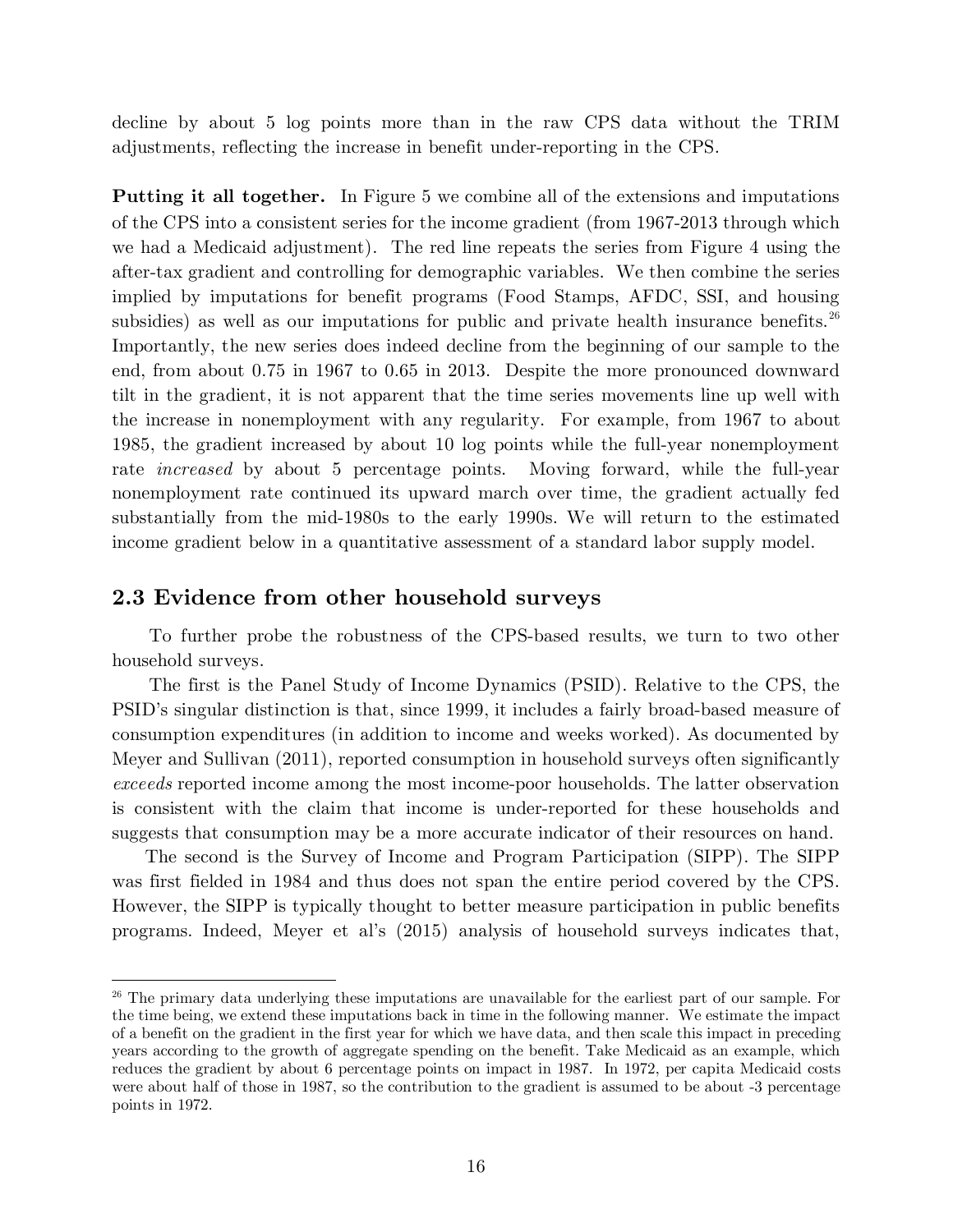decline by about 5 log points more than in the raw CPS data without the TRIM adjustments, reflecting the increase in benefit under-reporting in the CPS.

**Putting it all together.** In Figure 5 we combine all of the extensions and imputations of the CPS into a consistent series for the income gradient (from 1967-2013 through which we had a Medicaid adjustment). The red line repeats the series from Figure 4 using the after-tax gradient and controlling for demographic variables. We then combine the series implied by imputations for benefit programs (Food Stamps, AFDC, SSI, and housing subsidies) as well as our imputations for public and private health insurance benefits.[26] Importantly, the new series does indeed decline from the beginning of our sample to the end, from about 0.75 in 1967 to 0.65 in 2013. Despite the more pronounced downward tilt in the gradient, it is not apparent that the time series movements line up well with the increase in nonemployment with any regularity. For example, from 1967 to about 1985, the gradient increased by about 10 log points while the full-year nonemployment rate *increased* by about 5 percentage points. Moving forward, while the full-year nonemployment rate continued its upward march over time, the gradient actually fed substantially from the mid-1980s to the early 1990s. We will return to the estimated income gradient below in a quantitative assessment of a standard labor supply model.

## 2.3 Evidence from other household surveys

To further probe the robustness of the CPS-based results, we turn to two other household surveys.

The first is the Panel Study of Income Dynamics (PSID). Relative to the CPS, the PSID's singular distinction is that, since 1999, it includes a fairly broad-based measure of consumption expenditures (in addition to income and weeks worked). As documented by Meyer and Sullivan (2011), reported consumption in household surveys often significantly *exceeds* reported income among the most income-poor households. The latter observation is consistent with the claim that income is under-reported for these households and suggests that consumption may be a more accurate indicator of their resources on hand.

The second is the Survey of Income and Program Participation (SIPP). The SIPP was first fielded in 1984 and thus does not span the entire period covered by the CPS. However, the SIPP is typically thought to better measure participation in public benefits programs. Indeed, Meyer et al's (2015) analysis of household surveys indicates that,

[26] The primary data underlying these imputations are unavailable for the earliest part of our sample. For the time being, we extend these imputations back in time in the following manner. We estimate the impact of a benefit on the gradient in the first year for which we have data, and then scale this impact in preceding years according to the growth of aggregate spending on the benefit. Take Medicaid as an example, which reduces the gradient by about 6 percentage points on impact in 1987. In 1972, per capita Medicaid costs were about half of those in 1987, so the contribution to the gradient is assumed to be about -3 percentage points in 1972.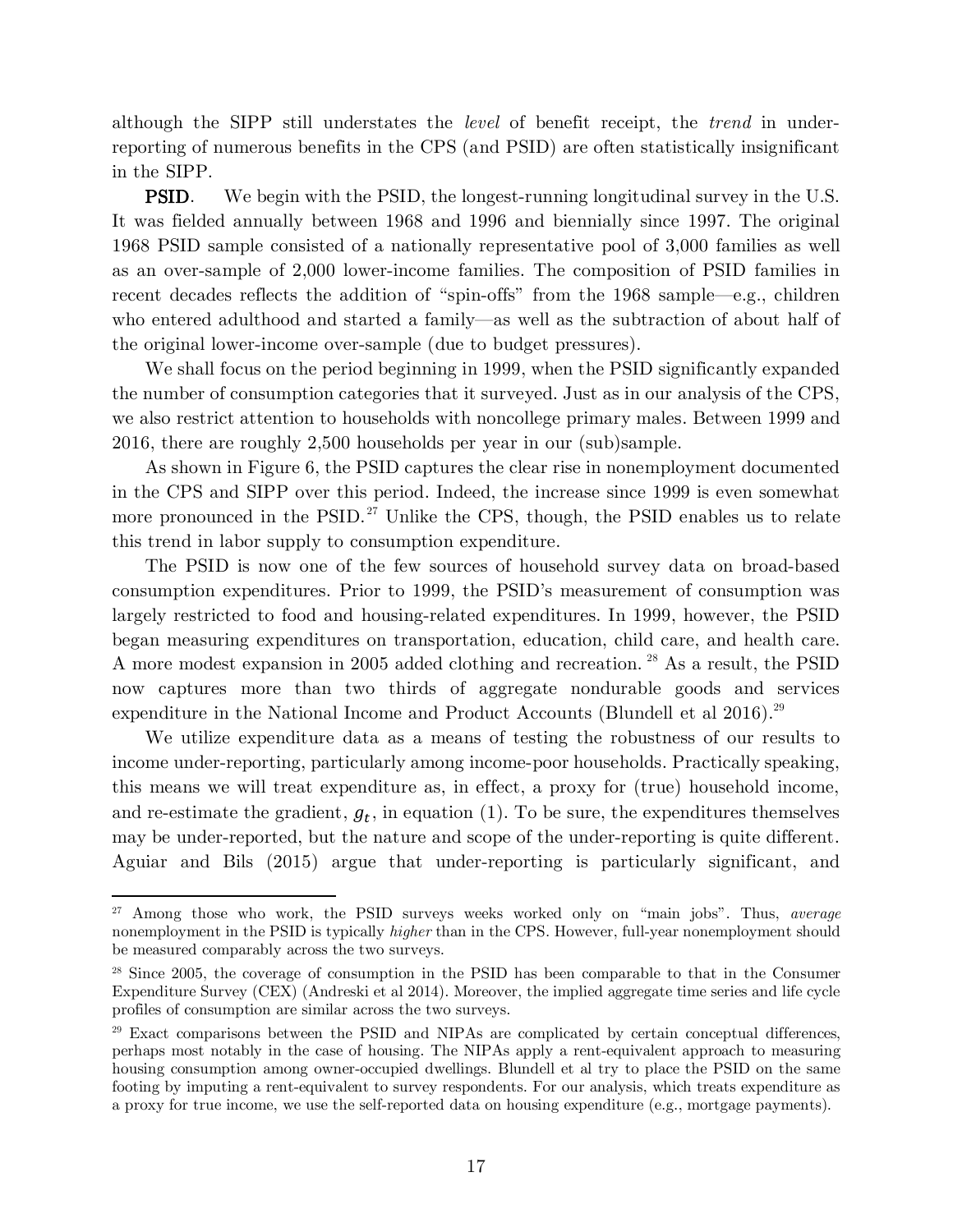although the SIPP still understates the *level* of benefit receipt, the *trend* in under-reporting of numerous benefits in the CPS (and PSID) are often statistically insignificant in the SIPP.

**PSID**. We begin with the PSID, the longest-running longitudinal survey in the U.S. It was fielded annually between 1968 and 1996 and biennially since 1997. The original 1968 PSID sample consisted of a nationally representative pool of 3,000 families as well as an over-sample of 2,000 lower-income families. The composition of PSID families in recent decades reflects the addition of "spin-offs" from the 1968 sample—e.g., children who entered adulthood and started a family—as well as the subtraction of about half of the original lower-income over-sample (due to budget pressures).

We shall focus on the period beginning in 1999, when the PSID significantly expanded the number of consumption categories that it surveyed. Just as in our analysis of the CPS, we also restrict attention to households with noncollege primary males. Between 1999 and 2016, there are roughly 2,500 households per year in our (sub)sample.

As shown in Figure 6, the PSID captures the clear rise in nonemployment documented in the CPS and SIPP over this period. Indeed, the increase since 1999 is even somewhat more pronounced in the PSID.[27] Unlike the CPS, though, the PSID enables us to relate this trend in labor supply to consumption expenditure.

The PSID is now one of the few sources of household survey data on broad-based consumption expenditures. Prior to 1999, the PSID's measurement of consumption was largely restricted to food and housing-related expenditures. In 1999, however, the PSID began measuring expenditures on transportation, education, child care, and health care. A more modest expansion in 2005 added clothing and recreation.[28] As a result, the PSID now captures more than two thirds of aggregate nondurable goods and services expenditure in the National Income and Product Accounts (Blundell et al 2016).[29]

We utilize expenditure data as a means of testing the robustness of our results to income under-reporting, particularly among income-poor households. Practically speaking, this means we will treat expenditure as, in effect, a proxy for (true) household income, and re-estimate the gradient, $g_t$, in equation (1). To be sure, the expenditures themselves may be under-reported, but the nature and scope of the under-reporting is quite different. Aguiar and Bils (2015) argue that under-reporting is particularly significant, and

---

[27] Among those who work, the PSID surveys weeks worked only on "main jobs". Thus, *average* nonemployment in the PSID is typically *higher* than in the CPS. However, full-year nonemployment should be measured comparably across the two surveys.

[28] Since 2005, the coverage of consumption in the PSID has been comparable to that in the Consumer Expenditure Survey (CEX) (Andreski et al 2014). Moreover, the implied aggregate time series and life cycle profiles of consumption are similar across the two surveys.

[29] Exact comparisons between the PSID and NIPAs are complicated by certain conceptual differences, perhaps most notably in the case of housing. The NIPAs apply a rent-equivalent approach to measuring housing consumption among owner-occupied dwellings. Blundell et al try to place the PSID on the same footing by imputing a rent-equivalent to survey respondents. For our analysis, which treats expenditure as a proxy for true income, we use the self-reported data on housing expenditure (e.g., mortgage payments).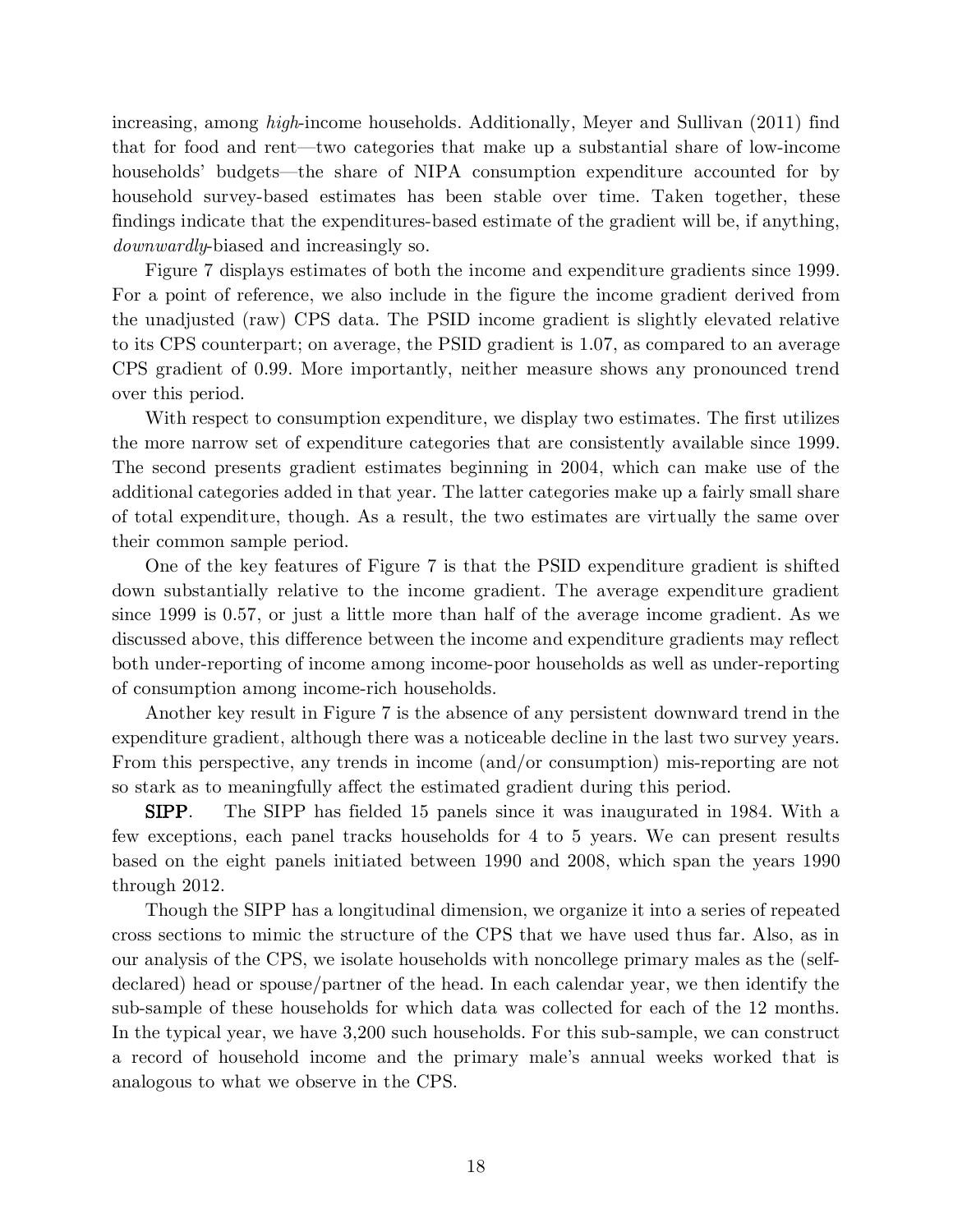increasing, among *high*-income households. Additionally, Meyer and Sullivan (2011) find that for food and rent—two categories that make up a substantial share of low-income households' budgets—the share of NIPA consumption expenditure accounted for by household survey-based estimates has been stable over time. Taken together, these findings indicate that the expenditures-based estimate of the gradient will be, if anything, *downwardly*-biased and increasingly so.

Figure 7 displays estimates of both the income and expenditure gradients since 1999. For a point of reference, we also include in the figure the income gradient derived from the unadjusted (raw) CPS data. The PSID income gradient is slightly elevated relative to its CPS counterpart; on average, the PSID gradient is 1.07, as compared to an average CPS gradient of 0.99. More importantly, neither measure shows any pronounced trend over this period.

With respect to consumption expenditure, we display two estimates. The first utilizes the more narrow set of expenditure categories that are consistently available since 1999. The second presents gradient estimates beginning in 2004, which can make use of the additional categories added in that year. The latter categories make up a fairly small share of total expenditure, though. As a result, the two estimates are virtually the same over their common sample period.

One of the key features of Figure 7 is that the PSID expenditure gradient is shifted down substantially relative to the income gradient. The average expenditure gradient since 1999 is 0.57, or just a little more than half of the average income gradient. As we discussed above, this difference between the income and expenditure gradients may reflect both under-reporting of income among income-poor households as well as under-reporting of consumption among income-rich households.

Another key result in Figure 7 is the absence of any persistent downward trend in the expenditure gradient, although there was a noticeable decline in the last two survey years. From this perspective, any trends in income (and/or consumption) mis-reporting are not so stark as to meaningfully affect the estimated gradient during this period.

**SIPP**. The SIPP has fielded 15 panels since it was inaugurated in 1984. With a few exceptions, each panel tracks households for 4 to 5 years. We can present results based on the eight panels initiated between 1990 and 2008, which span the years 1990 through 2012.

Though the SIPP has a longitudinal dimension, we organize it into a series of repeated cross sections to mimic the structure of the CPS that we have used thus far. Also, as in our analysis of the CPS, we isolate households with noncollege primary males as the (self-declared) head or spouse/partner of the head. In each calendar year, we then identify the sub-sample of these households for which data was collected for each of the 12 months. In the typical year, we have 3,200 such households. For this sub-sample, we can construct a record of household income and the primary male's annual weeks worked that is analogous to what we observe in the CPS.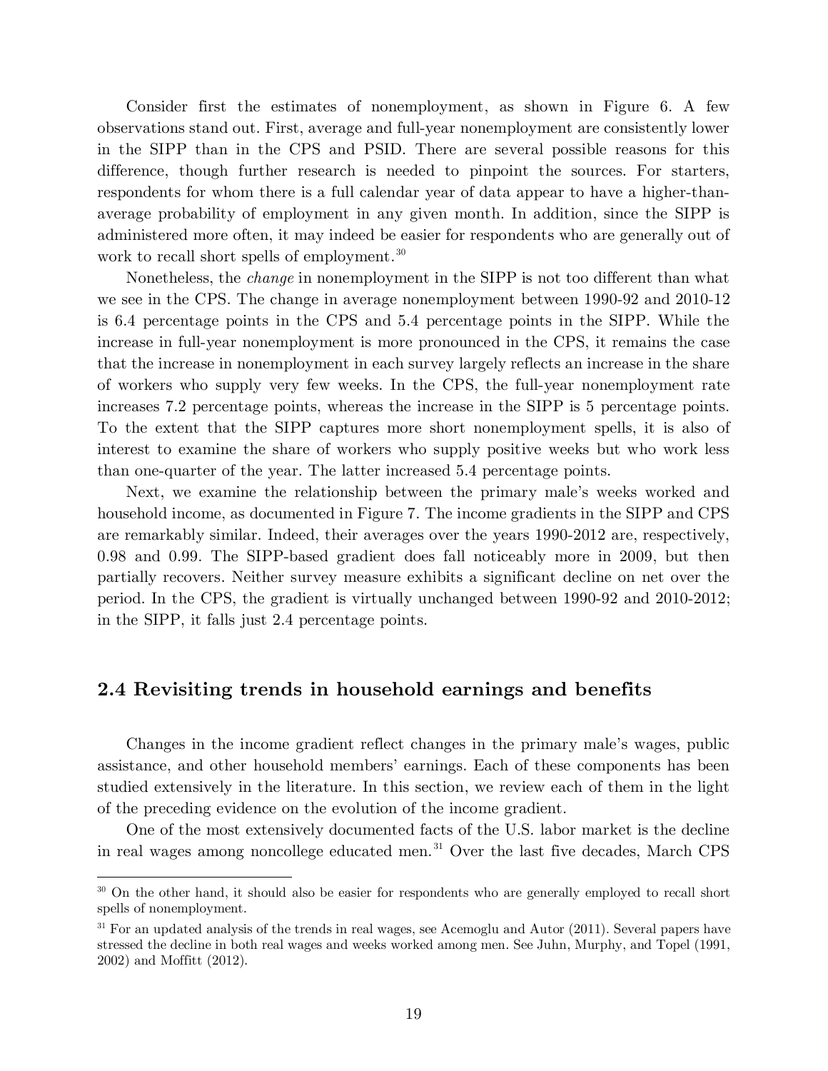Consider first the estimates of nonemployment, as shown in Figure 6. A few observations stand out. First, average and full-year nonemployment are consistently lower in the SIPP than in the CPS and PSID. There are several possible reasons for this difference, though further research is needed to pinpoint the sources. For starters, respondents for whom there is a full calendar year of data appear to have a higher-than-average probability of employment in any given month. In addition, since the SIPP is administered more often, it may indeed be easier for respondents who are generally out of work to recall short spells of employment.[30]

Nonetheless, the *change* in nonemployment in the SIPP is not too different than what we see in the CPS. The change in average nonemployment between 1990-92 and 2010-12 is 6.4 percentage points in the CPS and 5.4 percentage points in the SIPP. While the increase in full-year nonemployment is more pronounced in the CPS, it remains the case that the increase in nonemployment in each survey largely reflects an increase in the share of workers who supply very few weeks. In the CPS, the full-year nonemployment rate increases 7.2 percentage points, whereas the increase in the SIPP is 5 percentage points. To the extent that the SIPP captures more short nonemployment spells, it is also of interest to examine the share of workers who supply positive weeks but who work less than one-quarter of the year. The latter increased 5.4 percentage points.

Next, we examine the relationship between the primary male's weeks worked and household income, as documented in Figure 7. The income gradients in the SIPP and CPS are remarkably similar. Indeed, their averages over the years 1990-2012 are, respectively, 0.98 and 0.99. The SIPP-based gradient does fall noticeably more in 2009, but then partially recovers. Neither survey measure exhibits a significant decline on net over the period. In the CPS, the gradient is virtually unchanged between 1990-92 and 2010-2012; in the SIPP, it falls just 2.4 percentage points.

## 2.4 Revisiting trends in household earnings and benefits

Changes in the income gradient reflect changes in the primary male's wages, public assistance, and other household members' earnings. Each of these components has been studied extensively in the literature. In this section, we review each of them in the light of the preceding evidence on the evolution of the income gradient.

One of the most extensively documented facts of the U.S. labor market is the decline in real wages among noncollege educated men.[31] Over the last five decades, March CPS

[30] On the other hand, it should also be easier for respondents who are generally employed to recall short spells of nonemployment.

[31] For an updated analysis of the trends in real wages, see Acemoglu and Autor (2011). Several papers have stressed the decline in both real wages and weeks worked among men. See Juhn, Murphy, and Topel (1991, 2002) and Moffitt (2012).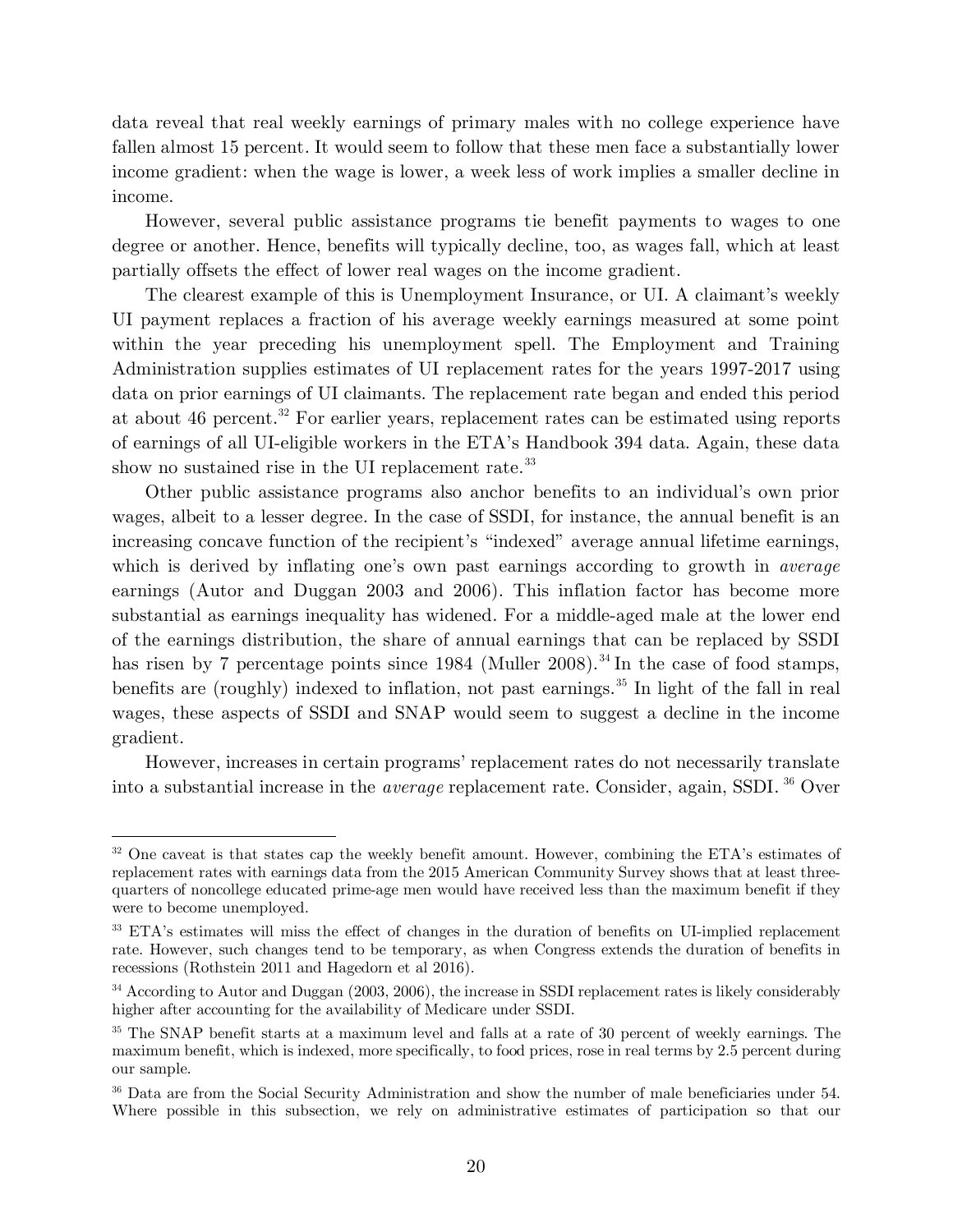data reveal that real weekly earnings of primary males with no college experience have fallen almost 15 percent. It would seem to follow that these men face a substantially lower income gradient: when the wage is lower, a week less of work implies a smaller decline in income.

However, several public assistance programs tie benefit payments to wages to one degree or another. Hence, benefits will typically decline, too, as wages fall, which at least partially offsets the effect of lower real wages on the income gradient.

The clearest example of this is Unemployment Insurance, or UI. A claimant's weekly UI payment replaces a fraction of his average weekly earnings measured at some point within the year preceding his unemployment spell. The Employment and Training Administration supplies estimates of UI replacement rates for the years 1997-2017 using data on prior earnings of UI claimants. The replacement rate began and ended this period at about 46 percent.[32] For earlier years, replacement rates can be estimated using reports of earnings of all UI-eligible workers in the ETA's Handbook 394 data. Again, these data show no sustained rise in the UI replacement rate.[33]

Other public assistance programs also anchor benefits to an individual's own prior wages, albeit to a lesser degree. In the case of SSDI, for instance, the annual benefit is an increasing concave function of the recipient's "indexed" average annual lifetime earnings, which is derived by inflating one's own past earnings according to growth in *average* earnings (Autor and Duggan 2003 and 2006). This inflation factor has become more substantial as earnings inequality has widened. For a middle-aged male at the lower end of the earnings distribution, the share of annual earnings that can be replaced by SSDI has risen by 7 percentage points since 1984 (Muller 2008).[34] In the case of food stamps, benefits are (roughly) indexed to inflation, not past earnings.[35] In light of the fall in real wages, these aspects of SSDI and SNAP would seem to suggest a decline in the income gradient.

However, increases in certain programs' replacement rates do not necessarily translate into a substantial increase in the *average* replacement rate. Consider, again, SSDI. [36] Over

---

[32] One caveat is that states cap the weekly benefit amount. However, combining the ETA's estimates of replacement rates with earnings data from the 2015 American Community Survey shows that at least three-quarters of noncollege educated prime-age men would have received less than the maximum benefit if they were to become unemployed.

[33] ETA's estimates will miss the effect of changes in the duration of benefits on UI-implied replacement rate. However, such changes tend to be temporary, as when Congress extends the duration of benefits in recessions (Rothstein 2011 and Hagedorn et al 2016).

[34] According to Autor and Duggan (2003, 2006), the increase in SSDI replacement rates is likely considerably higher after accounting for the availability of Medicare under SSDI.

[35] The SNAP benefit starts at a maximum level and falls at a rate of 30 percent of weekly earnings. The maximum benefit, which is indexed, more specifically, to food prices, rose in real terms by 2.5 percent during our sample.

[36] Data are from the Social Security Administration and show the number of male beneficiaries under 54. Where possible in this subsection, we rely on administrative estimates of participation so that our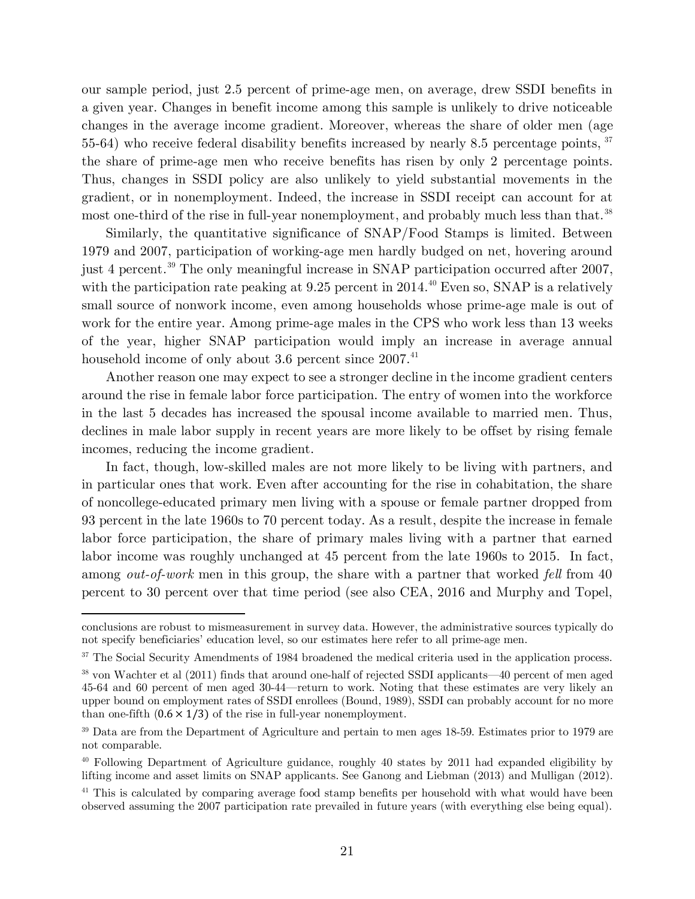our sample period, just 2.5 percent of prime-age men, on average, drew SSDI benefits in a given year. Changes in benefit income among this sample is unlikely to drive noticeable changes in the average income gradient. Moreover, whereas the share of older men (age 55-64) who receive federal disability benefits increased by nearly 8.5 percentage points, [37] the share of prime-age men who receive benefits has risen by only 2 percentage points. Thus, changes in SSDI policy are also unlikely to yield substantial movements in the gradient, or in nonemployment. Indeed, the increase in SSDI receipt can account for at most one-third of the rise in full-year nonemployment, and probably much less than that.[38]

Similarly, the quantitative significance of SNAP/Food Stamps is limited. Between 1979 and 2007, participation of working-age men hardly budged on net, hovering around just 4 percent.[39] The only meaningful increase in SNAP participation occurred after 2007, with the participation rate peaking at 9.25 percent in 2014.[40] Even so, SNAP is a relatively small source of nonwork income, even among households whose prime-age male is out of work for the entire year. Among prime-age males in the CPS who work less than 13 weeks of the year, higher SNAP participation would imply an increase in average annual household income of only about 3.6 percent since 2007.[41]

Another reason one may expect to see a stronger decline in the income gradient centers around the rise in female labor force participation. The entry of women into the workforce in the last 5 decades has increased the spousal income available to married men. Thus, declines in male labor supply in recent years are more likely to be offset by rising female incomes, reducing the income gradient.

In fact, though, low-skilled males are not more likely to be living with partners, and in particular ones that work. Even after accounting for the rise in cohabitation, the share of noncollege-educated primary men living with a spouse or female partner dropped from 93 percent in the late 1960s to 70 percent today. As a result, despite the increase in female labor force participation, the share of primary males living with a partner that earned labor income was roughly unchanged at 45 percent from the late 1960s to 2015. In fact, among *out-of-work* men in this group, the share with a partner that worked *fell* from 40 percent to 30 percent over that time period (see also CEA, 2016 and Murphy and Topel,

---

conclusions are robust to mismeasurement in survey data. However, the administrative sources typically do not specify beneficiaries' education level, so our estimates here refer to all prime-age men.

[37] The Social Security Amendments of 1984 broadened the medical criteria used in the application process.

[38] von Wachter et al (2011) finds that around one-half of rejected SSDI applicants—40 percent of men aged 45-64 and 60 percent of men aged 30-44—return to work. Noting that these estimates are very likely an upper bound on employment rates of SSDI enrollees (Bound, 1989), SSDI can probably account for no more than one-fifth ($0.6 \times 1/3$) of the rise in full-year nonemployment.

[39] Data are from the Department of Agriculture and pertain to men ages 18-59. Estimates prior to 1979 are not comparable.

[40] Following Department of Agriculture guidance, roughly 40 states by 2011 had expanded eligibility by lifting income and asset limits on SNAP applicants. See Ganong and Liebman (2013) and Mulligan (2012).

[41] This is calculated by comparing average food stamp benefits per household with what would have been observed assuming the 2007 participation rate prevailed in future years (with everything else being equal).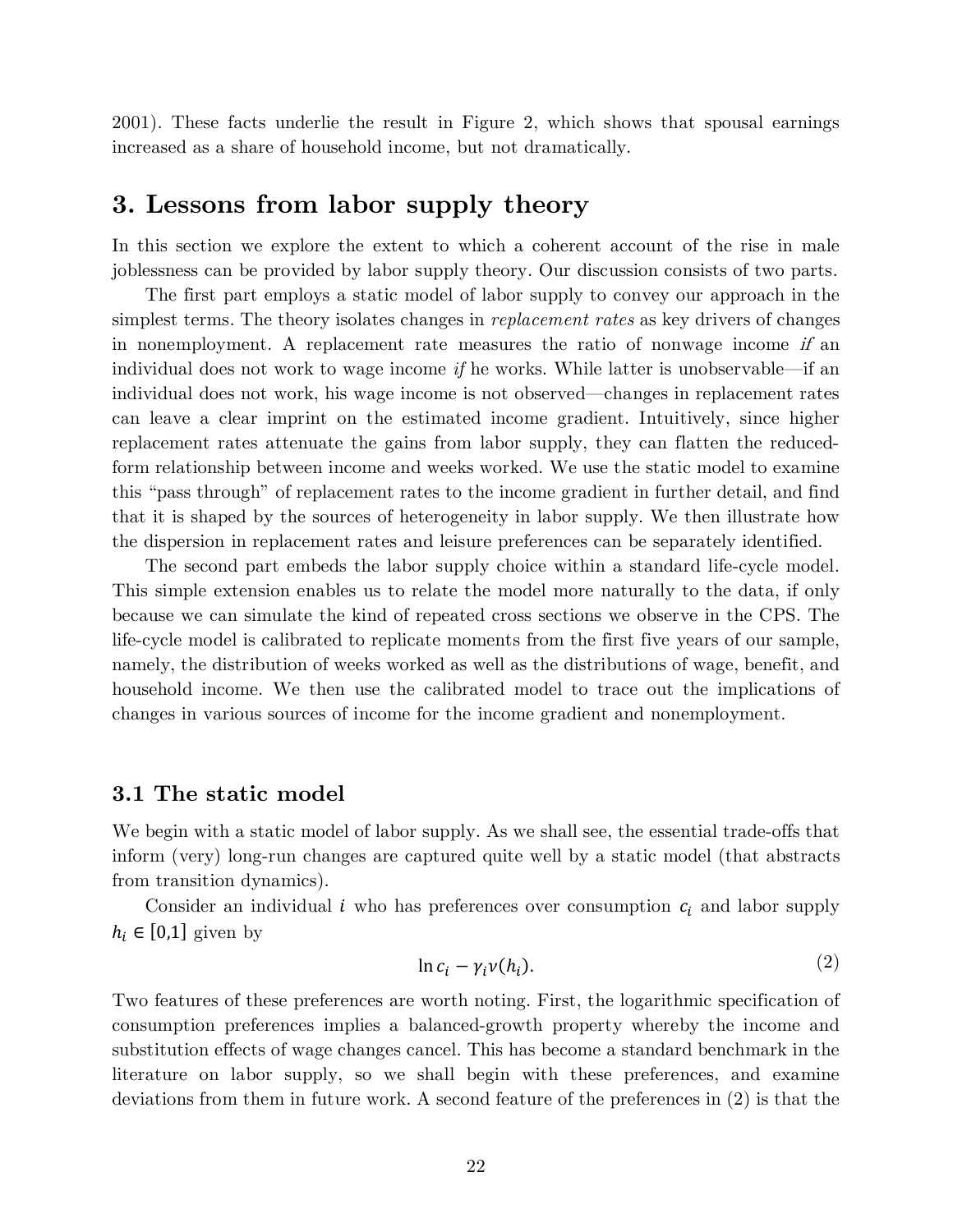2001). These facts underlie the result in Figure 2, which shows that spousal earnings increased as a share of household income, but not dramatically.

## 3. Lessons from labor supply theory

In this section we explore the extent to which a coherent account of the rise in male joblessness can be provided by labor supply theory. Our discussion consists of two parts.

The first part employs a static model of labor supply to convey our approach in the simplest terms. The theory isolates changes in *replacement rates* as key drivers of changes in nonemployment. A replacement rate measures the ratio of nonwage income *if* an individual does not work to wage income *if* he works. While latter is unobservable—if an individual does not work, his wage income is not observed—changes in replacement rates can leave a clear imprint on the estimated income gradient. Intuitively, since higher replacement rates attenuate the gains from labor supply, they can flatten the reduced-form relationship between income and weeks worked. We use the static model to examine this "pass through" of replacement rates to the income gradient in further detail, and find that it is shaped by the sources of heterogeneity in labor supply. We then illustrate how the dispersion in replacement rates and leisure preferences can be separately identified.

The second part embeds the labor supply choice within a standard life-cycle model. This simple extension enables us to relate the model more naturally to the data, if only because we can simulate the kind of repeated cross sections we observe in the CPS. The life-cycle model is calibrated to replicate moments from the first five years of our sample, namely, the distribution of weeks worked as well as the distributions of wage, benefit, and household income. We then use the calibrated model to trace out the implications of changes in various sources of income for the income gradient and nonemployment.

### 3.1 The static model

We begin with a static model of labor supply. As we shall see, the essential trade-offs that inform (very) long-run changes are captured quite well by a static model (that abstracts from transition dynamics).

Consider an individual $i$ who has preferences over consumption $c_i$ and labor supply $h_i \in [0,1]$ given by

$$\ln c_i - \gamma_i v(h_i). \tag{2}$$

Two features of these preferences are worth noting. First, the logarithmic specification of consumption preferences implies a balanced-growth property whereby the income and substitution effects of wage changes cancel. This has become a standard benchmark in the literature on labor supply, so we shall begin with these preferences, and examine deviations from them in future work. A second feature of the preferences in (2) is that the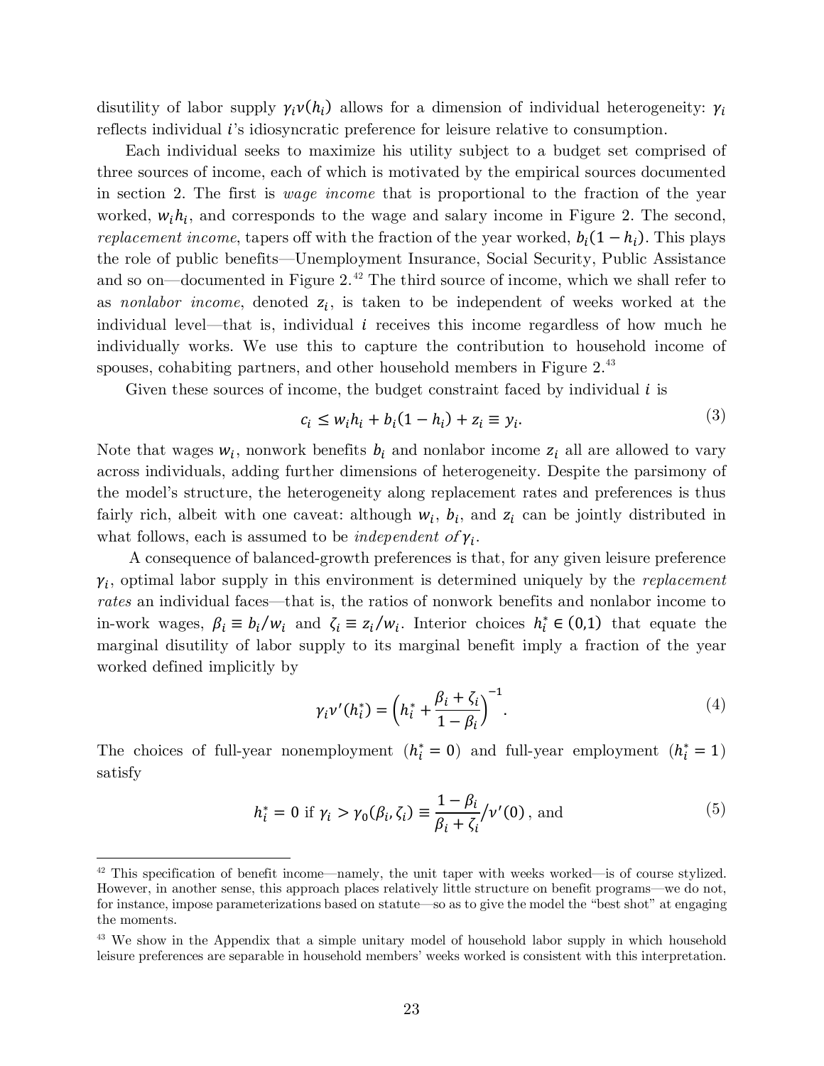disutility of labor supply $\gamma_i \nu(h_i)$ allows for a dimension of individual heterogeneity: $\gamma_i$ reflects individual $i$'s idiosyncratic preference for leisure relative to consumption.

Each individual seeks to maximize his utility subject to a budget set comprised of three sources of income, each of which is motivated by the empirical sources documented in section 2. The first is *wage income* that is proportional to the fraction of the year worked, $w_i h_i$, and corresponds to the wage and salary income in Figure 2. The second, *replacement income*, tapers off with the fraction of the year worked, $b_i(1 - h_i)$. This plays the role of public benefits—Unemployment Insurance, Social Security, Public Assistance and so on—documented in Figure 2.[42] The third source of income, which we shall refer to as *nonlabor income*, denoted $z_i$, is taken to be independent of weeks worked at the individual level—that is, individual $i$ receives this income regardless of how much he individually works. We use this to capture the contribution to household income of spouses, cohabiting partners, and other household members in Figure 2.[43]

Given these sources of income, the budget constraint faced by individual $i$ is

$$c_i \leq w_i h_i + b_i(1 - h_i) + z_i \equiv y_i. \tag{3}$$

Note that wages $w_i$, nonwork benefits $b_i$ and nonlabor income $z_i$ all are allowed to vary across individuals, adding further dimensions of heterogeneity. Despite the parsimony of the model's structure, the heterogeneity along replacement rates and preferences is thus fairly rich, albeit with one caveat: although $w_i$, $b_i$, and $z_i$ can be jointly distributed in what follows, each is assumed to be *independent of* $\gamma_i$.

A consequence of balanced-growth preferences is that, for any given leisure preference $\gamma_i$, optimal labor supply in this environment is determined uniquely by the *replacement rates* an individual faces—that is, the ratios of nonwork benefits and nonlabor income to in-work wages, $\beta_i \equiv b_i / w_i$ and $\zeta_i \equiv z_i / w_i$. Interior choices $h_i^* \in (0,1)$ that equate the marginal disutility of labor supply to its marginal benefit imply a fraction of the year worked defined implicitly by

$$\gamma_i \nu'(h_i^*) = \left( h_i^* + \frac{\beta_i + \zeta_i}{1 - \beta_i} \right)^{-1}. \tag{4}$$

The choices of full-year nonemployment ($h_i^* = 0$) and full-year employment ($h_i^* = 1$) satisfy

$$h_i^* = 0 \text{ if } \gamma_i > \gamma_0(\beta_i, \zeta_i) \equiv \frac{1 - \beta_i}{\beta_i + \zeta_i} / \nu'(0) \text{, and} \tag{5}$$

---

[42] This specification of benefit income—namely, the unit taper with weeks worked—is of course stylized. However, in another sense, this approach places relatively little structure on benefit programs—we do not, for instance, impose parameterizations based on statute—so as to give the model the "best shot" at engaging the moments.

[43] We show in the Appendix that a simple unitary model of household labor supply in which household leisure preferences are separable in household members' weeks worked is consistent with this interpretation.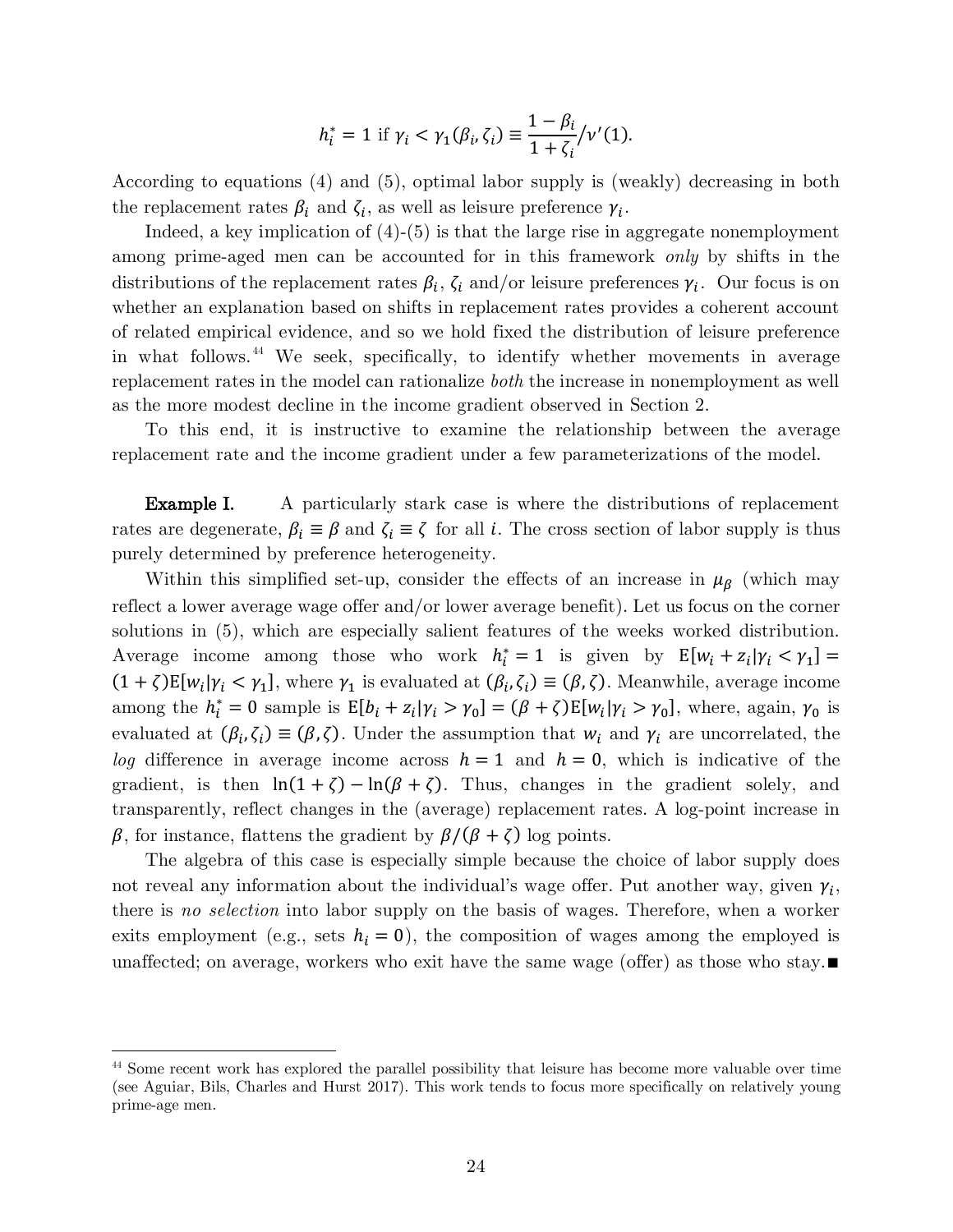$$h_i^* = 1 \text{ if } \gamma_i < \gamma_1(\beta_i, \zeta_i) \equiv \frac{1-\beta_i}{1+\zeta_i} / \nu'(1).$$

According to equations (4) and (5), optimal labor supply is (weakly) decreasing in both the replacement rates $\beta_i$ and $\zeta_i$, as well as leisure preference $\gamma_i$.

Indeed, a key implication of (4)-(5) is that the large rise in aggregate nonemployment among prime-aged men can be accounted for in this framework *only* by shifts in the distributions of the replacement rates $\beta_i$, $\zeta_i$ and/or leisure preferences $\gamma_i$. Our focus is on whether an explanation based on shifts in replacement rates provides a coherent account of related empirical evidence, and so we hold fixed the distribution of leisure preference in what follows.[44] We seek, specifically, to identify whether movements in average replacement rates in the model can rationalize *both* the increase in nonemployment as well as the more modest decline in the income gradient observed in Section 2.

To this end, it is instructive to examine the relationship between the average replacement rate and the income gradient under a few parameterizations of the model.

**Example I.** A particularly stark case is where the distributions of replacement rates are degenerate, $\beta_i \equiv \beta$ and $\zeta_i \equiv \zeta$ for all $i$. The cross section of labor supply is thus purely determined by preference heterogeneity.

Within this simplified set-up, consider the effects of an increase in $\mu_\beta$ (which may reflect a lower average wage offer and/or lower average benefit). Let us focus on the corner solutions in (5), which are especially salient features of the weeks worked distribution. Average income among those who work $h_i^* = 1$ is given by $\mathrm{E}[w_i + z_i | \gamma_i < \gamma_1] = (1+\zeta)\mathrm{E}[w_i | \gamma_i < \gamma_1]$, where $\gamma_1$ is evaluated at $(\beta_i, \zeta_i) \equiv (\beta, \zeta)$. Meanwhile, average income among the $h_i^* = 0$ sample is $\mathrm{E}[b_i + z_i | \gamma_i > \gamma_0] = (\beta + \zeta)\mathrm{E}[w_i | \gamma_i > \gamma_0]$, where, again, $\gamma_0$ is evaluated at $(\beta_i, \zeta_i) \equiv (\beta, \zeta)$. Under the assumption that $w_i$ and $\gamma_i$ are uncorrelated, the *log* difference in average income across $h = 1$ and $h = 0$, which is indicative of the gradient, is then $\ln(1+\zeta) - \ln(\beta+\zeta)$. Thus, changes in the gradient solely, and transparently, reflect changes in the (average) replacement rates. A log-point increase in $\beta$, for instance, flattens the gradient by $\beta/(\beta+\zeta)$ log points.

The algebra of this case is especially simple because the choice of labor supply does not reveal any information about the individual's wage offer. Put another way, given $\gamma_i$, there is *no selection* into labor supply on the basis of wages. Therefore, when a worker exits employment (e.g., sets $h_i = 0$), the composition of wages among the employed is unaffected; on average, workers who exit have the same wage (offer) as those who stay.■

[44] Some recent work has explored the parallel possibility that leisure has become more valuable over time (see Aguiar, Bils, Charles and Hurst 2017). This work tends to focus more specifically on relatively young prime-age men.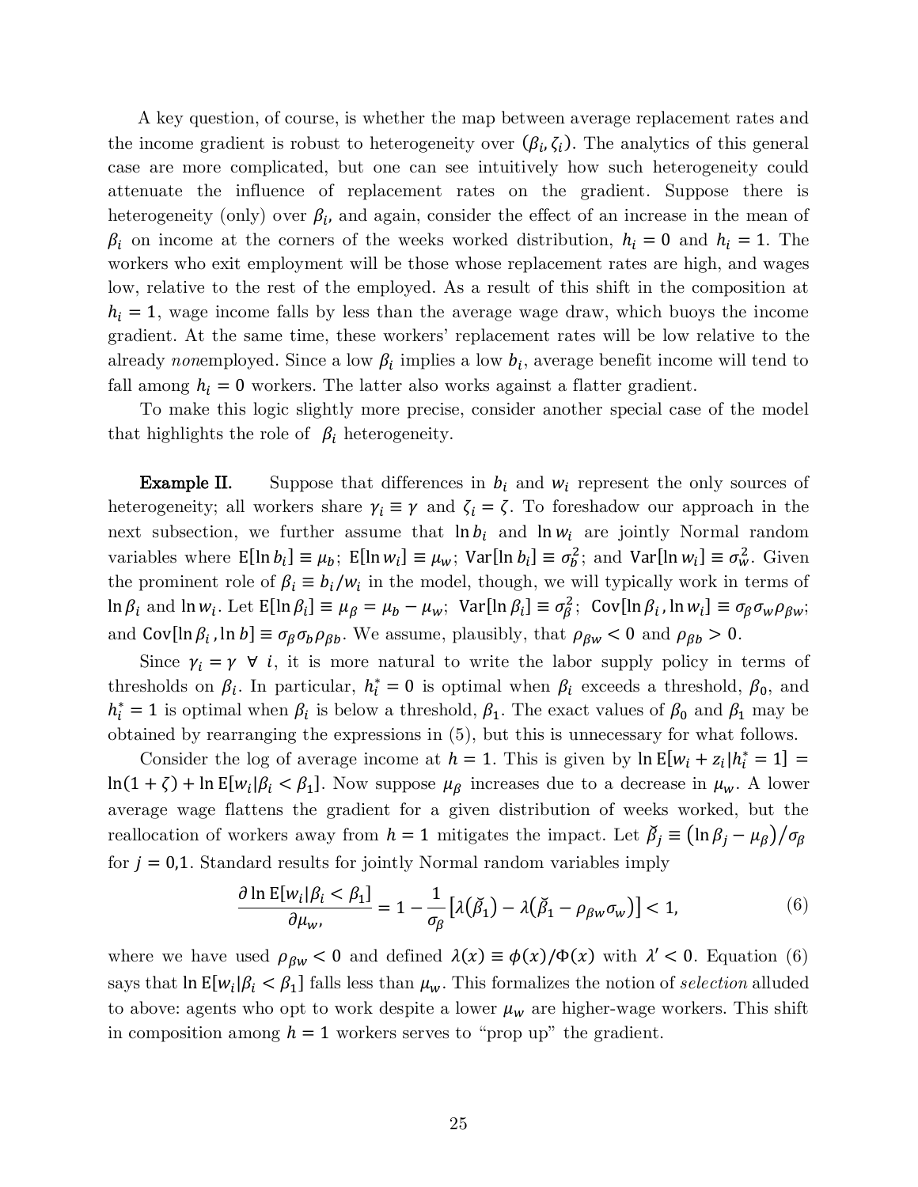A key question, of course, is whether the map between average replacement rates and the income gradient is robust to heterogeneity over $(\beta_i, \zeta_i)$. The analytics of this general case are more complicated, but one can see intuitively how such heterogeneity could attenuate the influence of replacement rates on the gradient. Suppose there is heterogeneity (only) over $\beta_i$, and again, consider the effect of an increase in the mean of $\beta_i$ on income at the corners of the weeks worked distribution, $h_i = 0$ and $h_i = 1$. The workers who exit employment will be those whose replacement rates are high, and wages low, relative to the rest of the employed. As a result of this shift in the composition at $h_i = 1$, wage income falls by less than the average wage draw, which buoys the income gradient. At the same time, these workers' replacement rates will be low relative to the already *non*employed. Since a low $\beta_i$ implies a low $b_i$, average benefit income will tend to fall among $h_i = 0$ workers. The latter also works against a flatter gradient.

To make this logic slightly more precise, consider another special case of the model that highlights the role of $\beta_i$ heterogeneity.

**Example II.** Suppose that differences in $b_i$ and $w_i$ represent the only sources of heterogeneity; all workers share $\gamma_i \equiv \gamma$ and $\zeta_i = \zeta$. To foreshadow our approach in the next subsection, we further assume that $\ln b_i$ and $\ln w_i$ are jointly Normal random variables where $\mathsf{E}[\ln b_i] \equiv \mu_b$; $\mathsf{E}[\ln w_i] \equiv \mu_w$; $\mathsf{Var}[\ln b_i] \equiv \sigma_b^2$; and $\mathsf{Var}[\ln w_i] \equiv \sigma_w^2$. Given the prominent role of $\beta_i \equiv b_i/w_i$ in the model, though, we will typically work in terms of $\ln \beta_i$ and $\ln w_i$. Let $\mathsf{E}[\ln \beta_i] \equiv \mu_\beta = \mu_b - \mu_w$; $\mathsf{Var}[\ln \beta_i] \equiv \sigma_\beta^2$; $\mathsf{Cov}[\ln \beta_i, \ln w_i] \equiv \sigma_\beta \sigma_w \rho_{\beta w}$; and $\mathsf{Cov}[\ln \beta_i, \ln b] \equiv \sigma_\beta \sigma_b \rho_{\beta b}$. We assume, plausibly, that $\rho_{\beta w} < 0$ and $\rho_{\beta b} > 0$.

Since $\gamma_i = \gamma \;\; \forall \;\; i$, it is more natural to write the labor supply policy in terms of thresholds on $\beta_i$. In particular, $h_i^* = 0$ is optimal when $\beta_i$ exceeds a threshold, $\beta_0$, and $h_i^* = 1$ is optimal when $\beta_i$ is below a threshold, $\beta_1$. The exact values of $\beta_0$ and $\beta_1$ may be obtained by rearranging the expressions in (5), but this is unnecessary for what follows.

Consider the log of average income at $h = 1$. This is given by $\ln \mathsf{E}[w_i + z_i | h_i^* = 1] = \ln(1 + \zeta) + \ln \mathsf{E}[w_i | \beta_i < \beta_1]$. Now suppose $\mu_\beta$ increases due to a decrease in $\mu_w$. A lower average wage flattens the gradient for a given distribution of weeks worked, but the reallocation of workers away from $h = 1$ mitigates the impact. Let $\breve{\beta}_j \equiv (\ln \beta_j - \mu_\beta)/\sigma_\beta$ for $j = 0,1$. Standard results for jointly Normal random variables imply

$$\frac{\partial \ln \mathsf{E}[w_i | \beta_i < \beta_1]}{\partial \mu_{w},} = 1 - \frac{1}{\sigma_\beta}\left[\lambda(\breve{\beta}_1) - \lambda(\breve{\beta}_1 - \rho_{\beta w}\sigma_w)\right] < 1, \tag{6}$$

where we have used $\rho_{\beta w} < 0$ and defined $\lambda(x) \equiv \phi(x)/\Phi(x)$ with $\lambda' < 0$. Equation (6) says that $\ln \mathsf{E}[w_i | \beta_i < \beta_1]$ falls less than $\mu_w$. This formalizes the notion of *selection* alluded to above: agents who opt to work despite a lower $\mu_w$ are higher-wage workers. This shift in composition among $h = 1$ workers serves to "prop up" the gradient.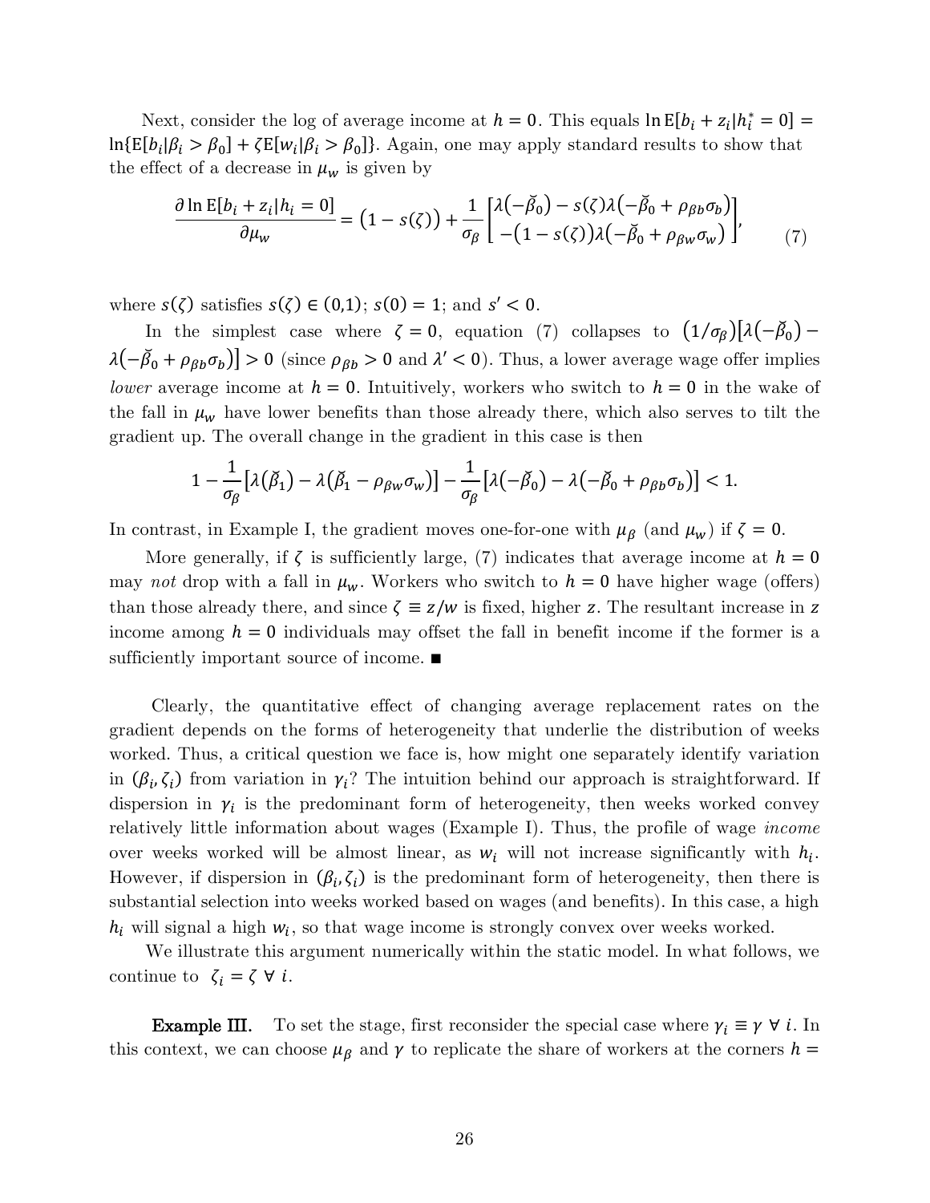Next, consider the log of average income at $h = 0$. This equals $\ln \mathrm{E}[b_i + z_i | h_i^* = 0] = \ln\{\mathrm{E}[b_i | \beta_i > \beta_0] + \zeta \mathrm{E}[w_i | \beta_i > \beta_0]\}$. Again, one may apply standard results to show that the effect of a decrease in $\mu_w$ is given by

$$\frac{\partial \ln \mathrm{E}[b_i + z_i | h_i = 0]}{\partial \mu_w} = \big(1 - s(\zeta)\big) + \frac{1}{\sigma_\beta} \begin{bmatrix} \lambda\big(-\breve{\beta}_0\big) - s(\zeta)\lambda\big(-\breve{\beta}_0 + \rho_{\beta b}\sigma_b\big) \\ -\big(1 - s(\zeta)\big)\lambda\big(-\breve{\beta}_0 + \rho_{\beta w}\sigma_w\big) \end{bmatrix}, \tag{7}$$

where $s(\zeta)$ satisfies $s(\zeta) \in (0,1)$; $s(0) = 1$; and $s' < 0$.

In the simplest case where $\zeta = 0$, equation (7) collapses to $(1/\sigma_\beta)\big[\lambda\big(-\breve{\beta}_0\big) - \lambda\big(-\breve{\beta}_0 + \rho_{\beta b}\sigma_b\big)\big] > 0$ (since $\rho_{\beta b} > 0$ and $\lambda' < 0$). Thus, a lower average wage offer implies *lower* average income at $h = 0$. Intuitively, workers who switch to $h = 0$ in the wake of the fall in $\mu_w$ have lower benefits than those already there, which also serves to tilt the gradient up. The overall change in the gradient in this case is then

$$1 - \frac{1}{\sigma_\beta}\big[\lambda\big(\breve{\beta}_1\big) - \lambda\big(\breve{\beta}_1 - \rho_{\beta w}\sigma_w\big)\big] - \frac{1}{\sigma_\beta}\big[\lambda\big(-\breve{\beta}_0\big) - \lambda\big(-\breve{\beta}_0 + \rho_{\beta b}\sigma_b\big)\big] < 1.$$

In contrast, in Example I, the gradient moves one-for-one with $\mu_\beta$ (and $\mu_w$) if $\zeta = 0$.

More generally, if $\zeta$ is sufficiently large, (7) indicates that average income at $h = 0$ may *not* drop with a fall in $\mu_w$. Workers who switch to $h = 0$ have higher wage (offers) than those already there, and since $\zeta \equiv z/w$ is fixed, higher $z$. The resultant increase in $z$ income among $h = 0$ individuals may offset the fall in benefit income if the former is a sufficiently important source of income. ■

Clearly, the quantitative effect of changing average replacement rates on the gradient depends on the forms of heterogeneity that underlie the distribution of weeks worked. Thus, a critical question we face is, how might one separately identify variation in $(\beta_i, \zeta_i)$ from variation in $\gamma_i$? The intuition behind our approach is straightforward. If dispersion in $\gamma_i$ is the predominant form of heterogeneity, then weeks worked convey relatively little information about wages (Example I). Thus, the profile of wage *income* over weeks worked will be almost linear, as $w_i$ will not increase significantly with $h_i$. However, if dispersion in $(\beta_i, \zeta_i)$ is the predominant form of heterogeneity, then there is substantial selection into weeks worked based on wages (and benefits). In this case, a high $h_i$ will signal a high $w_i$, so that wage income is strongly convex over weeks worked.

We illustrate this argument numerically within the static model. In what follows, we continue to $\zeta_i = \zeta \ \forall \ i$.

**Example III.** To set the stage, first reconsider the special case where $\gamma_i \equiv \gamma \ \forall \ i$. In this context, we can choose $\mu_\beta$ and $\gamma$ to replicate the share of workers at the corners $h =$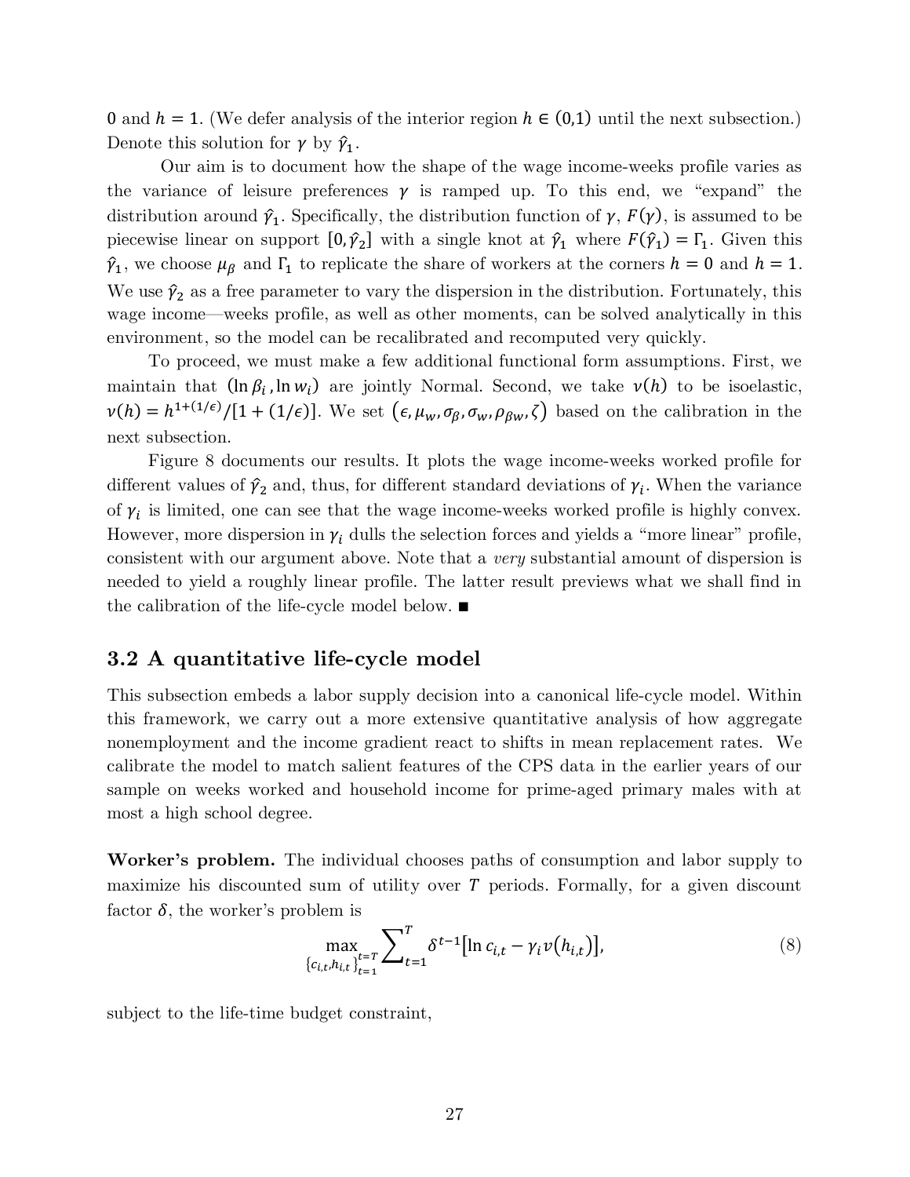0 and $h = 1$. (We defer analysis of the interior region $h \in (0,1)$ until the next subsection.) Denote this solution for $\gamma$ by $\hat{\gamma}_1$.

Our aim is to document how the shape of the wage income-weeks profile varies as the variance of leisure preferences $\gamma$ is ramped up. To this end, we "expand" the distribution around $\hat{\gamma}_1$. Specifically, the distribution function of $\gamma$, $F(\gamma)$, is assumed to be piecewise linear on support $[0, \hat{\gamma}_2]$ with a single knot at $\hat{\gamma}_1$ where $F(\hat{\gamma}_1) = \Gamma_1$. Given this $\hat{\gamma}_1$, we choose $\mu_\beta$ and $\Gamma_1$ to replicate the share of workers at the corners $h = 0$ and $h = 1$. We use $\hat{\gamma}_2$ as a free parameter to vary the dispersion in the distribution. Fortunately, this wage income—weeks profile, as well as other moments, can be solved analytically in this environment, so the model can be recalibrated and recomputed very quickly.

To proceed, we must make a few additional functional form assumptions. First, we maintain that $(\ln \beta_i, \ln w_i)$ are jointly Normal. Second, we take $v(h)$ to be isoelastic, $v(h) = h^{1+(1/\epsilon)}/[1 + (1/\epsilon)]$. We set $(\epsilon, \mu_w, \sigma_\beta, \sigma_w, \rho_{\beta w}, \zeta)$ based on the calibration in the next subsection.

Figure 8 documents our results. It plots the wage income-weeks worked profile for different values of $\hat{\gamma}_2$ and, thus, for different standard deviations of $\gamma_i$. When the variance of $\gamma_i$ is limited, one can see that the wage income-weeks worked profile is highly convex. However, more dispersion in $\gamma_i$ dulls the selection forces and yields a "more linear" profile, consistent with our argument above. Note that a *very* substantial amount of dispersion is needed to yield a roughly linear profile. The latter result previews what we shall find in the calibration of the life-cycle model below. ■

## 3.2 A quantitative life-cycle model

This subsection embeds a labor supply decision into a canonical life-cycle model. Within this framework, we carry out a more extensive quantitative analysis of how aggregate nonemployment and the income gradient react to shifts in mean replacement rates. We calibrate the model to match salient features of the CPS data in the earlier years of our sample on weeks worked and household income for prime-aged primary males with at most a high school degree.

**Worker's problem.** The individual chooses paths of consumption and labor supply to maximize his discounted sum of utility over $T$ periods. Formally, for a given discount factor $\delta$, the worker's problem is

$$\max_{\{c_{i,t}, h_{i,t}\}_{t=1}^{t=T}} \sum_{t=1}^{T} \delta^{t-1} \left[ \ln c_{i,t} - \gamma_i v(h_{i,t}) \right], \tag{8}$$

subject to the life-time budget constraint,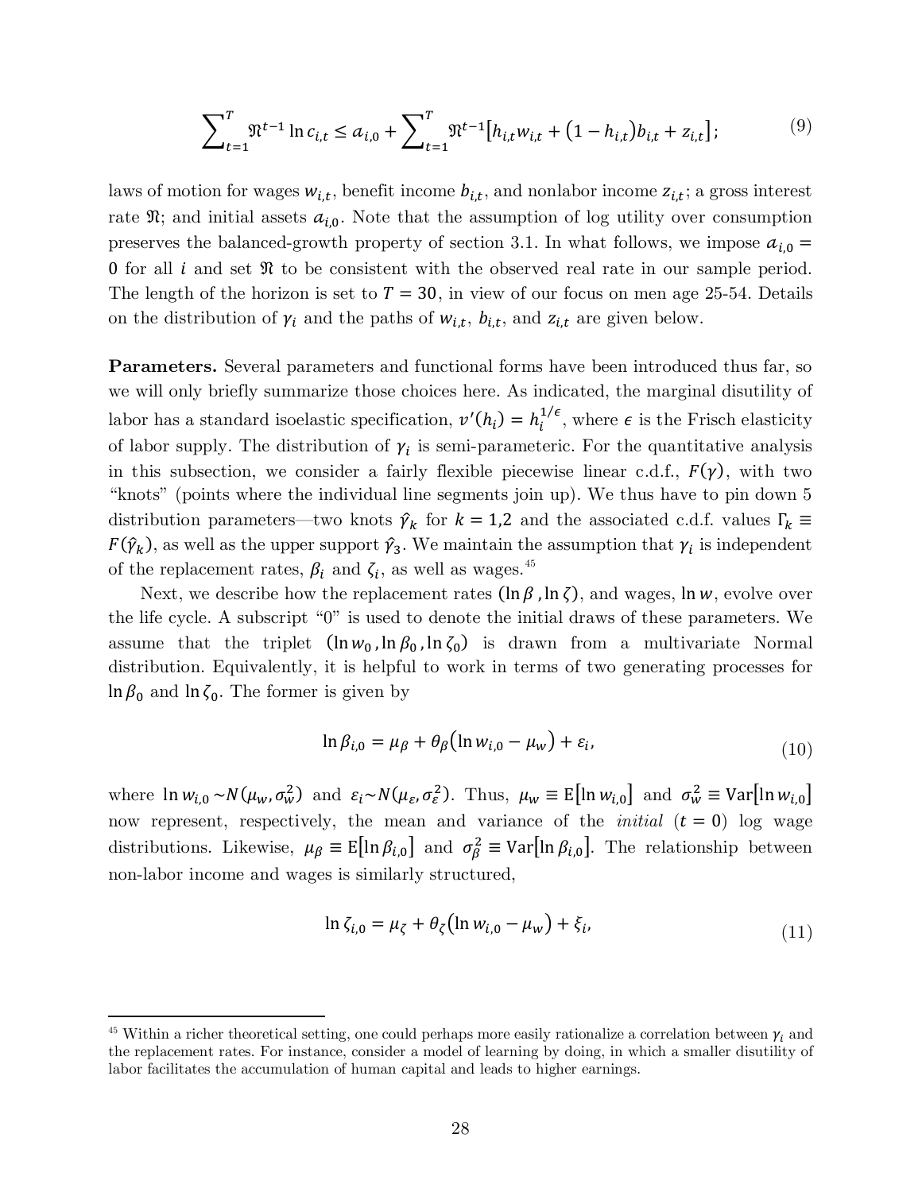$$\sum_{t=1}^{T} \mathfrak{R}^{t-1} \ln c_{i,t} \leq a_{i,0} + \sum_{t=1}^{T} \mathfrak{R}^{t-1}\left[h_{i,t} w_{i,t} + (1 - h_{i,t}) b_{i,t} + z_{i,t}\right]; \tag{9}$$

laws of motion for wages $w_{i,t}$, benefit income $b_{i,t}$, and nonlabor income $z_{i,t}$; a gross interest rate $\mathfrak{R}$; and initial assets $a_{i,0}$. Note that the assumption of log utility over consumption preserves the balanced-growth property of section 3.1. In what follows, we impose $a_{i,0} = 0$ for all $i$ and set $\mathfrak{R}$ to be consistent with the observed real rate in our sample period. The length of the horizon is set to $T = 30$, in view of our focus on men age 25-54. Details on the distribution of $\gamma_i$ and the paths of $w_{i,t}$, $b_{i,t}$, and $z_{i,t}$ are given below.

**Parameters.** Several parameters and functional forms have been introduced thus far, so we will only briefly summarize those choices here. As indicated, the marginal disutility of labor has a standard isoelastic specification, $v'(h_i) = h_i^{1/\epsilon}$, where $\epsilon$ is the Frisch elasticity of labor supply. The distribution of $\gamma_i$ is semi-parameteric. For the quantitative analysis in this subsection, we consider a fairly flexible piecewise linear c.d.f., $F(\gamma)$, with two "knots" (points where the individual line segments join up). We thus have to pin down 5 distribution parameters—two knots $\hat{\gamma}_k$ for $k = 1,2$ and the associated c.d.f. values $\Gamma_k \equiv F(\hat{\gamma}_k)$, as well as the upper support $\hat{\gamma}_3$. We maintain the assumption that $\gamma_i$ is independent of the replacement rates, $\beta_i$ and $\zeta_i$, as well as wages.[45]

Next, we describe how the replacement rates $(\ln\beta, \ln\zeta)$, and wages, $\ln w$, evolve over the life cycle. A subscript "0" is used to denote the initial draws of these parameters. We assume that the triplet $(\ln w_0, \ln\beta_0, \ln\zeta_0)$ is drawn from a multivariate Normal distribution. Equivalently, it is helpful to work in terms of two generating processes for $\ln\beta_0$ and $\ln\zeta_0$. The former is given by

$$\ln\beta_{i,0} = \mu_\beta + \theta_\beta(\ln w_{i,0} - \mu_w) + \varepsilon_i, \tag{10}$$

where $\ln w_{i,0} \sim N(\mu_w, \sigma_w^2)$ and $\varepsilon_i \sim N(\mu_\varepsilon, \sigma_\varepsilon^2)$. Thus, $\mu_w \equiv \mathrm{E}[\ln w_{i,0}]$ and $\sigma_w^2 \equiv \mathrm{Var}[\ln w_{i,0}]$ now represent, respectively, the mean and variance of the *initial* $(t = 0)$ log wage distributions. Likewise, $\mu_\beta \equiv \mathrm{E}[\ln\beta_{i,0}]$ and $\sigma_\beta^2 \equiv \mathrm{Var}[\ln\beta_{i,0}]$. The relationship between non-labor income and wages is similarly structured,

$$\ln\zeta_{i,0} = \mu_\zeta + \theta_\zeta(\ln w_{i,0} - \mu_w) + \xi_i, \tag{11}$$

[45] Within a richer theoretical setting, one could perhaps more easily rationalize a correlation between $\gamma_i$ and the replacement rates. For instance, consider a model of learning by doing, in which a smaller disutility of labor facilitates the accumulation of human capital and leads to higher earnings.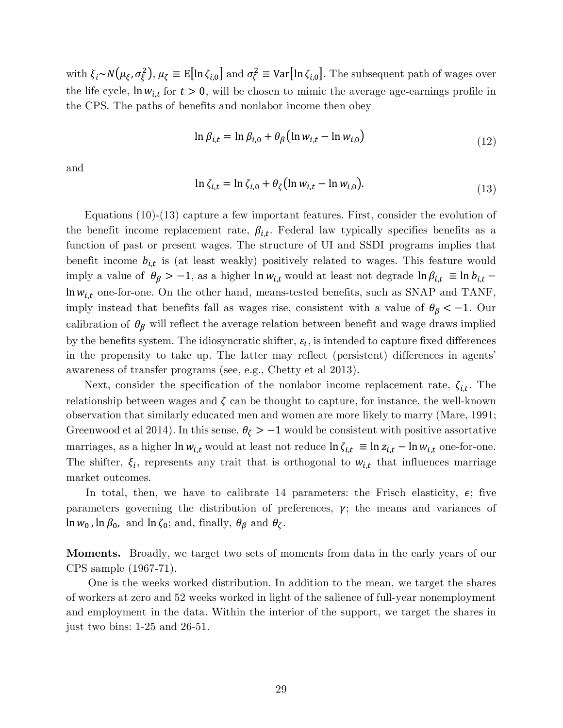with $\xi_i \sim N(\mu_\xi, \sigma_\xi^2)$, $\mu_\zeta \equiv \mathrm{E}[\ln \zeta_{i,0}]$ and $\sigma_\zeta^2 \equiv \mathrm{Var}[\ln \zeta_{i,0}]$. The subsequent path of wages over the life cycle, $\ln w_{i,t}$ for $t > 0$, will be chosen to mimic the average age-earnings profile in the CPS. The paths of benefits and nonlabor income then obey

$$\ln \beta_{i,t} = \ln \beta_{i,0} + \theta_\beta(\ln w_{i,t} - \ln w_{i,0}) \tag{12}$$

and

$$\ln \zeta_{i,t} = \ln \zeta_{i,0} + \theta_\zeta(\ln w_{i,t} - \ln w_{i,0}). \tag{13}$$

Equations (10)-(13) capture a few important features. First, consider the evolution of the benefit income replacement rate, $\beta_{i,t}$. Federal law typically specifies benefits as a function of past or present wages. The structure of UI and SSDI programs implies that benefit income $b_{i,t}$ is (at least weakly) positively related to wages. This feature would imply a value of $\theta_\beta > -1$, as a higher $\ln w_{i,t}$ would at least not degrade $\ln \beta_{i,t} \equiv \ln b_{i,t} - \ln w_{i,t}$ one-for-one. On the other hand, means-tested benefits, such as SNAP and TANF, imply instead that benefits fall as wages rise, consistent with a value of $\theta_\beta < -1$. Our calibration of $\theta_\beta$ will reflect the average relation between benefit and wage draws implied by the benefits system. The idiosyncratic shifter, $\varepsilon_i$, is intended to capture fixed differences in the propensity to take up. The latter may reflect (persistent) differences in agents' awareness of transfer programs (see, e.g., Chetty et al 2013).

Next, consider the specification of the nonlabor income replacement rate, $\zeta_{i,t}$. The relationship between wages and $\zeta$ can be thought to capture, for instance, the well-known observation that similarly educated men and women are more likely to marry (Mare, 1991; Greenwood et al 2014). In this sense, $\theta_\zeta > -1$ would be consistent with positive assortative marriages, as a higher $\ln w_{i,t}$ would at least not reduce $\ln \zeta_{i,t} \equiv \ln z_{i,t} - \ln w_{i,t}$ one-for-one. The shifter, $\xi_i$, represents any trait that is orthogonal to $w_{i,t}$ that influences marriage market outcomes.

In total, then, we have to calibrate 14 parameters: the Frisch elasticity, $\epsilon$; five parameters governing the distribution of preferences, $\gamma$; the means and variances of $\ln w_0$, $\ln \beta_0$, and $\ln \zeta_0$; and, finally, $\theta_\beta$ and $\theta_\zeta$.

**Moments.** Broadly, we target two sets of moments from data in the early years of our CPS sample (1967-71).

One is the weeks worked distribution. In addition to the mean, we target the shares of workers at zero and 52 weeks worked in light of the salience of full-year nonemployment and employment in the data. Within the interior of the support, we target the shares in just two bins: 1-25 and 26-51.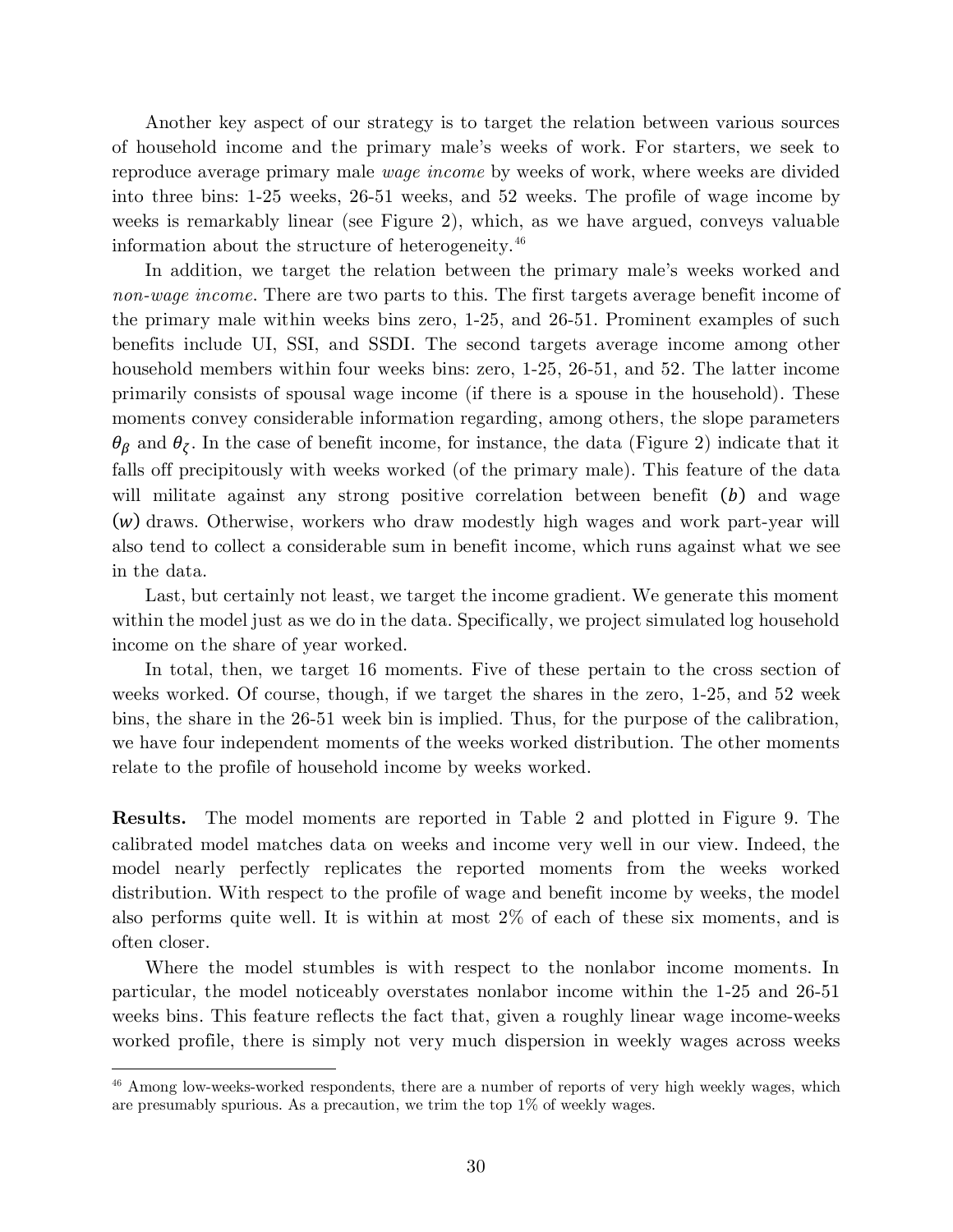Another key aspect of our strategy is to target the relation between various sources of household income and the primary male's weeks of work. For starters, we seek to reproduce average primary male *wage income* by weeks of work, where weeks are divided into three bins: 1-25 weeks, 26-51 weeks, and 52 weeks. The profile of wage income by weeks is remarkably linear (see Figure 2), which, as we have argued, conveys valuable information about the structure of heterogeneity.[46]

In addition, we target the relation between the primary male's weeks worked and *non-wage income*. There are two parts to this. The first targets average benefit income of the primary male within weeks bins zero, 1-25, and 26-51. Prominent examples of such benefits include UI, SSI, and SSDI. The second targets average income among other household members within four weeks bins: zero, 1-25, 26-51, and 52. The latter income primarily consists of spousal wage income (if there is a spouse in the household). These moments convey considerable information regarding, among others, the slope parameters $\theta_\beta$ and $\theta_\zeta$. In the case of benefit income, for instance, the data (Figure 2) indicate that it falls off precipitously with weeks worked (of the primary male). This feature of the data will militate against any strong positive correlation between benefit $(b)$ and wage $(w)$ draws. Otherwise, workers who draw modestly high wages and work part-year will also tend to collect a considerable sum in benefit income, which runs against what we see in the data.

Last, but certainly not least, we target the income gradient. We generate this moment within the model just as we do in the data. Specifically, we project simulated log household income on the share of year worked.

In total, then, we target 16 moments. Five of these pertain to the cross section of weeks worked. Of course, though, if we target the shares in the zero, 1-25, and 52 week bins, the share in the 26-51 week bin is implied. Thus, for the purpose of the calibration, we have four independent moments of the weeks worked distribution. The other moments relate to the profile of household income by weeks worked.

**Results.** The model moments are reported in Table 2 and plotted in Figure 9. The calibrated model matches data on weeks and income very well in our view. Indeed, the model nearly perfectly replicates the reported moments from the weeks worked distribution. With respect to the profile of wage and benefit income by weeks, the model also performs quite well. It is within at most 2% of each of these six moments, and is often closer.

Where the model stumbles is with respect to the nonlabor income moments. In particular, the model noticeably overstates nonlabor income within the 1-25 and 26-51 weeks bins. This feature reflects the fact that, given a roughly linear wage income-weeks worked profile, there is simply not very much dispersion in weekly wages across weeks

---

[46] Among low-weeks-worked respondents, there are a number of reports of very high weekly wages, which are presumably spurious. As a precaution, we trim the top 1% of weekly wages.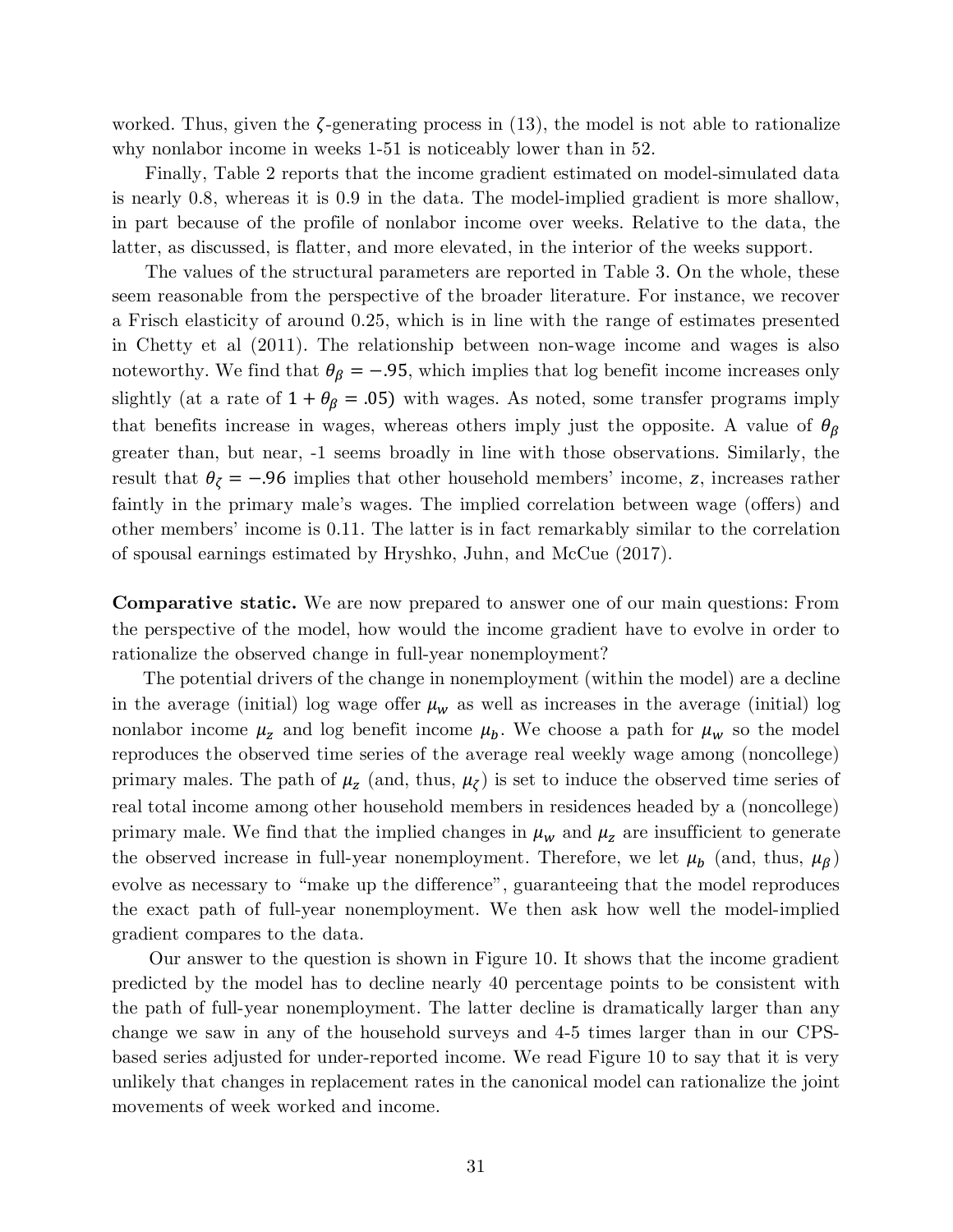worked. Thus, given the $\zeta$-generating process in (13), the model is not able to rationalize why nonlabor income in weeks 1-51 is noticeably lower than in 52.

Finally, Table 2 reports that the income gradient estimated on model-simulated data is nearly 0.8, whereas it is 0.9 in the data. The model-implied gradient is more shallow, in part because of the profile of nonlabor income over weeks. Relative to the data, the latter, as discussed, is flatter, and more elevated, in the interior of the weeks support.

The values of the structural parameters are reported in Table 3. On the whole, these seem reasonable from the perspective of the broader literature. For instance, we recover a Frisch elasticity of around 0.25, which is in line with the range of estimates presented in Chetty et al (2011). The relationship between non-wage income and wages is also noteworthy. We find that $\theta_\beta = -.95$, which implies that log benefit income increases only slightly (at a rate of $1 + \theta_\beta = .05$) with wages. As noted, some transfer programs imply that benefits increase in wages, whereas others imply just the opposite. A value of $\theta_\beta$ greater than, but near, -1 seems broadly in line with those observations. Similarly, the result that $\theta_\zeta = -.96$ implies that other household members' income, $z$, increases rather faintly in the primary male's wages. The implied correlation between wage (offers) and other members' income is 0.11. The latter is in fact remarkably similar to the correlation of spousal earnings estimated by Hryshko, Juhn, and McCue (2017).

**Comparative static.** We are now prepared to answer one of our main questions: From the perspective of the model, how would the income gradient have to evolve in order to rationalize the observed change in full-year nonemployment?

The potential drivers of the change in nonemployment (within the model) are a decline in the average (initial) log wage offer $\mu_w$ as well as increases in the average (initial) log nonlabor income $\mu_z$ and log benefit income $\mu_b$. We choose a path for $\mu_w$ so the model reproduces the observed time series of the average real weekly wage among (noncollege) primary males. The path of $\mu_z$ (and, thus, $\mu_\zeta$) is set to induce the observed time series of real total income among other household members in residences headed by a (noncollege) primary male. We find that the implied changes in $\mu_w$ and $\mu_z$ are insufficient to generate the observed increase in full-year nonemployment. Therefore, we let $\mu_b$ (and, thus, $\mu_\beta$) evolve as necessary to "make up the difference", guaranteeing that the model reproduces the exact path of full-year nonemployment. We then ask how well the model-implied gradient compares to the data.

Our answer to the question is shown in Figure 10. It shows that the income gradient predicted by the model has to decline nearly 40 percentage points to be consistent with the path of full-year nonemployment. The latter decline is dramatically larger than any change we saw in any of the household surveys and 4-5 times larger than in our CPS-based series adjusted for under-reported income. We read Figure 10 to say that it is very unlikely that changes in replacement rates in the canonical model can rationalize the joint movements of week worked and income.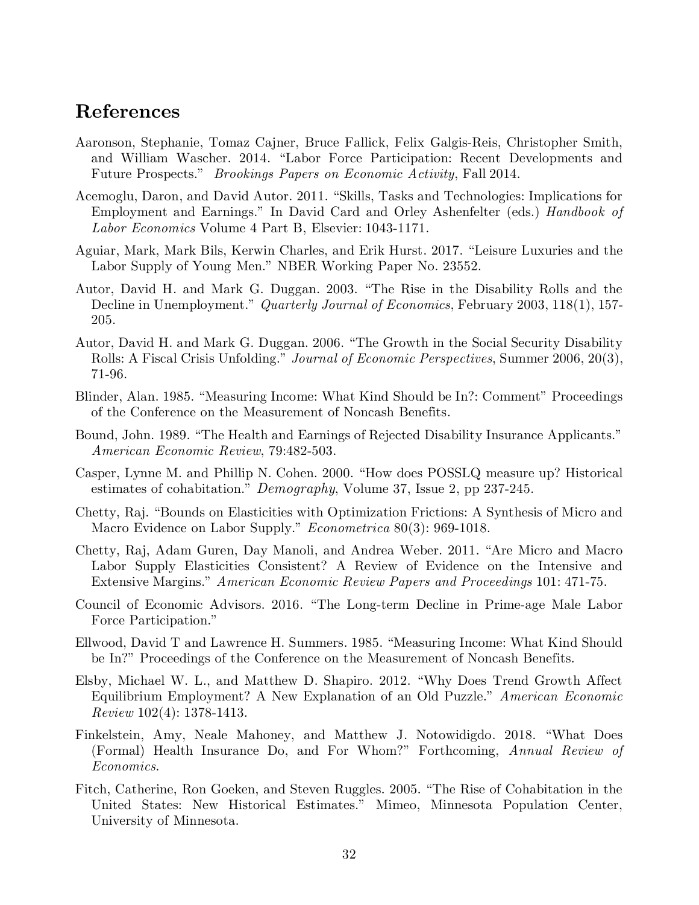## References

Aaronson, Stephanie, Tomaz Cajner, Bruce Fallick, Felix Galgis-Reis, Christopher Smith, and William Wascher. 2014. "Labor Force Participation: Recent Developments and Future Prospects." *Brookings Papers on Economic Activity*, Fall 2014.

Acemoglu, Daron, and David Autor. 2011. "Skills, Tasks and Technologies: Implications for Employment and Earnings." In David Card and Orley Ashenfelter (eds.) *Handbook of Labor Economics* Volume 4 Part B, Elsevier: 1043-1171.

Aguiar, Mark, Mark Bils, Kerwin Charles, and Erik Hurst. 2017. "Leisure Luxuries and the Labor Supply of Young Men." NBER Working Paper No. 23552.

Autor, David H. and Mark G. Duggan. 2003. "The Rise in the Disability Rolls and the Decline in Unemployment." *Quarterly Journal of Economics*, February 2003, 118(1), 157-205.

Autor, David H. and Mark G. Duggan. 2006. "The Growth in the Social Security Disability Rolls: A Fiscal Crisis Unfolding." *Journal of Economic Perspectives*, Summer 2006, 20(3), 71-96.

Blinder, Alan. 1985. "Measuring Income: What Kind Should be In?: Comment" Proceedings of the Conference on the Measurement of Noncash Benefits.

Bound, John. 1989. "The Health and Earnings of Rejected Disability Insurance Applicants." *American Economic Review*, 79:482-503.

Casper, Lynne M. and Phillip N. Cohen. 2000. "How does POSSLQ measure up? Historical estimates of cohabitation." *Demography*, Volume 37, Issue 2, pp 237-245.

Chetty, Raj. "Bounds on Elasticities with Optimization Frictions: A Synthesis of Micro and Macro Evidence on Labor Supply." *Econometrica* 80(3): 969-1018.

Chetty, Raj, Adam Guren, Day Manoli, and Andrea Weber. 2011. "Are Micro and Macro Labor Supply Elasticities Consistent? A Review of Evidence on the Intensive and Extensive Margins." *American Economic Review Papers and Proceedings* 101: 471-75.

Council of Economic Advisors. 2016. "The Long-term Decline in Prime-age Male Labor Force Participation."

Ellwood, David T and Lawrence H. Summers. 1985. "Measuring Income: What Kind Should be In?" Proceedings of the Conference on the Measurement of Noncash Benefits.

Elsby, Michael W. L., and Matthew D. Shapiro. 2012. "Why Does Trend Growth Affect Equilibrium Employment? A New Explanation of an Old Puzzle." *American Economic Review* 102(4): 1378-1413.

Finkelstein, Amy, Neale Mahoney, and Matthew J. Notowidigdo. 2018. "What Does (Formal) Health Insurance Do, and For Whom?" Forthcoming, *Annual Review of Economics.*

Fitch, Catherine, Ron Goeken, and Steven Ruggles. 2005. "The Rise of Cohabitation in the United States: New Historical Estimates." Mimeo, Minnesota Population Center, University of Minnesota.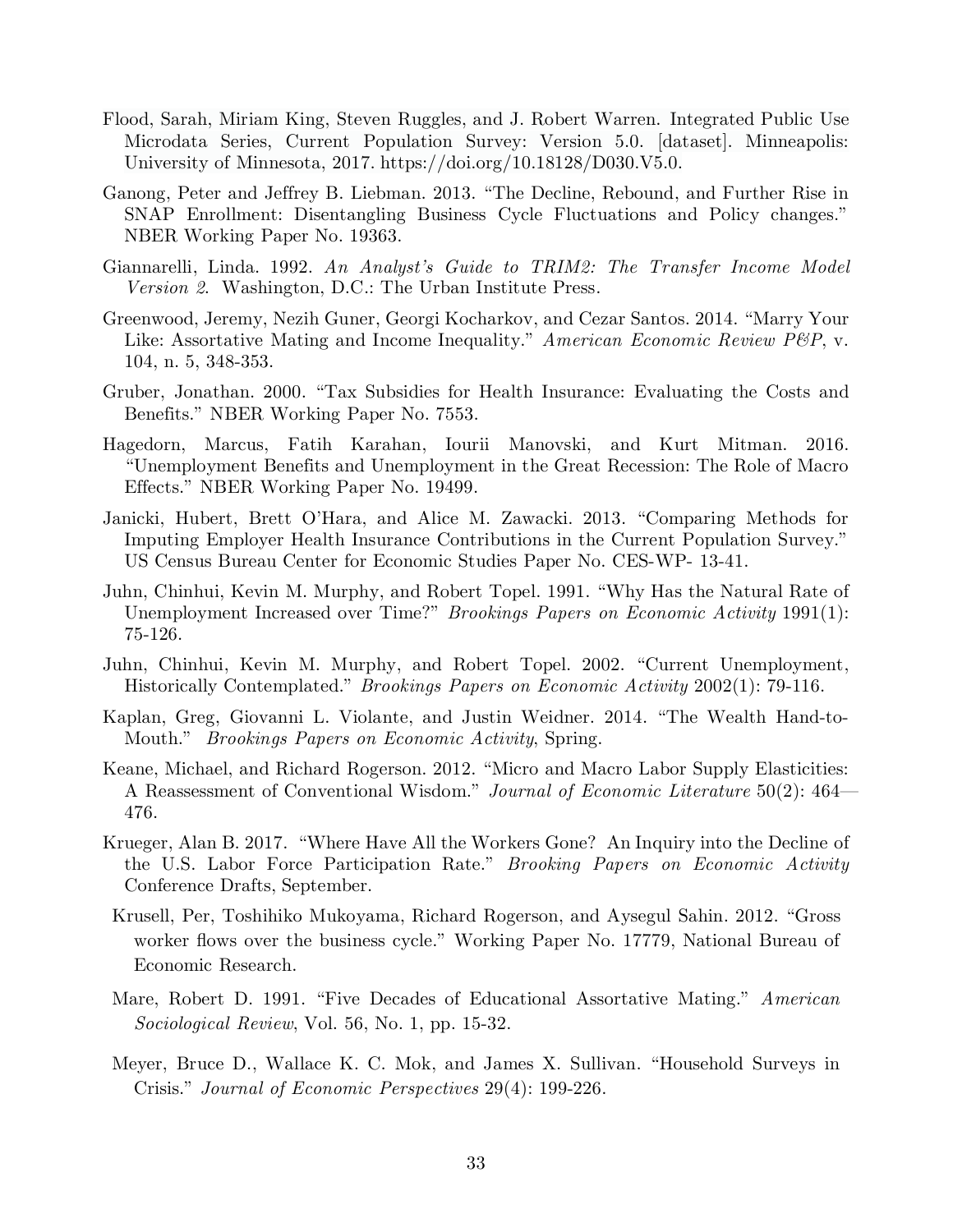Flood, Sarah, Miriam King, Steven Ruggles, and J. Robert Warren. Integrated Public Use Microdata Series, Current Population Survey: Version 5.0. [dataset]. Minneapolis: University of Minnesota, 2017. https://doi.org/10.18128/D030.V5.0.

Ganong, Peter and Jeffrey B. Liebman. 2013. "The Decline, Rebound, and Further Rise in SNAP Enrollment: Disentangling Business Cycle Fluctuations and Policy changes." NBER Working Paper No. 19363.

Giannarelli, Linda. 1992. *An Analyst's Guide to TRIM2: The Transfer Income Model Version 2*. Washington, D.C.: The Urban Institute Press.

Greenwood, Jeremy, Nezih Guner, Georgi Kocharkov, and Cezar Santos. 2014. "Marry Your Like: Assortative Mating and Income Inequality." *American Economic Review P&P*, v. 104, n. 5, 348-353.

Gruber, Jonathan. 2000. "Tax Subsidies for Health Insurance: Evaluating the Costs and Benefits." NBER Working Paper No. 7553.

Hagedorn, Marcus, Fatih Karahan, Iourii Manovski, and Kurt Mitman. 2016. "Unemployment Benefits and Unemployment in the Great Recession: The Role of Macro Effects." NBER Working Paper No. 19499.

Janicki, Hubert, Brett O'Hara, and Alice M. Zawacki. 2013. "Comparing Methods for Imputing Employer Health Insurance Contributions in the Current Population Survey." US Census Bureau Center for Economic Studies Paper No. CES-WP- 13-41.

Juhn, Chinhui, Kevin M. Murphy, and Robert Topel. 1991. "Why Has the Natural Rate of Unemployment Increased over Time?" *Brookings Papers on Economic Activity* 1991(1): 75-126.

Juhn, Chinhui, Kevin M. Murphy, and Robert Topel. 2002. "Current Unemployment, Historically Contemplated." *Brookings Papers on Economic Activity* 2002(1): 79-116.

Kaplan, Greg, Giovanni L. Violante, and Justin Weidner. 2014. "The Wealth Hand-to-Mouth." *Brookings Papers on Economic Activity*, Spring.

Keane, Michael, and Richard Rogerson. 2012. "Micro and Macro Labor Supply Elasticities: A Reassessment of Conventional Wisdom." *Journal of Economic Literature* 50(2): 464—476.

Krueger, Alan B. 2017. "Where Have All the Workers Gone? An Inquiry into the Decline of the U.S. Labor Force Participation Rate." *Brooking Papers on Economic Activity* Conference Drafts, September.

Krusell, Per, Toshihiko Mukoyama, Richard Rogerson, and Aysegul Sahin. 2012. "Gross worker flows over the business cycle." Working Paper No. 17779, National Bureau of Economic Research.

Mare, Robert D. 1991. "Five Decades of Educational Assortative Mating." *American Sociological Review*, Vol. 56, No. 1, pp. 15-32.

Meyer, Bruce D., Wallace K. C. Mok, and James X. Sullivan. "Household Surveys in Crisis." *Journal of Economic Perspectives* 29(4): 199-226.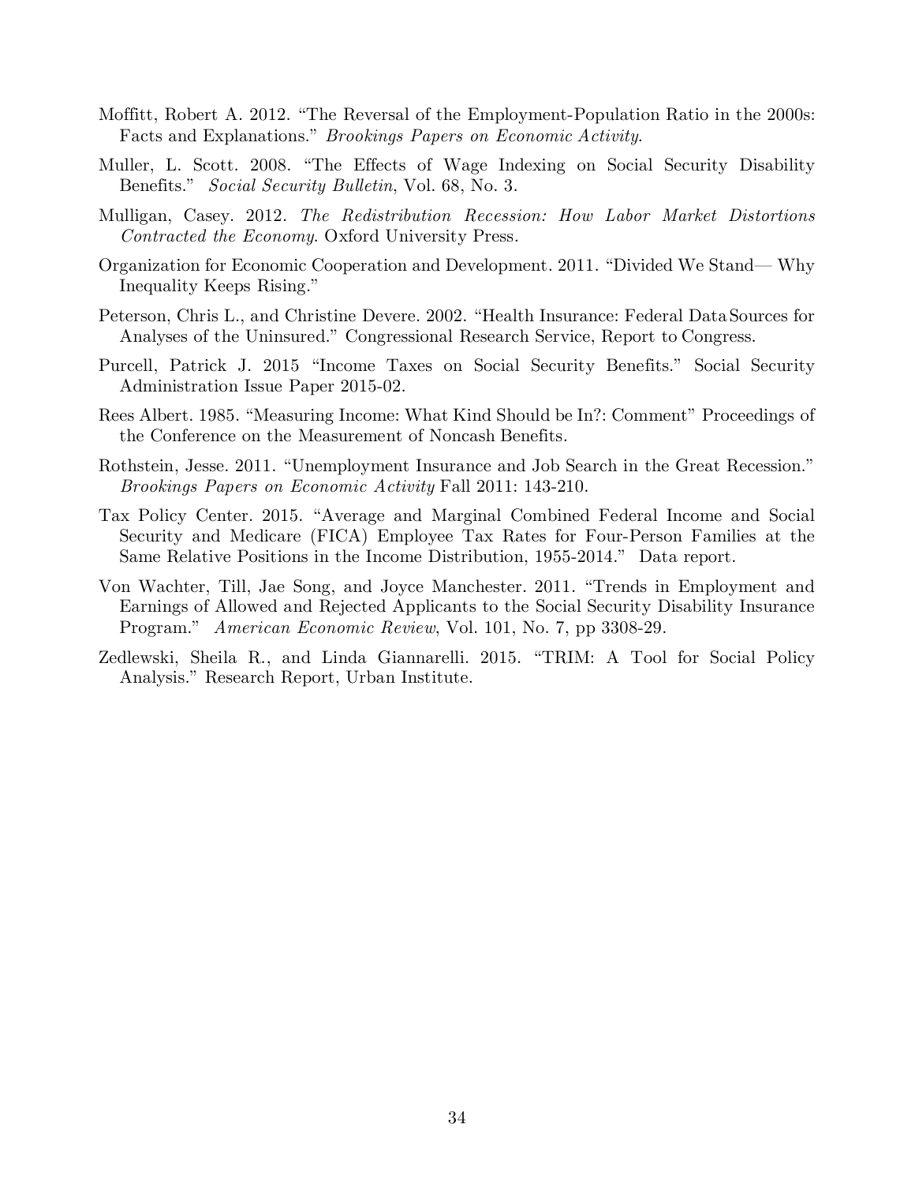Moffitt, Robert A. 2012. "The Reversal of the Employment-Population Ratio in the 2000s: Facts and Explanations." *Brookings Papers on Economic Activity*.

Muller, L. Scott. 2008. "The Effects of Wage Indexing on Social Security Disability Benefits." *Social Security Bulletin*, Vol. 68, No. 3.

Mulligan, Casey. 2012. *The Redistribution Recession: How Labor Market Distortions Contracted the Economy*. Oxford University Press.

Organization for Economic Cooperation and Development. 2011. "Divided We Stand— Why Inequality Keeps Rising."

Peterson, Chris L., and Christine Devere. 2002. "Health Insurance: Federal Data Sources for Analyses of the Uninsured." Congressional Research Service, Report to Congress.

Purcell, Patrick J. 2015 "Income Taxes on Social Security Benefits." Social Security Administration Issue Paper 2015-02.

Rees Albert. 1985. "Measuring Income: What Kind Should be In?: Comment" Proceedings of the Conference on the Measurement of Noncash Benefits.

Rothstein, Jesse. 2011. "Unemployment Insurance and Job Search in the Great Recession." *Brookings Papers on Economic Activity* Fall 2011: 143-210.

Tax Policy Center. 2015. "Average and Marginal Combined Federal Income and Social Security and Medicare (FICA) Employee Tax Rates for Four-Person Families at the Same Relative Positions in the Income Distribution, 1955-2014." Data report.

Von Wachter, Till, Jae Song, and Joyce Manchester. 2011. "Trends in Employment and Earnings of Allowed and Rejected Applicants to the Social Security Disability Insurance Program." *American Economic Review*, Vol. 101, No. 7, pp 3308-29.

Zedlewski, Sheila R., and Linda Giannarelli. 2015. "TRIM: A Tool for Social Policy Analysis." Research Report, Urban Institute.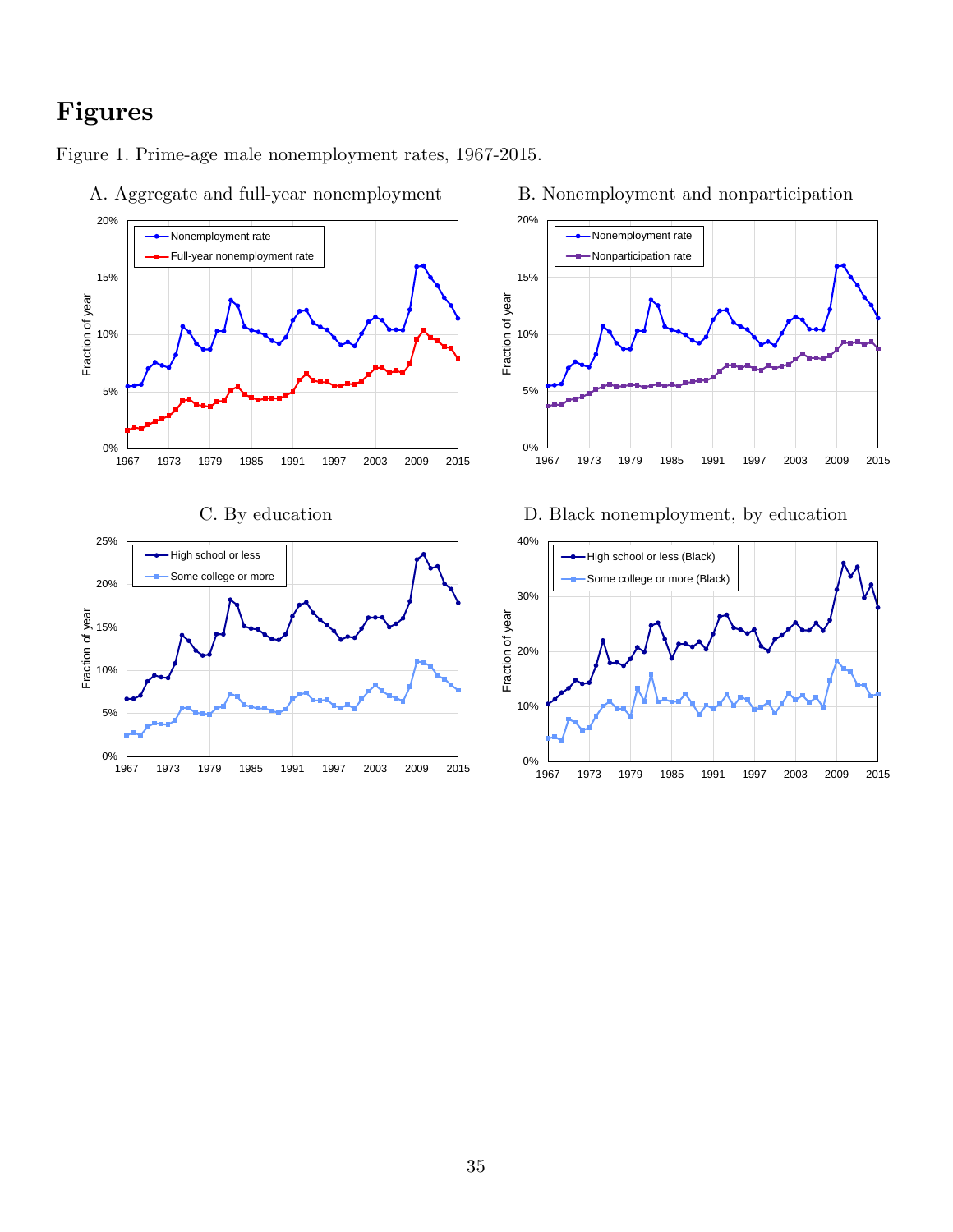# Figures

Figure 1. Prime-age male nonemployment rates, 1967-2015.

A. Aggregate and full-year nonemployment

B. Nonemployment and nonparticipation

C. By education

D. Black nonemployment, by education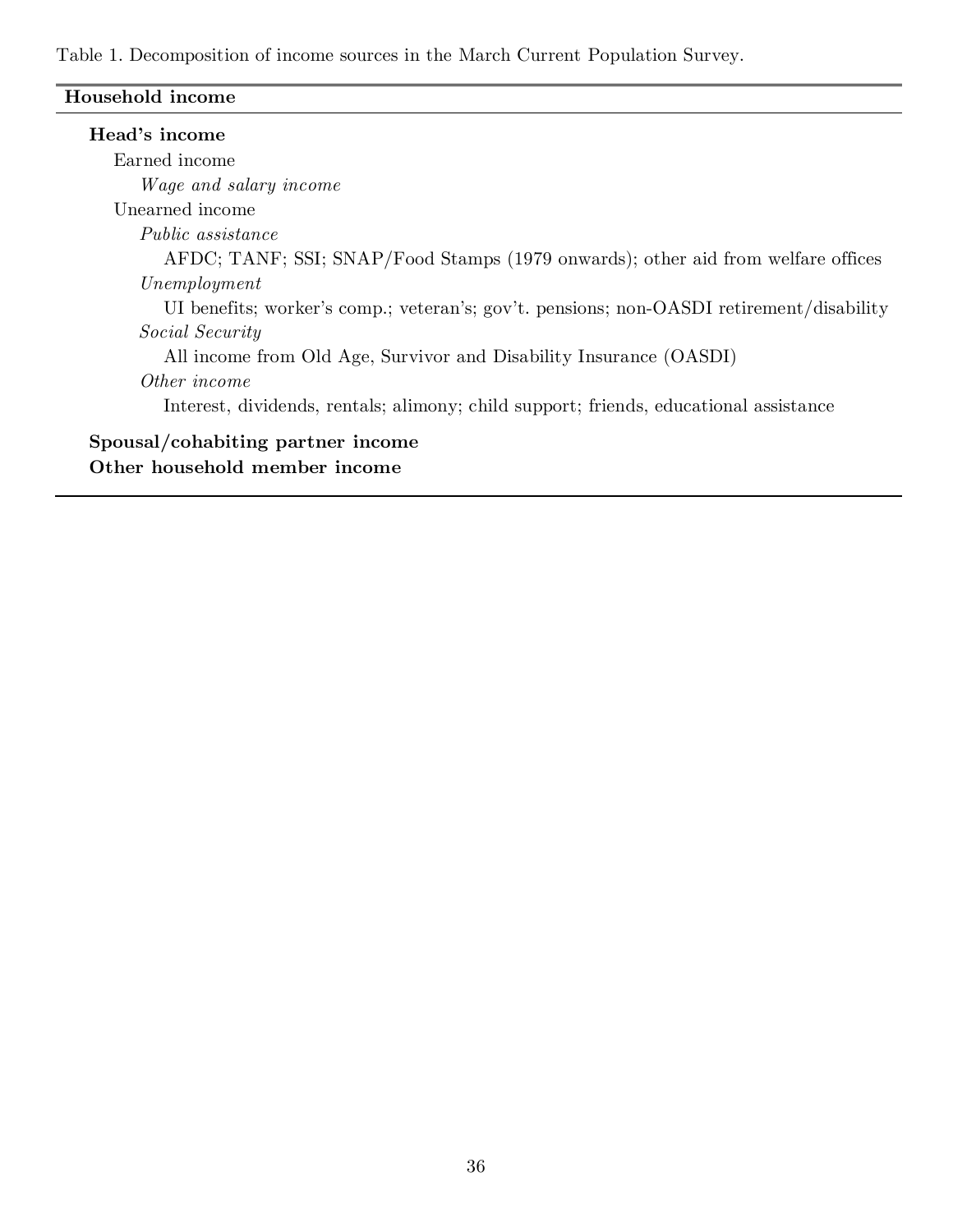Table 1. Decomposition of income sources in the March Current Population Survey.

| **Household income** |
|---|
| **Head's income** |
| Earned income |
| *Wage and salary income* |
| Unearned income |
| *Public assistance* |
| AFDC; TANF; SSI; SNAP/Food Stamps (1979 onwards); other aid from welfare offices |
| *Unemployment* |
| UI benefits; worker's comp.; veteran's; gov't. pensions; non-OASDI retirement/disability |
| *Social Security* |
| All income from Old Age, Survivor and Disability Insurance (OASDI) |
| *Other income* |
| Interest, dividends, rentals; alimony; child support; friends, educational assistance |
| **Spousal/cohabiting partner income** |
| **Other household member income** |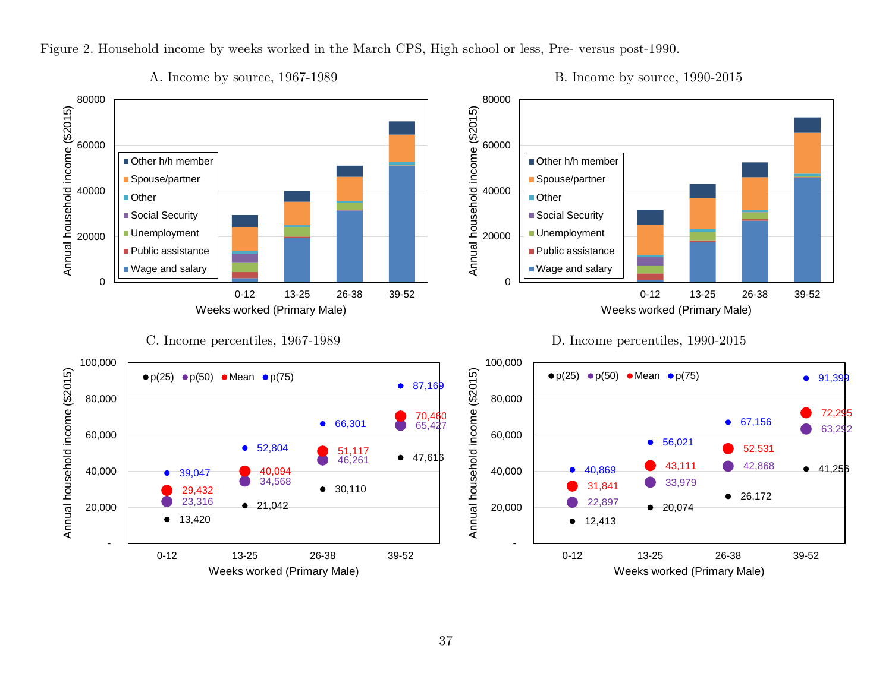Figure 2. Household income by weeks worked in the March CPS, High school or less, Pre- versus post-1990.

A. Income by source, 1967-1989

B. Income by source, 1990-2015

C. Income percentiles, 1967-1989

| Weeks worked (Primary Male) | p(25) | p(50) | Mean | p(75) |
|---|---|---|---|---|
| 0-12 | 13,420 | 23,316 | 29,432 | 39,047 |
| 13-25 | 21,042 | 34,568 | 40,094 | 52,804 |
| 26-38 | 30,110 | 46,261 | 51,117 | 66,301 |
| 39-52 | 47,616 | 65,427 | 70,460 | 87,169 |

D. Income percentiles, 1990-2015

| Weeks worked (Primary Male) | p(25) | p(50) | Mean | p(75) |
|---|---|---|---|---|
| 0-12 | 12,413 | 22,897 | 31,841 | 40,869 |
| 13-25 | 20,074 | 33,979 | 43,111 | 56,021 |
| 26-38 | 26,172 | 42,868 | 52,531 | 67,156 |
| 39-52 | 41,256 | 63,292 | 72,295 | 91,399 |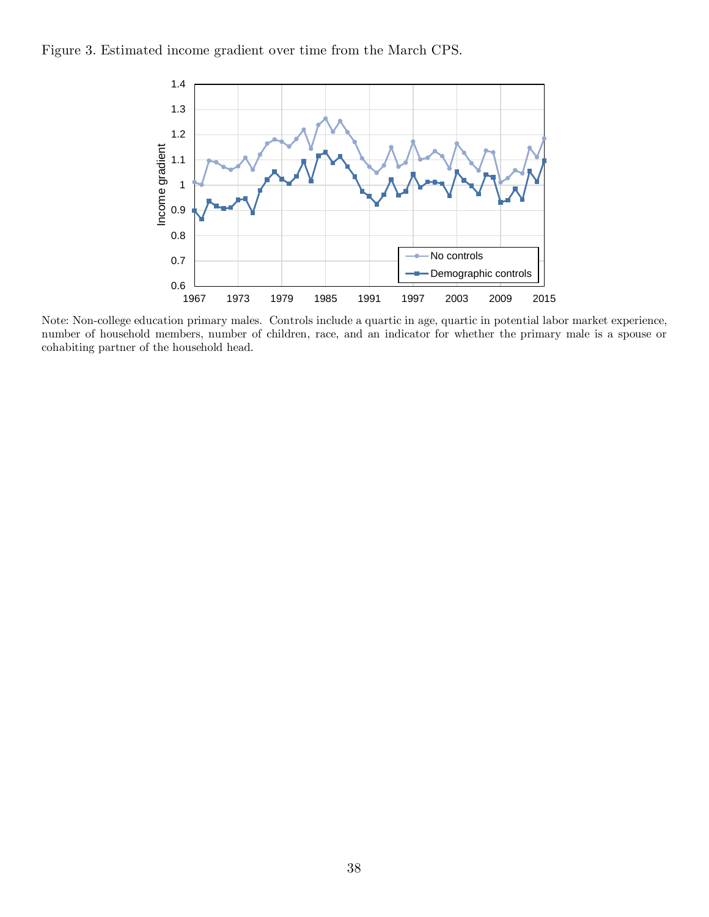Figure 3. Estimated income gradient over time from the March CPS.

Note: Non-college education primary males. Controls include a quartic in age, quartic in potential labor market experience, number of household members, number of children, race, and an indicator for whether the primary male is a spouse or cohabiting partner of the household head.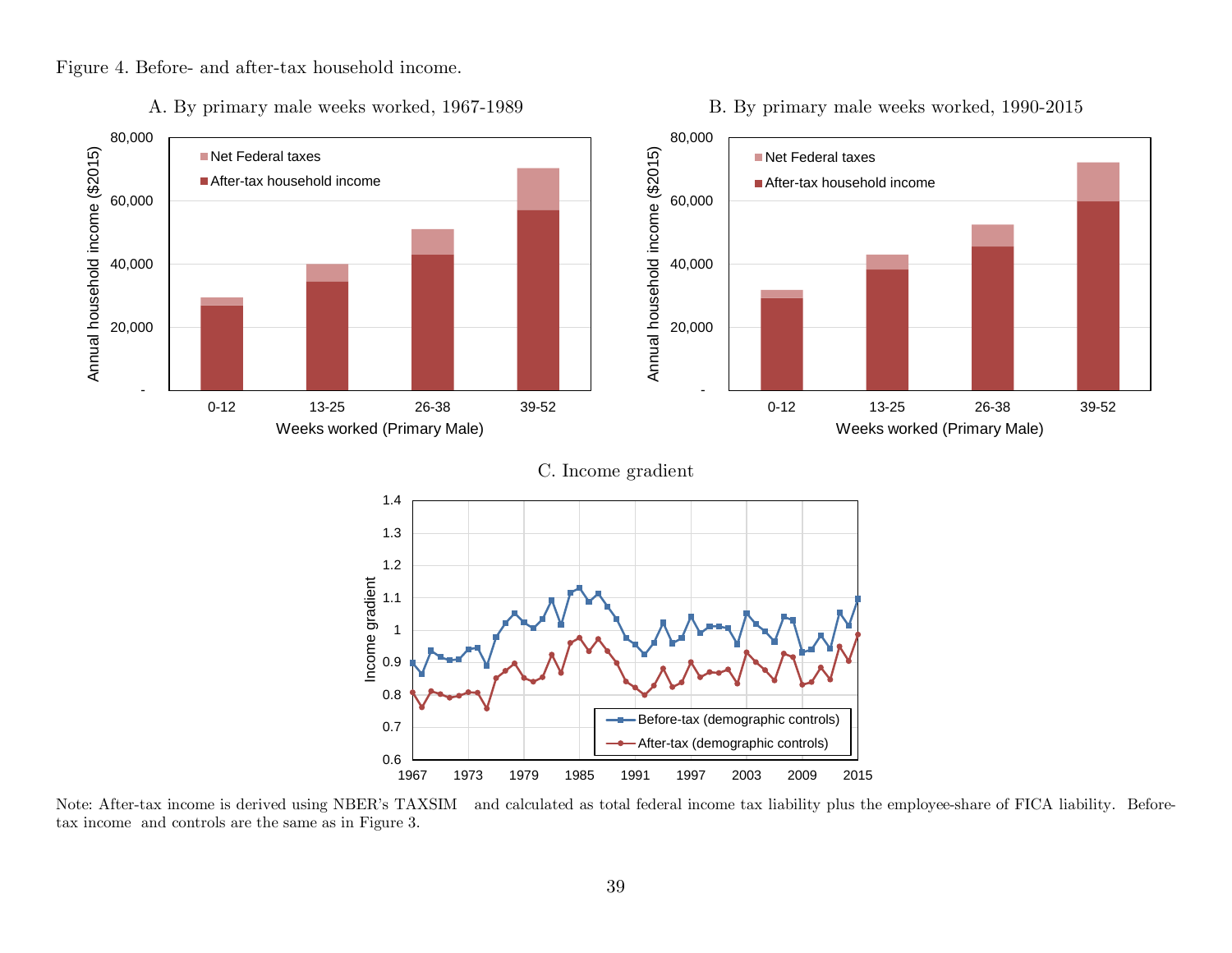Figure 4. Before- and after-tax household income.

A. By primary male weeks worked, 1967-1989

B. By primary male weeks worked, 1990-2015

C. Income gradient

Note: After-tax income is derived using NBER's TAXSIM and calculated as total federal income tax liability plus the employee-share of FICA liability. Before-tax income and controls are the same as in Figure 3.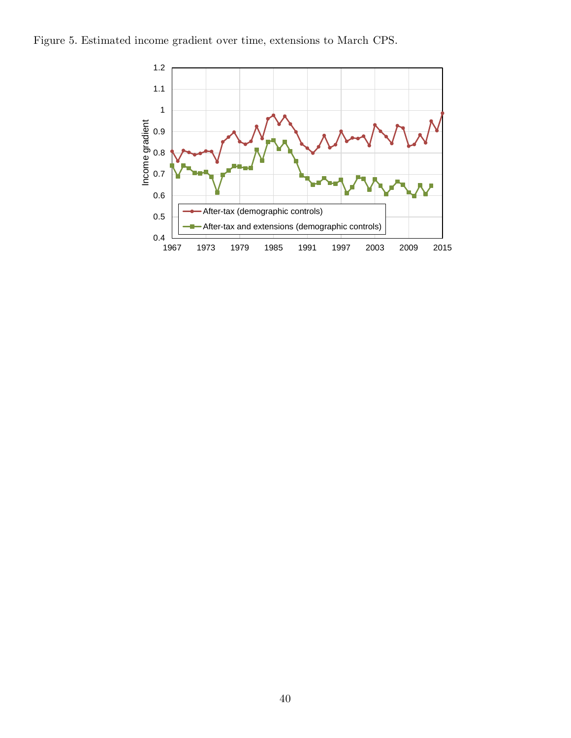Figure 5. Estimated income gradient over time, extensions to March CPS.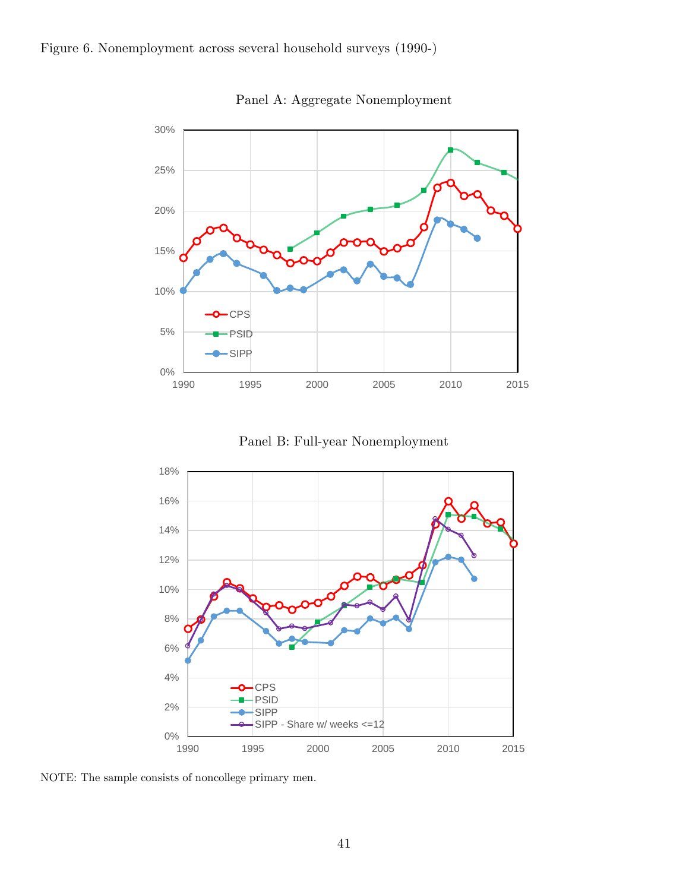Figure 6. Nonemployment across several household surveys (1990-)

Panel A: Aggregate Nonemployment

Panel B: Full-year Nonemployment

NOTE: The sample consists of noncollege primary men.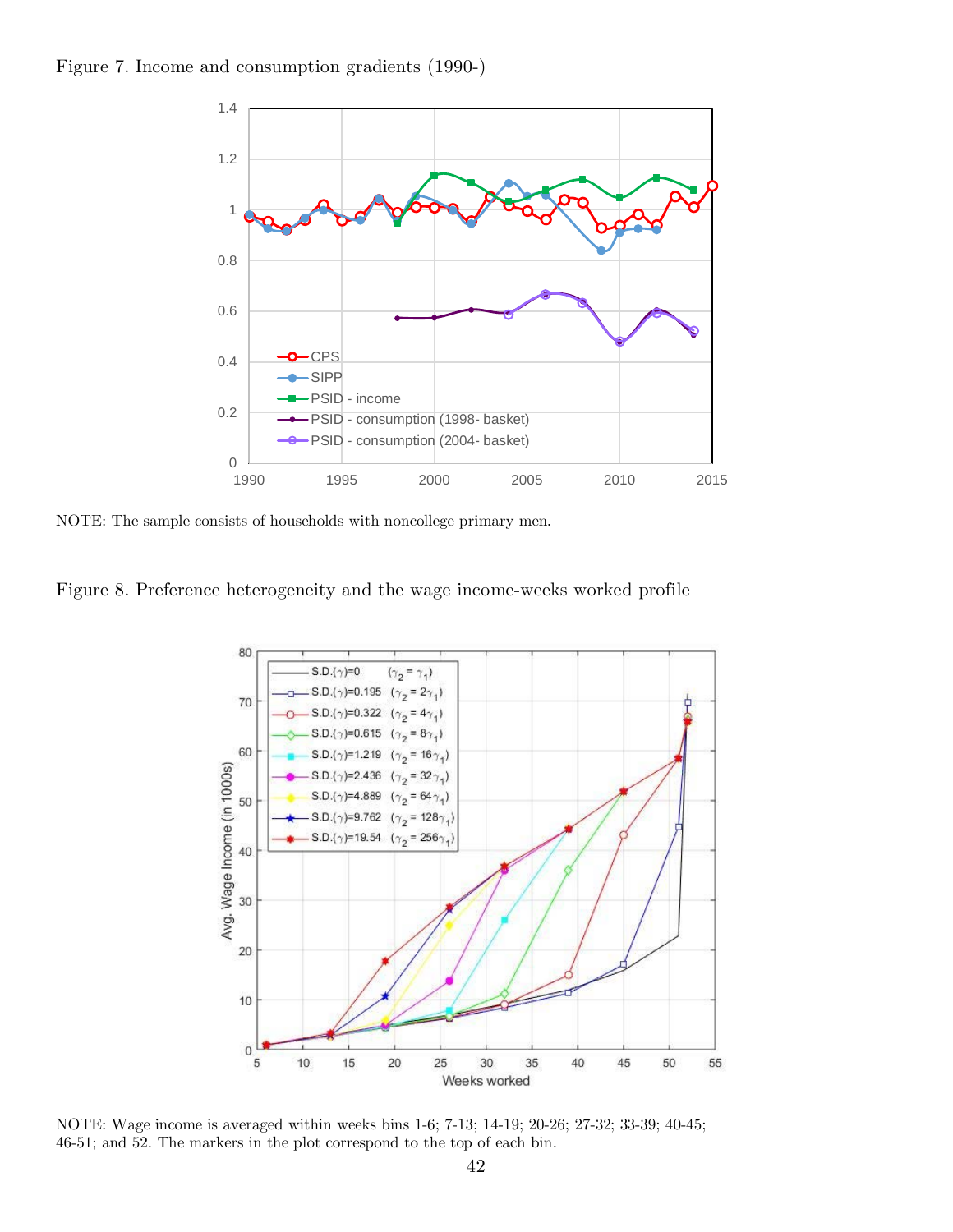Figure 7. Income and consumption gradients (1990-)

NOTE: The sample consists of households with noncollege primary men.

Figure 8. Preference heterogeneity and the wage income-weeks worked profile

NOTE: Wage income is averaged within weeks bins 1-6; 7-13; 14-19; 20-26; 27-32; 33-39; 40-45; 46-51; and 52. The markers in the plot correspond to the top of each bin.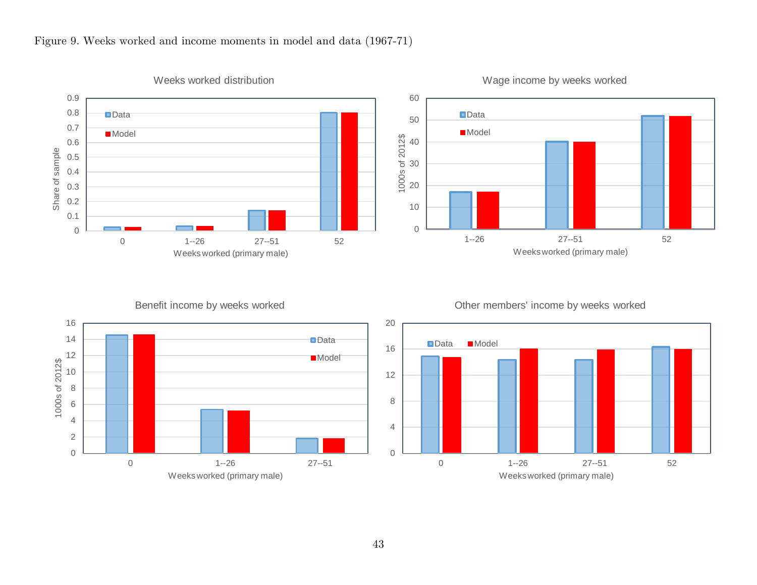Figure 9. Weeks worked and income moments in model and data (1967-71)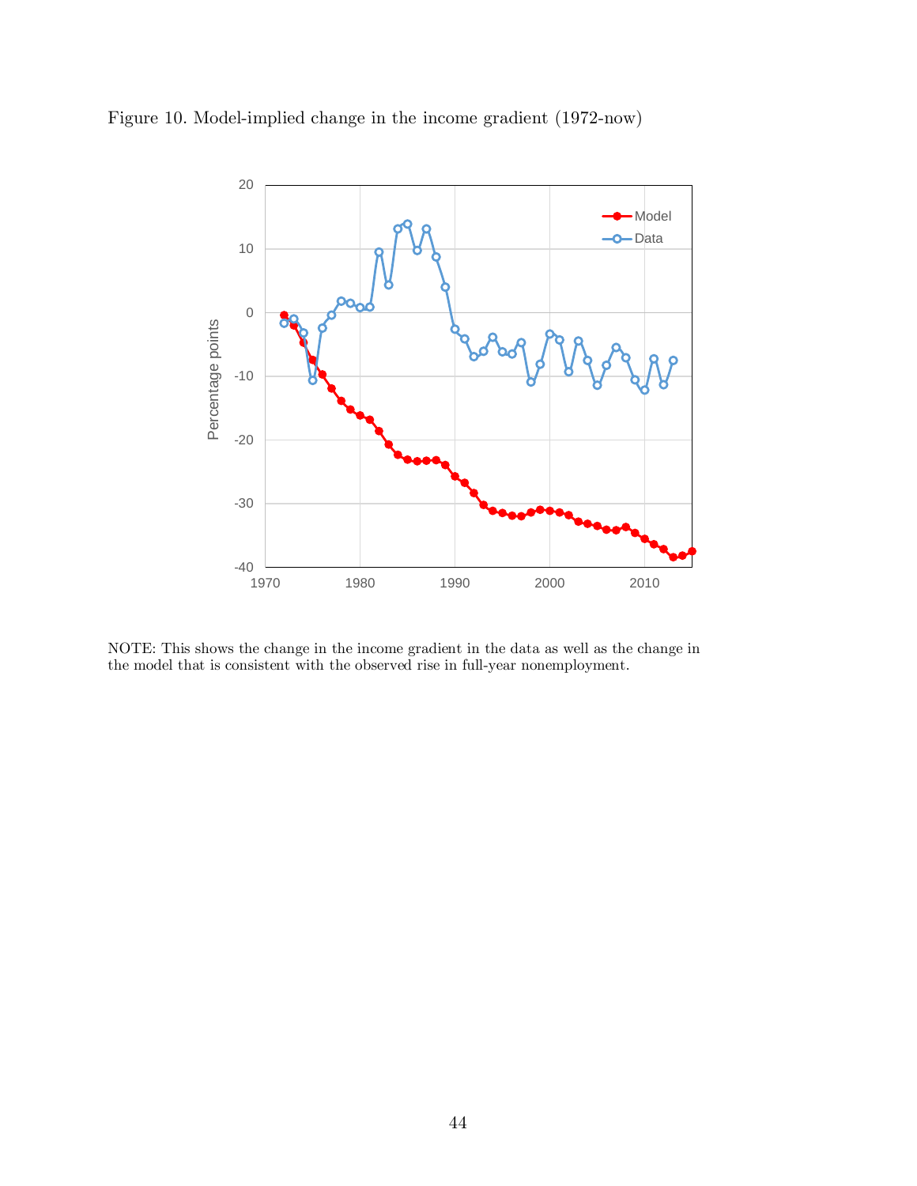Figure 10. Model-implied change in the income gradient (1972-now)

NOTE: This shows the change in the income gradient in the data as well as the change in the model that is consistent with the observed rise in full-year nonemployment.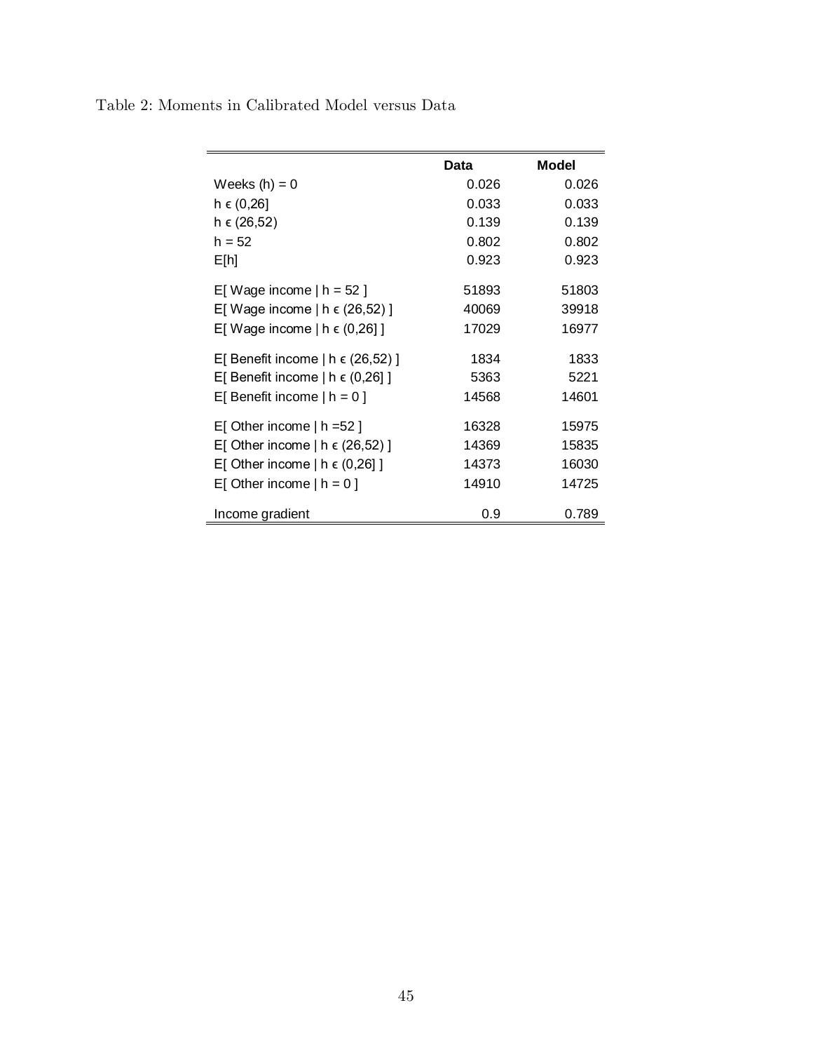Table 2: Moments in Calibrated Model versus Data

| | Data | Model |
|---|---|---|
| Weeks (h) = 0 | 0.026 | 0.026 |
| h ϵ (0,26] | 0.033 | 0.033 |
| h ϵ (26,52) | 0.139 | 0.139 |
| h = 52 | 0.802 | 0.802 |
| E[h] | 0.923 | 0.923 |
| E[ Wage income \| h = 52 ] | 51893 | 51803 |
| E[ Wage income \| h ϵ (26,52) ] | 40069 | 39918 |
| E[ Wage income \| h ϵ (0,26] ] | 17029 | 16977 |
| E[ Benefit income \| h ϵ (26,52) ] | 1834 | 1833 |
| E[ Benefit income \| h ϵ (0,26] ] | 5363 | 5221 |
| E[ Benefit income \| h = 0 ] | 14568 | 14601 |
| E[ Other income \| h =52 ] | 16328 | 15975 |
| E[ Other income \| h ϵ (26,52) ] | 14369 | 15835 |
| E[ Other income \| h ϵ (0,26] ] | 14373 | 16030 |
| E[ Other income \| h = 0 ] | 14910 | 14725 |
| Income gradient | 0.9 | 0.789 |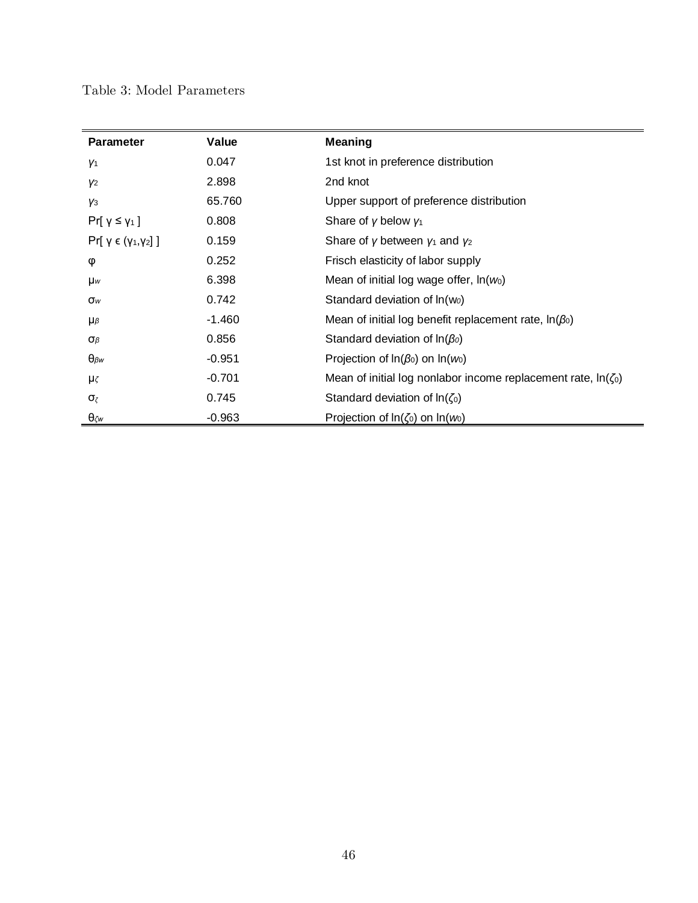Table 3: Model Parameters

| Parameter | Value | Meaning |
| --- | --- | --- |
| $\gamma_1$ | 0.047 | 1st knot in preference distribution |
| $\gamma_2$ | 2.898 | 2nd knot |
| $\gamma_3$ | 65.760 | Upper support of preference distribution |
| $\Pr[\gamma \leq \gamma_1]$ | 0.808 | Share of $\gamma$ below $\gamma_1$ |
| $\Pr[\gamma \in (\gamma_1, \gamma_2]]$ | 0.159 | Share of $\gamma$ between $\gamma_1$ and $\gamma_2$ |
| $\varphi$ | 0.252 | Frisch elasticity of labor supply |
| $\mu_w$ | 6.398 | Mean of initial log wage offer, $\ln(w_0)$ |
| $\sigma_w$ | 0.742 | Standard deviation of $\ln(w_0)$ |
| $\mu_\beta$ | -1.460 | Mean of initial log benefit replacement rate, $\ln(\beta_0)$ |
| $\sigma_\beta$ | 0.856 | Standard deviation of $\ln(\beta_0)$ |
| $\theta_{\beta w}$ | -0.951 | Projection of $\ln(\beta_0)$ on $\ln(w_0)$ |
| $\mu_\zeta$ | -0.701 | Mean of initial log nonlabor income replacement rate, $\ln(\zeta_0)$ |
| $\sigma_\zeta$ | 0.745 | Standard deviation of $\ln(\zeta_0)$ |
| $\theta_{\zeta w}$ | -0.963 | Projection of $\ln(\zeta_0)$ on $\ln(w_0)$ |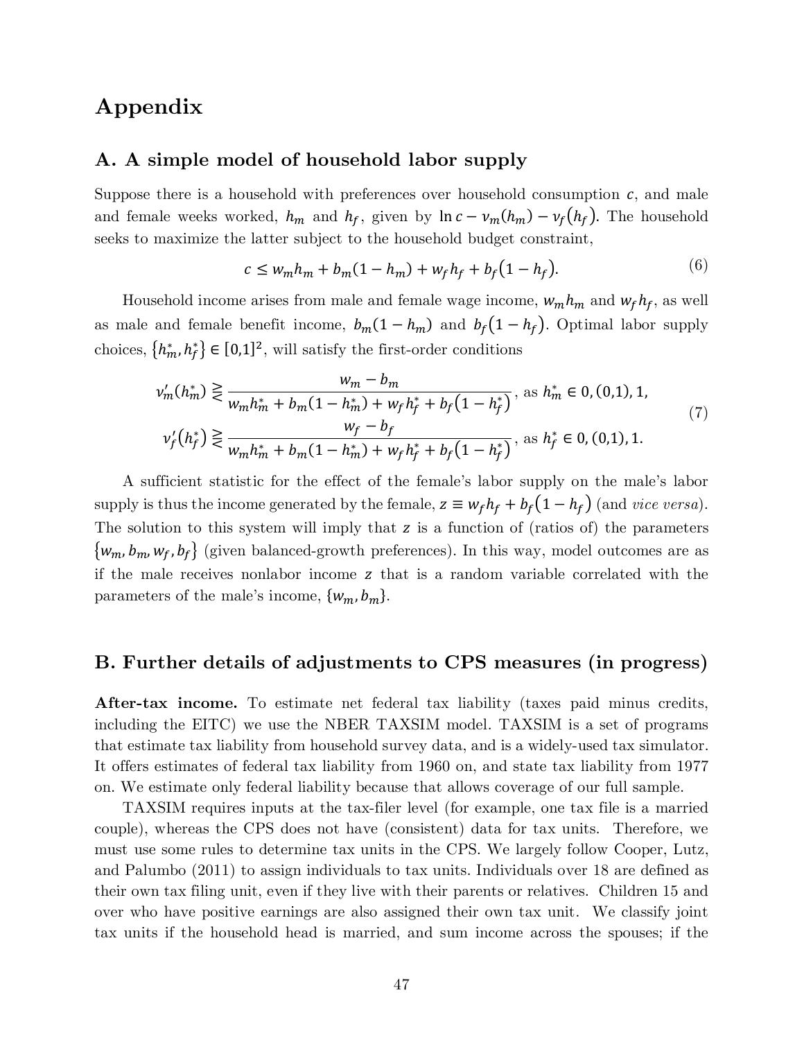# Appendix

## A. A simple model of household labor supply

Suppose there is a household with preferences over household consumption $c$, and male and female weeks worked, $h_m$ and $h_f$, given by $\ln c - \nu_m(h_m) - \nu_f(h_f)$. The household seeks to maximize the latter subject to the household budget constraint,

$$c \leq w_m h_m + b_m(1 - h_m) + w_f h_f + b_f(1 - h_f). \tag{6}$$

Household income arises from male and female wage income, $w_m h_m$ and $w_f h_f$, as well as male and female benefit income, $b_m(1 - h_m)$ and $b_f(1 - h_f)$. Optimal labor supply choices, $\{h_m^*, h_f^*\} \in [0,1]^2$, will satisfy the first-order conditions

$$\begin{aligned} \nu_m'(h_m^*) &\gtreqless \frac{w_m - b_m}{w_m h_m^* + b_m(1 - h_m^*) + w_f h_f^* + b_f(1 - h_f^*)}, \text{ as } h_m^* \in 0, (0,1), 1, \\ \nu_f'(h_f^*) &\gtreqless \frac{w_f - b_f}{w_m h_m^* + b_m(1 - h_m^*) + w_f h_f^* + b_f(1 - h_f^*)}, \text{ as } h_f^* \in 0, (0,1), 1. \end{aligned} \tag{7}$$

A sufficient statistic for the effect of the female's labor supply on the male's labor supply is thus the income generated by the female, $z \equiv w_f h_f + b_f(1 - h_f)$ (and *vice versa*). The solution to this system will imply that $z$ is a function of (ratios of) the parameters $\{w_m, b_m, w_f, b_f\}$ (given balanced-growth preferences). In this way, model outcomes are as if the male receives nonlabor income $z$ that is a random variable correlated with the parameters of the male's income, $\{w_m, b_m\}$.

## B. Further details of adjustments to CPS measures (in progress)

**After-tax income.** To estimate net federal tax liability (taxes paid minus credits, including the EITC) we use the NBER TAXSIM model. TAXSIM is a set of programs that estimate tax liability from household survey data, and is a widely-used tax simulator. It offers estimates of federal tax liability from 1960 on, and state tax liability from 1977 on. We estimate only federal liability because that allows coverage of our full sample.

TAXSIM requires inputs at the tax-filer level (for example, one tax file is a married couple), whereas the CPS does not have (consistent) data for tax units. Therefore, we must use some rules to determine tax units in the CPS. We largely follow Cooper, Lutz, and Palumbo (2011) to assign individuals to tax units. Individuals over 18 are defined as their own tax filing unit, even if they live with their parents or relatives. Children 15 and over who have positive earnings are also assigned their own tax unit. We classify joint tax units if the household head is married, and sum income across the spouses; if the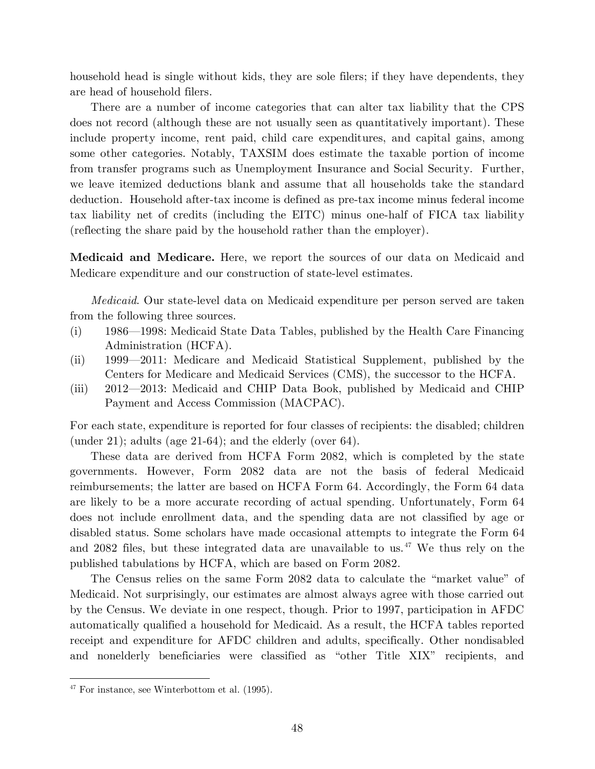household head is single without kids, they are sole filers; if they have dependents, they are head of household filers.

There are a number of income categories that can alter tax liability that the CPS does not record (although these are not usually seen as quantitatively important). These include property income, rent paid, child care expenditures, and capital gains, among some other categories. Notably, TAXSIM does estimate the taxable portion of income from transfer programs such as Unemployment Insurance and Social Security. Further, we leave itemized deductions blank and assume that all households take the standard deduction. Household after-tax income is defined as pre-tax income minus federal income tax liability net of credits (including the EITC) minus one-half of FICA tax liability (reflecting the share paid by the household rather than the employer).

**Medicaid and Medicare.** Here, we report the sources of our data on Medicaid and Medicare expenditure and our construction of state-level estimates.

*Medicaid*. Our state-level data on Medicaid expenditure per person served are taken from the following three sources.

(i) 1986—1998: Medicaid State Data Tables, published by the Health Care Financing Administration (HCFA).

(ii) 1999—2011: Medicare and Medicaid Statistical Supplement, published by the Centers for Medicare and Medicaid Services (CMS), the successor to the HCFA.

(iii) 2012—2013: Medicaid and CHIP Data Book, published by Medicaid and CHIP Payment and Access Commission (MACPAC).

For each state, expenditure is reported for four classes of recipients: the disabled; children (under 21); adults (age 21-64); and the elderly (over 64).

These data are derived from HCFA Form 2082, which is completed by the state governments. However, Form 2082 data are not the basis of federal Medicaid reimbursements; the latter are based on HCFA Form 64. Accordingly, the Form 64 data are likely to be a more accurate recording of actual spending. Unfortunately, Form 64 does not include enrollment data, and the spending data are not classified by age or disabled status. Some scholars have made occasional attempts to integrate the Form 64 and 2082 files, but these integrated data are unavailable to us.[47] We thus rely on the published tabulations by HCFA, which are based on Form 2082.

The Census relies on the same Form 2082 data to calculate the "market value" of Medicaid. Not surprisingly, our estimates are almost always agree with those carried out by the Census. We deviate in one respect, though. Prior to 1997, participation in AFDC automatically qualified a household for Medicaid. As a result, the HCFA tables reported receipt and expenditure for AFDC children and adults, specifically. Other nondisabled and nonelderly beneficiaries were classified as "other Title XIX" recipients, and

[47] For instance, see Winterbottom et al. (1995).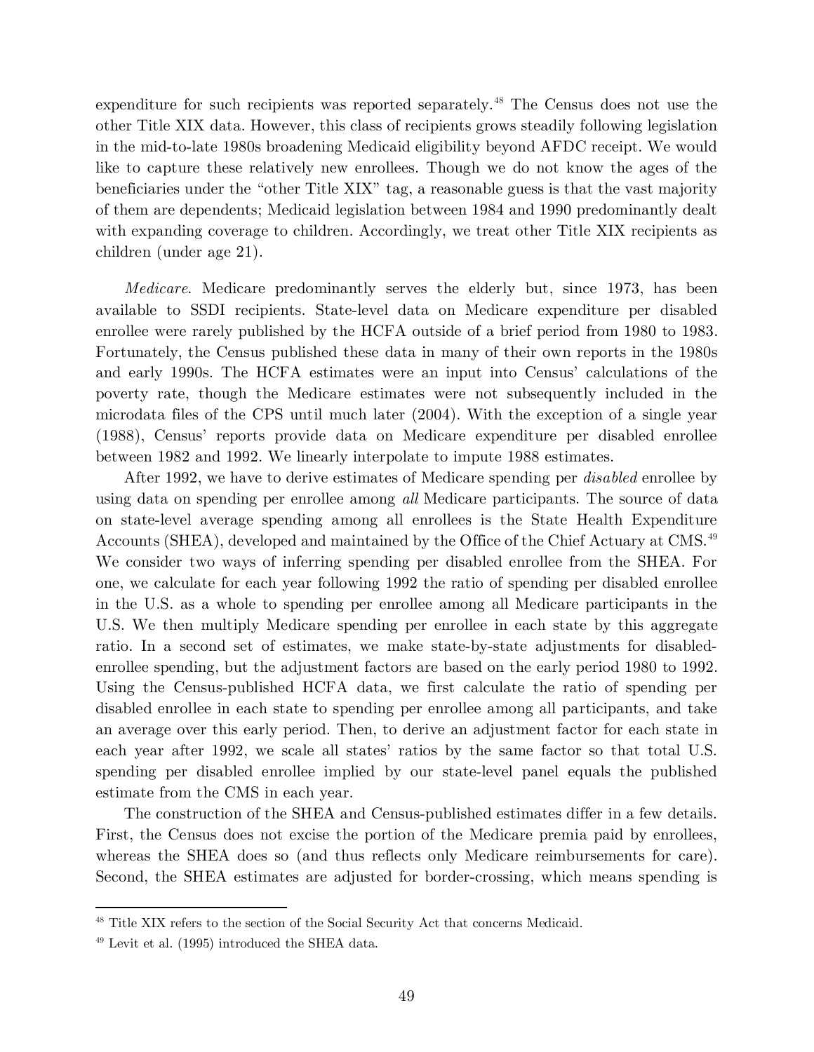expenditure for such recipients was reported separately.[48] The Census does not use the other Title XIX data. However, this class of recipients grows steadily following legislation in the mid-to-late 1980s broadening Medicaid eligibility beyond AFDC receipt. We would like to capture these relatively new enrollees. Though we do not know the ages of the beneficiaries under the "other Title XIX" tag, a reasonable guess is that the vast majority of them are dependents; Medicaid legislation between 1984 and 1990 predominantly dealt with expanding coverage to children. Accordingly, we treat other Title XIX recipients as children (under age 21).

*Medicare*. Medicare predominantly serves the elderly but, since 1973, has been available to SSDI recipients. State-level data on Medicare expenditure per disabled enrollee were rarely published by the HCFA outside of a brief period from 1980 to 1983. Fortunately, the Census published these data in many of their own reports in the 1980s and early 1990s. The HCFA estimates were an input into Census' calculations of the poverty rate, though the Medicare estimates were not subsequently included in the microdata files of the CPS until much later (2004). With the exception of a single year (1988), Census' reports provide data on Medicare expenditure per disabled enrollee between 1982 and 1992. We linearly interpolate to impute 1988 estimates.

After 1992, we have to derive estimates of Medicare spending per *disabled* enrollee by using data on spending per enrollee among *all* Medicare participants. The source of data on state-level average spending among all enrollees is the State Health Expenditure Accounts (SHEA), developed and maintained by the Office of the Chief Actuary at CMS.[49] We consider two ways of inferring spending per disabled enrollee from the SHEA. For one, we calculate for each year following 1992 the ratio of spending per disabled enrollee in the U.S. as a whole to spending per enrollee among all Medicare participants in the U.S. We then multiply Medicare spending per enrollee in each state by this aggregate ratio. In a second set of estimates, we make state-by-state adjustments for disabled-enrollee spending, but the adjustment factors are based on the early period 1980 to 1992. Using the Census-published HCFA data, we first calculate the ratio of spending per disabled enrollee in each state to spending per enrollee among all participants, and take an average over this early period. Then, to derive an adjustment factor for each state in each year after 1992, we scale all states' ratios by the same factor so that total U.S. spending per disabled enrollee implied by our state-level panel equals the published estimate from the CMS in each year.

The construction of the SHEA and Census-published estimates differ in a few details. First, the Census does not excise the portion of the Medicare premia paid by enrollees, whereas the SHEA does so (and thus reflects only Medicare reimbursements for care). Second, the SHEA estimates are adjusted for border-crossing, which means spending is

[48] Title XIX refers to the section of the Social Security Act that concerns Medicaid.

[49] Levit et al. (1995) introduced the SHEA data.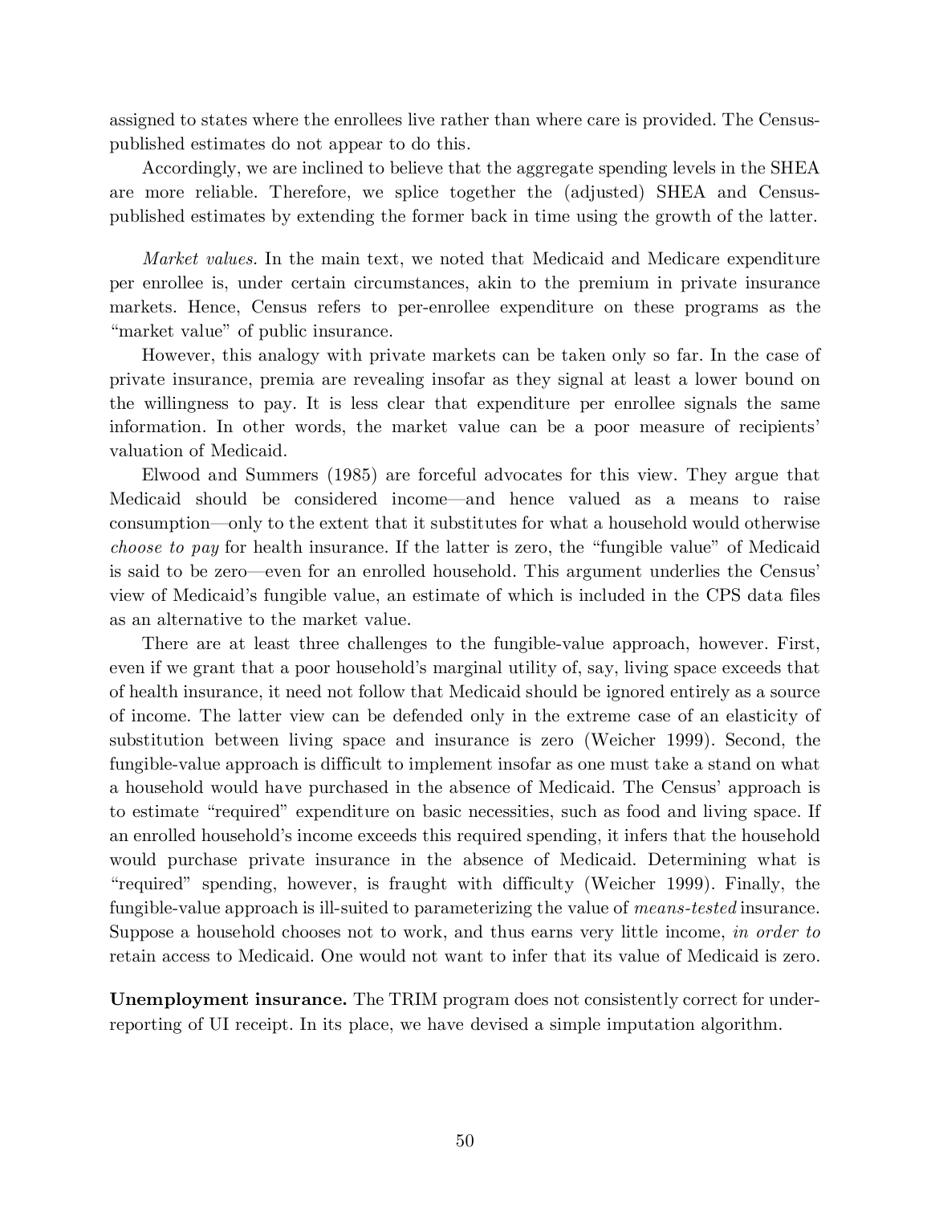assigned to states where the enrollees live rather than where care is provided. The Census-published estimates do not appear to do this.

Accordingly, we are inclined to believe that the aggregate spending levels in the SHEA are more reliable. Therefore, we splice together the (adjusted) SHEA and Census-published estimates by extending the former back in time using the growth of the latter.

*Market values.* In the main text, we noted that Medicaid and Medicare expenditure per enrollee is, under certain circumstances, akin to the premium in private insurance markets. Hence, Census refers to per-enrollee expenditure on these programs as the "market value" of public insurance.

However, this analogy with private markets can be taken only so far. In the case of private insurance, premia are revealing insofar as they signal at least a lower bound on the willingness to pay. It is less clear that expenditure per enrollee signals the same information. In other words, the market value can be a poor measure of recipients' valuation of Medicaid.

Elwood and Summers (1985) are forceful advocates for this view. They argue that Medicaid should be considered income—and hence valued as a means to raise consumption—only to the extent that it substitutes for what a household would otherwise *choose to pay* for health insurance. If the latter is zero, the "fungible value" of Medicaid is said to be zero—even for an enrolled household. This argument underlies the Census' view of Medicaid's fungible value, an estimate of which is included in the CPS data files as an alternative to the market value.

There are at least three challenges to the fungible-value approach, however. First, even if we grant that a poor household's marginal utility of, say, living space exceeds that of health insurance, it need not follow that Medicaid should be ignored entirely as a source of income. The latter view can be defended only in the extreme case of an elasticity of substitution between living space and insurance is zero (Weicher 1999). Second, the fungible-value approach is difficult to implement insofar as one must take a stand on what a household would have purchased in the absence of Medicaid. The Census' approach is to estimate "required" expenditure on basic necessities, such as food and living space. If an enrolled household's income exceeds this required spending, it infers that the household would purchase private insurance in the absence of Medicaid. Determining what is "required" spending, however, is fraught with difficulty (Weicher 1999). Finally, the fungible-value approach is ill-suited to parameterizing the value of *means-tested* insurance. Suppose a household chooses not to work, and thus earns very little income, *in order to* retain access to Medicaid. One would not want to infer that its value of Medicaid is zero.

**Unemployment insurance.** The TRIM program does not consistently correct for under-reporting of UI receipt. In its place, we have devised a simple imputation algorithm.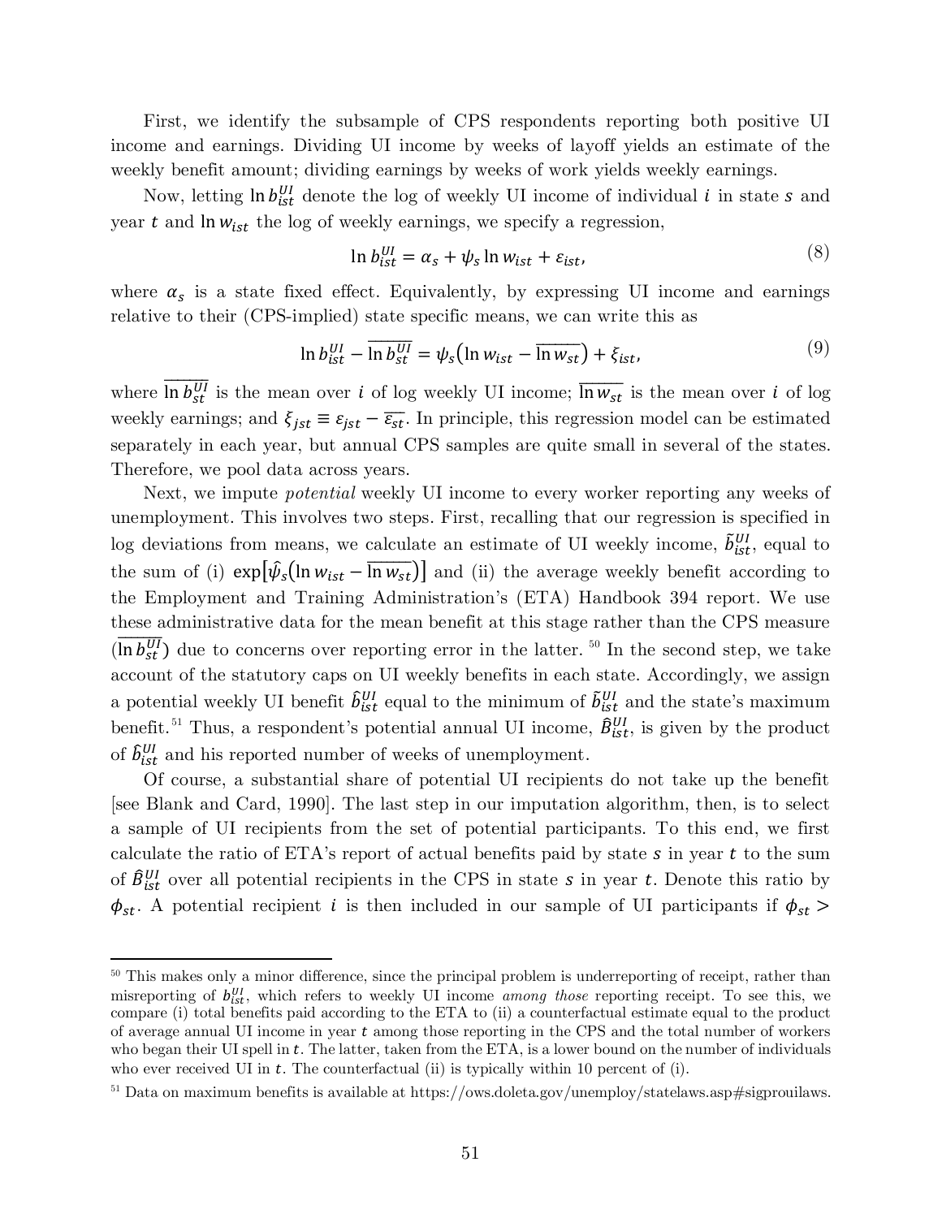First, we identify the subsample of CPS respondents reporting both positive UI income and earnings. Dividing UI income by weeks of layoff yields an estimate of the weekly benefit amount; dividing earnings by weeks of work yields weekly earnings.

Now, letting $\ln b_{ist}^{UI}$ denote the log of weekly UI income of individual $i$ in state $s$ and year $t$ and $\ln w_{ist}$ the log of weekly earnings, we specify a regression,

$$\ln b_{ist}^{UI} = \alpha_s + \psi_s \ln w_{ist} + \varepsilon_{ist}, \tag{8}$$

where $\alpha_s$ is a state fixed effect. Equivalently, by expressing UI income and earnings relative to their (CPS-implied) state specific means, we can write this as

$$\ln b_{ist}^{UI} - \overline{\ln b_{st}^{UI}} = \psi_s\left(\ln w_{ist} - \overline{\ln w_{st}}\right) + \xi_{ist}, \tag{9}$$

where $\overline{\ln b_{st}^{UI}}$ is the mean over $i$ of log weekly UI income; $\overline{\ln w_{st}}$ is the mean over $i$ of log weekly earnings; and $\xi_{jst} \equiv \varepsilon_{jst} - \overline{\varepsilon_{st}}$. In principle, this regression model can be estimated separately in each year, but annual CPS samples are quite small in several of the states. Therefore, we pool data across years.

Next, we impute *potential* weekly UI income to every worker reporting any weeks of unemployment. This involves two steps. First, recalling that our regression is specified in log deviations from means, we calculate an estimate of UI weekly income, $\tilde{b}_{ist}^{UI}$, equal to the sum of (i) $\exp\left[\hat{\psi}_s\left(\ln w_{ist} - \overline{\ln w_{st}}\right)\right]$ and (ii) the average weekly benefit according to the Employment and Training Administration's (ETA) Handbook 394 report. We use these administrative data for the mean benefit at this stage rather than the CPS measure ($\overline{\ln b_{st}^{UI}}$) due to concerns over reporting error in the latter.[50] In the second step, we take account of the statutory caps on UI weekly benefits in each state. Accordingly, we assign a potential weekly UI benefit $\hat{b}_{ist}^{UI}$ equal to the minimum of $\tilde{b}_{ist}^{UI}$ and the state's maximum benefit.[51] Thus, a respondent's potential annual UI income, $\hat{B}_{ist}^{UI}$, is given by the product of $\hat{b}_{ist}^{UI}$ and his reported number of weeks of unemployment.

Of course, a substantial share of potential UI recipients do not take up the benefit [see Blank and Card, 1990]. The last step in our imputation algorithm, then, is to select a sample of UI recipients from the set of potential participants. To this end, we first calculate the ratio of ETA's report of actual benefits paid by state $s$ in year $t$ to the sum of $\hat{B}_{ist}^{UI}$ over all potential recipients in the CPS in state $s$ in year $t$. Denote this ratio by $\phi_{st}$. A potential recipient $i$ is then included in our sample of UI participants if $\phi_{st} >$

---

[50] This makes only a minor difference, since the principal problem is underreporting of receipt, rather than misreporting of $b_{ist}^{UI}$, which refers to weekly UI income *among those* reporting receipt. To see this, we compare (i) total benefits paid according to the ETA to (ii) a counterfactual estimate equal to the product of average annual UI income in year $t$ among those reporting in the CPS and the total number of workers who began their UI spell in $t$. The latter, taken from the ETA, is a lower bound on the number of individuals who ever received UI in $t$. The counterfactual (ii) is typically within 10 percent of (i).

[51] Data on maximum benefits is available at https://ows.doleta.gov/unemploy/statelaws.asp#sigprouilaws.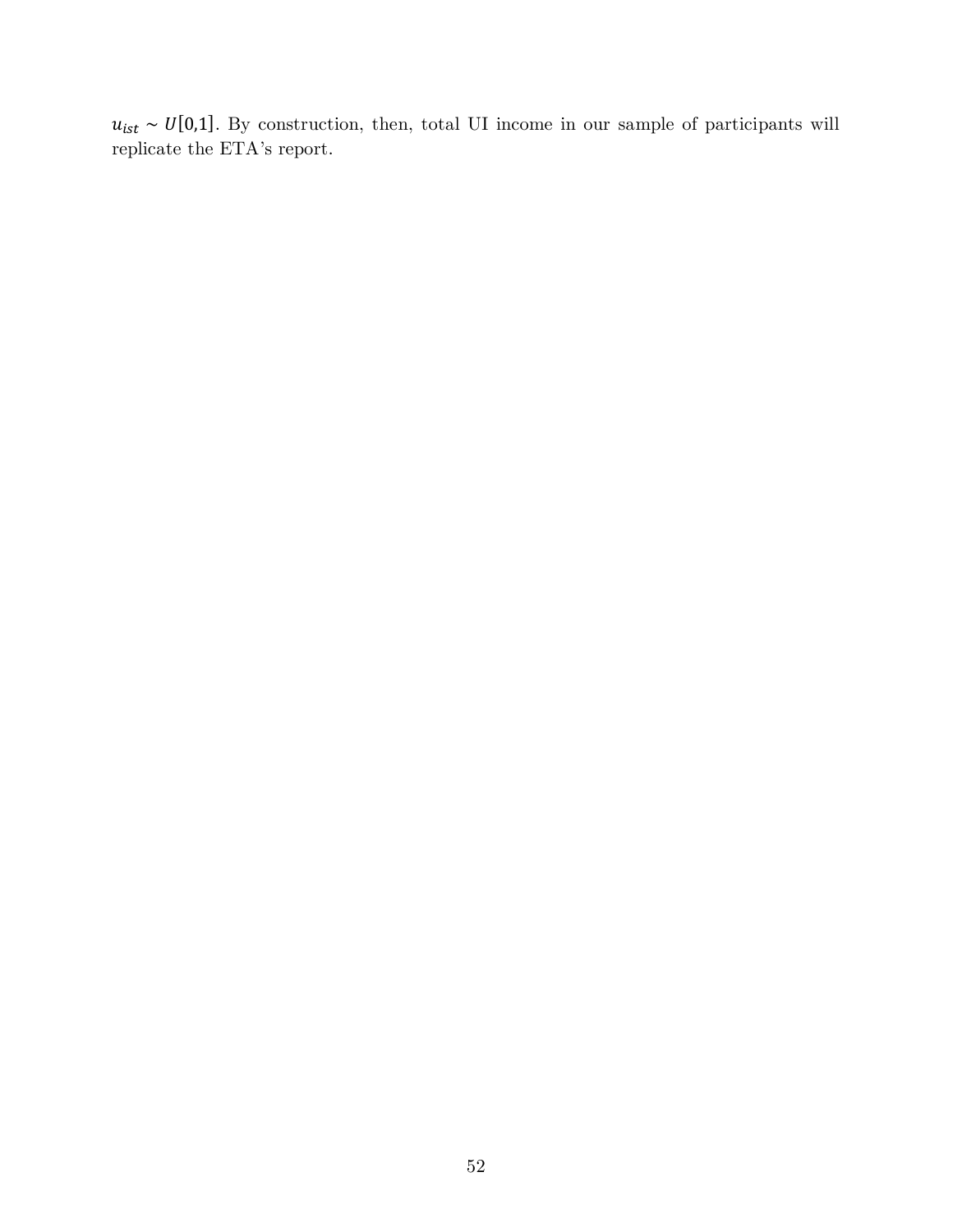$u_{ist} \sim U[0,1]$. By construction, then, total UI income in our sample of participants will replicate the ETA's report.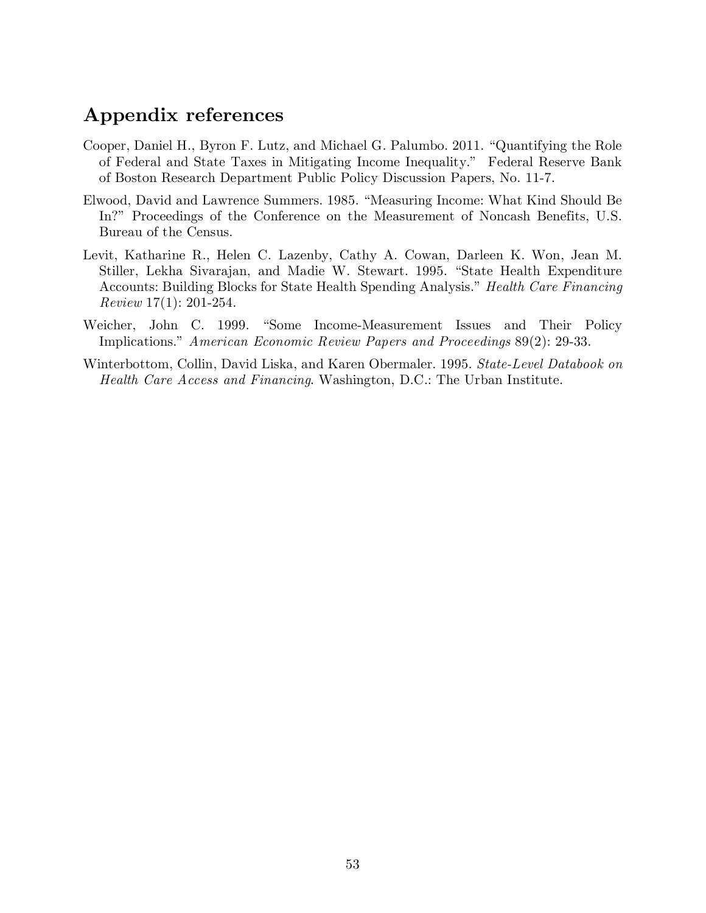## Appendix references

Cooper, Daniel H., Byron F. Lutz, and Michael G. Palumbo. 2011. "Quantifying the Role of Federal and State Taxes in Mitigating Income Inequality." Federal Reserve Bank of Boston Research Department Public Policy Discussion Papers, No. 11-7.

Elwood, David and Lawrence Summers. 1985. "Measuring Income: What Kind Should Be In?" Proceedings of the Conference on the Measurement of Noncash Benefits, U.S. Bureau of the Census.

Levit, Katharine R., Helen C. Lazenby, Cathy A. Cowan, Darleen K. Won, Jean M. Stiller, Lekha Sivarajan, and Madie W. Stewart. 1995. "State Health Expenditure Accounts: Building Blocks for State Health Spending Analysis." *Health Care Financing Review* 17(1): 201-254.

Weicher, John C. 1999. "Some Income-Measurement Issues and Their Policy Implications." *American Economic Review Papers and Proceedings* 89(2): 29-33.

Winterbottom, Collin, David Liska, and Karen Obermaler. 1995. *State-Level Databook on Health Care Access and Financing*. Washington, D.C.: The Urban Institute.